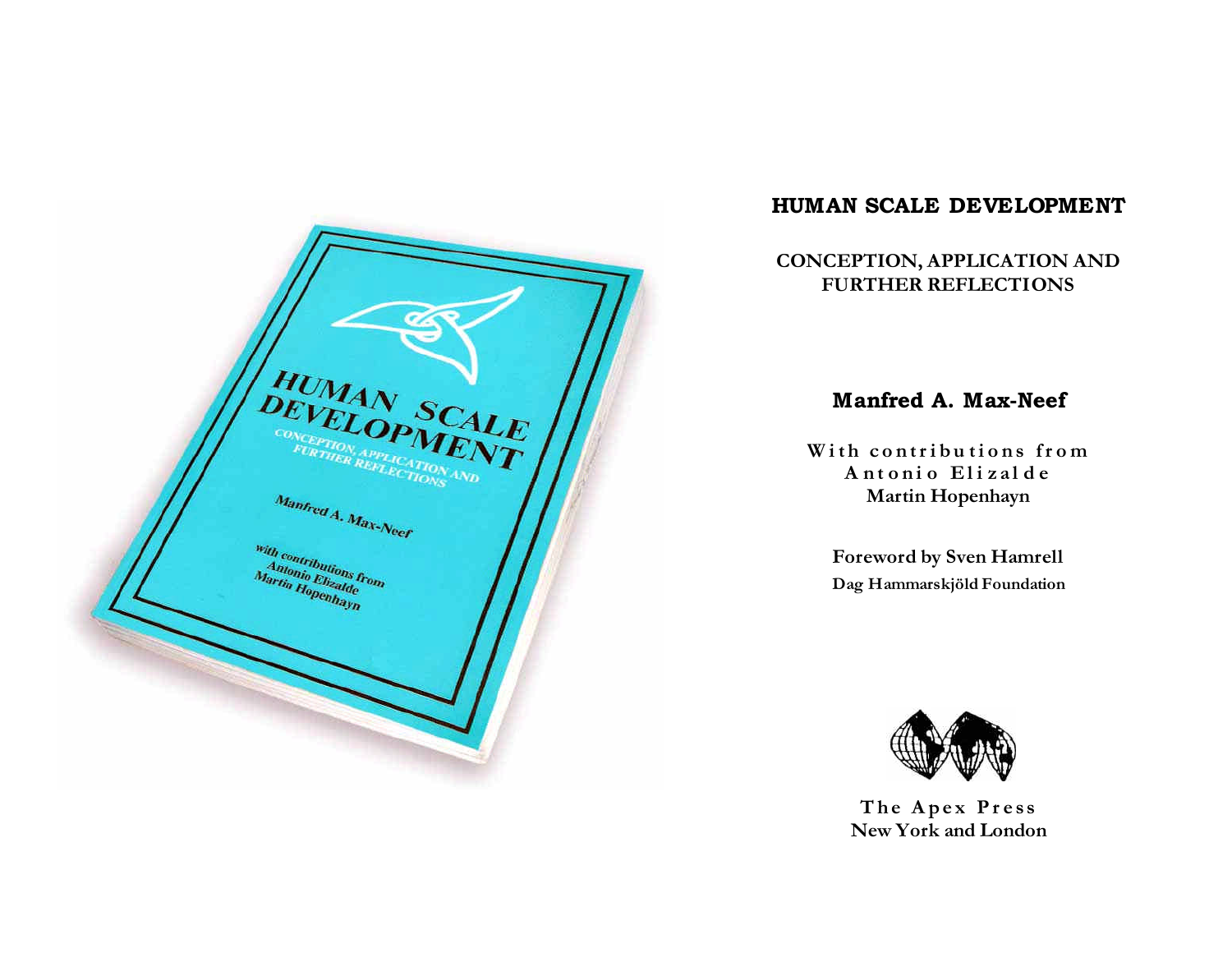# HUMAN SCALE DEVELOPMENT

## CONCEPTION, APPLICATION AND FURTHER REFLECTIONS

### Manfred A. Max-Neef

With contributions from
Antonio Elizalde
Martin Hopenhayn

Foreword by Sven Hamrell
Dag Hammarskjöld Foundation

The Apex Press
New York and London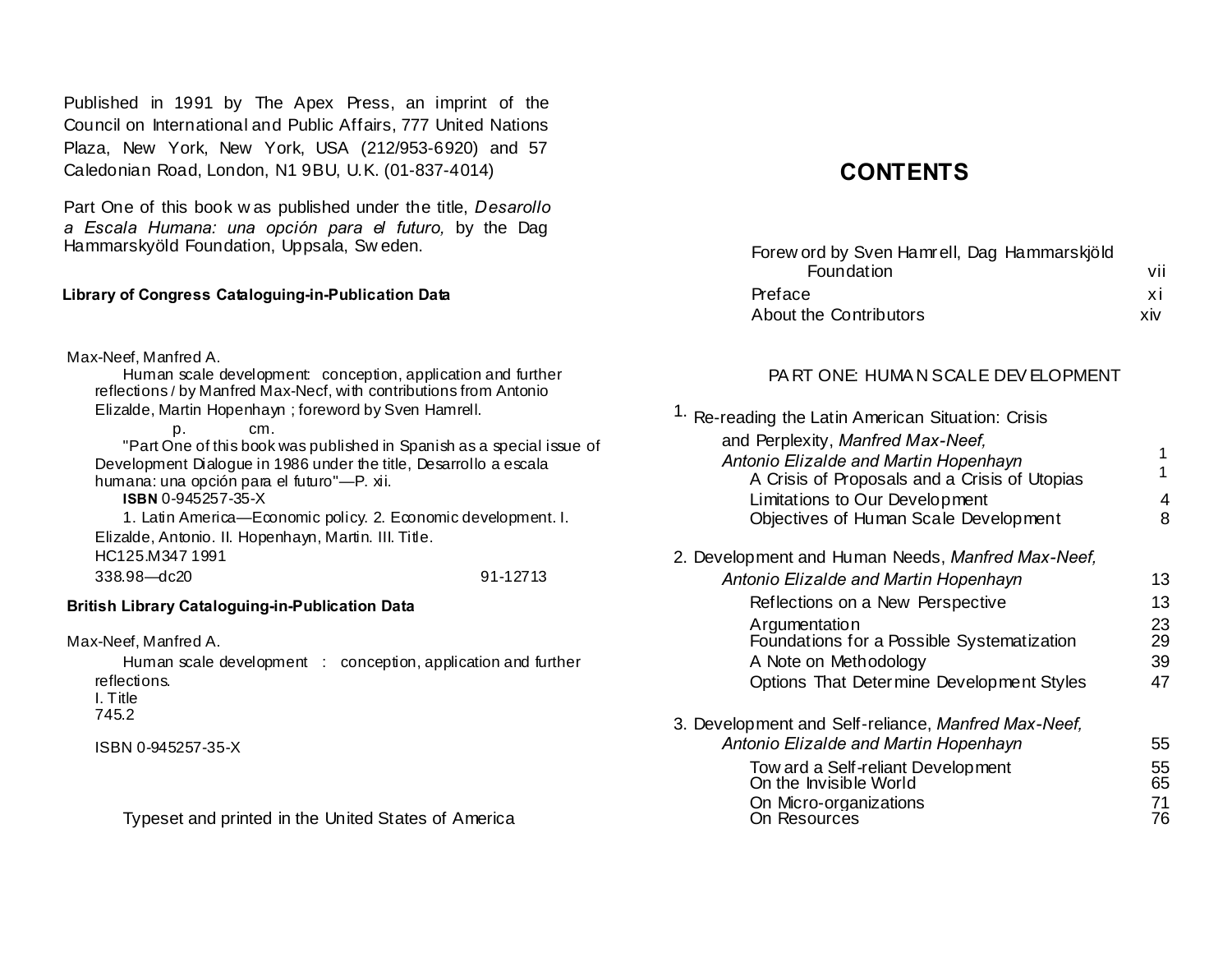Published in 1991 by The Apex Press, an imprint of the Council on International and Public Affairs, 777 United Nations Plaza, New York, New York, USA (212/953-6920) and 57 Caledonian Road, London, N1 9BU, U.K. (01-837-4014)

Part One of this book was published under the title, *Desarollo a Escala Humana: una opción para el futuro,* by the Dag Hammarskyöld Foundation, Uppsala, Sweden.

**Library of Congress Cataloguing-in-Publication Data**

Max-Neef, Manfred A.
Human scale development: conception, application and further reflections / by Manfred Max-Necf, with contributions from Antonio Elizalde, Martin Hopenhayn ; foreword by Sven Hamrell.
p. cm.
"Part One of this book was published in Spanish as a special issue of Development Dialogue in 1986 under the title, Desarrollo a escala humana: una opción para el futuro"—P. xii.
**ISBN** 0-945257-35-X
1. Latin America—Economic policy. 2. Economic development. I. Elizalde, Antonio. II. Hopenhayn, Martin. III. Title.
HC125.M347 1991
338.98—dc20 91-12713

**British Library Cataloguing-in-Publication Data**

Max-Neef, Manfred A.
Human scale development : conception, application and further reflections.
I. Title
745.2

ISBN 0-945257-35-X

Typeset and printed in the United States of America

# CONTENTS

| | |
|---|---|
| Foreword by Sven Hamrell, Dag Hammarskjöld Foundation | vii |
| Preface | xi |
| About the Contributors | xiv |

## PART ONE: HUMAN SCALE DEVELOPMENT

| | |
|---|---|
| 1. Re-reading the Latin American Situation: Crisis and Perplexity, *Manfred Max-Neef, Antonio Elizalde and Martin Hopenhayn* | 1 |
| A Crisis of Proposals and a Crisis of Utopias | 1 |
| Limitations to Our Development | 4 |
| Objectives of Human Scale Development | 8 |
| 2. Development and Human Needs, *Manfred Max-Neef, Antonio Elizalde and Martin Hopenhayn* | 13 |
| Reflections on a New Perspective | 13 |
| Argumentation | 23 |
| Foundations for a Possible Systematization | 29 |
| A Note on Methodology | 39 |
| Options That Determine Development Styles | 47 |
| 3. Development and Self-reliance, *Manfred Max-Neef, Antonio Elizalde and Martin Hopenhayn* | 55 |
| Toward a Self-reliant Development | 55 |
| On the Invisible World | 65 |
| On Micro-organizations | 71 |
| On Resources | 76 |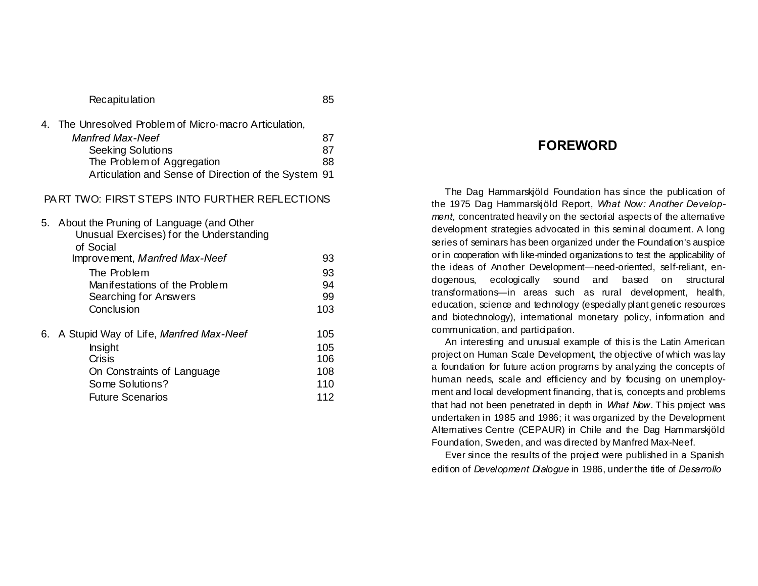| | |
|---|---|
| Recapitulation | 85 |
| 4. The Unresolved Problem of Micro-macro Articulation, *Manfred Max-Neef* | 87 |
| Seeking Solutions | 87 |
| The Problem of Aggregation | 88 |
| Articulation and Sense of Direction of the System | 91 |
| **PART TWO: FIRST STEPS INTO FURTHER REFLECTIONS** | |
| 5. About the Pruning of Language (and Other Unusual Exercises) for the Understanding of Social Improvement, *Manfred Max-Neef* | 93 |
| The Problem | 93 |
| Manifestations of the Problem | 94 |
| Searching for Answers | 99 |
| Conclusion | 103 |
| 6. A Stupid Way of Life, *Manfred Max-Neef* | 105 |
| Insight | 105 |
| Crisis | 106 |
| On Constraints of Language | 108 |
| Some Solutions? | 110 |
| Future Scenarios | 112 |

## FOREWORD

The Dag Hammarskjöld Foundation has since the publication of the 1975 Dag Hammarskjöld Report, *What Now: Another Development,* concentrated heavily on the sectorial aspects of the alternative development strategies advocated in this seminal document. A long series of seminars has been organized under the Foundation's auspice or in cooperation with like-minded organizations to test the applicability of the ideas of Another Development—need-oriented, self-reliant, endogenous, ecologically sound and based on structural transformations—in areas such as rural development, health, education, science and technology (especially plant genetic resources and biotechnology), international monetary policy, information and communication, and participation.

An interesting and unusual example of this is the Latin American project on Human Scale Development, the objective of which was lay a foundation for future action programs by analyzing the concepts of human needs, scale and efficiency and by focusing on unemployment and local development financing, that is, concepts and problems that had not been penetrated in depth in *What Now*. This project was undertaken in 1985 and 1986; it was organized by the Development Alternatives Centre (CEPAUR) in Chile and the Dag Hammarskjöld Foundation, Sweden, and was directed by Manfred Max-Neef.

Ever since the results of the project were published in a Spanish edition of *Development Dialogue* in 1986, under the title of *Desarrollo*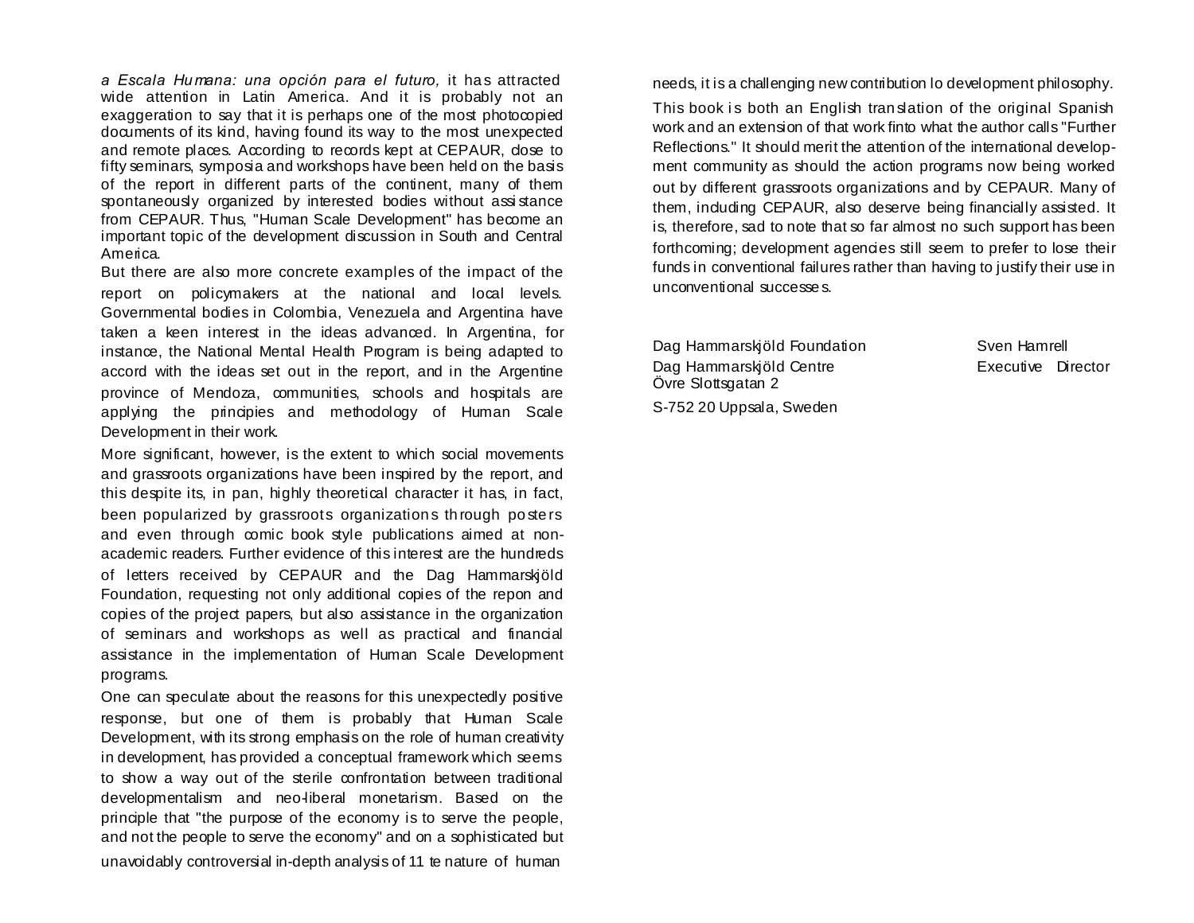*a Escala Humana: una opción para el futuro,* it has attracted wide attention in Latin America. And it is probably not an exaggeration to say that it is perhaps one of the most photocopied documents of its kind, having found its way to the most unexpected and remote places. According to records kept at CEPAUR, close to fifty seminars, symposia and workshops have been held on the basis of the report in different parts of the continent, many of them spontaneously organized by interested bodies without assistance from CEPAUR. Thus, "Human Scale Development" has become an important topic of the development discussion in South and Central America.

But there are also more concrete examples of the impact of the report on policymakers at the national and local levels. Governmental bodies in Colombia, Venezuela and Argentina have taken a keen interest in the ideas advanced. In Argentina, for instance, the National Mental Health Program is being adapted to accord with the ideas set out in the report, and in the Argentine province of Mendoza, communities, schools and hospitals are applying the principies and methodology of Human Scale Development in their work.

More significant, however, is the extent to which social movements and grassroots organizations have been inspired by the report, and this despite its, in pan, highly theoretical character it has, in fact, been popularized by grassroots organizations through posters and even through comic book style publications aimed at non-academic readers. Further evidence of this interest are the hundreds of letters received by CEPAUR and the Dag Hammarskjöld Foundation, requesting not only additional copies of the repon and copies of the project papers, but also assistance in the organization of seminars and workshops as well as practical and financial assistance in the implementation of Human Scale Development programs.

One can speculate about the reasons for this unexpectedly positive response, but one of them is probably that Human Scale Development, with its strong emphasis on the role of human creativity in development, has provided a conceptual framework which seems to show a way out of the sterile confrontation between traditional developmentalism and neo-liberal monetarism. Based on the principle that "the purpose of the economy is to serve the people, and not the people to serve the economy" and on a sophisticated but unavoidably controversial in-depth analysis of 11 te nature of human needs, it is a challenging new contribution lo development philosophy.

This book is both an English translation of the original Spanish work and an extension of that work finto what the author calls "Further Reflections." It should merit the attention of the international development community as should the action programs now being worked out by different grassroots organizations and by CEPAUR. Many of them, including CEPAUR, also deserve being financially assisted. It is, therefore, sad to note that so far almost no such support has been forthcoming; development agencies still seem to prefer to lose their funds in conventional failures rather than having to justify their use in unconventional successes.

Dag Hammarskjöld Foundation
Dag Hammarskjöld Centre
Övre Slottsgatan 2
S-752 20 Uppsala, Sweden

Sven Hamrell
Executive Director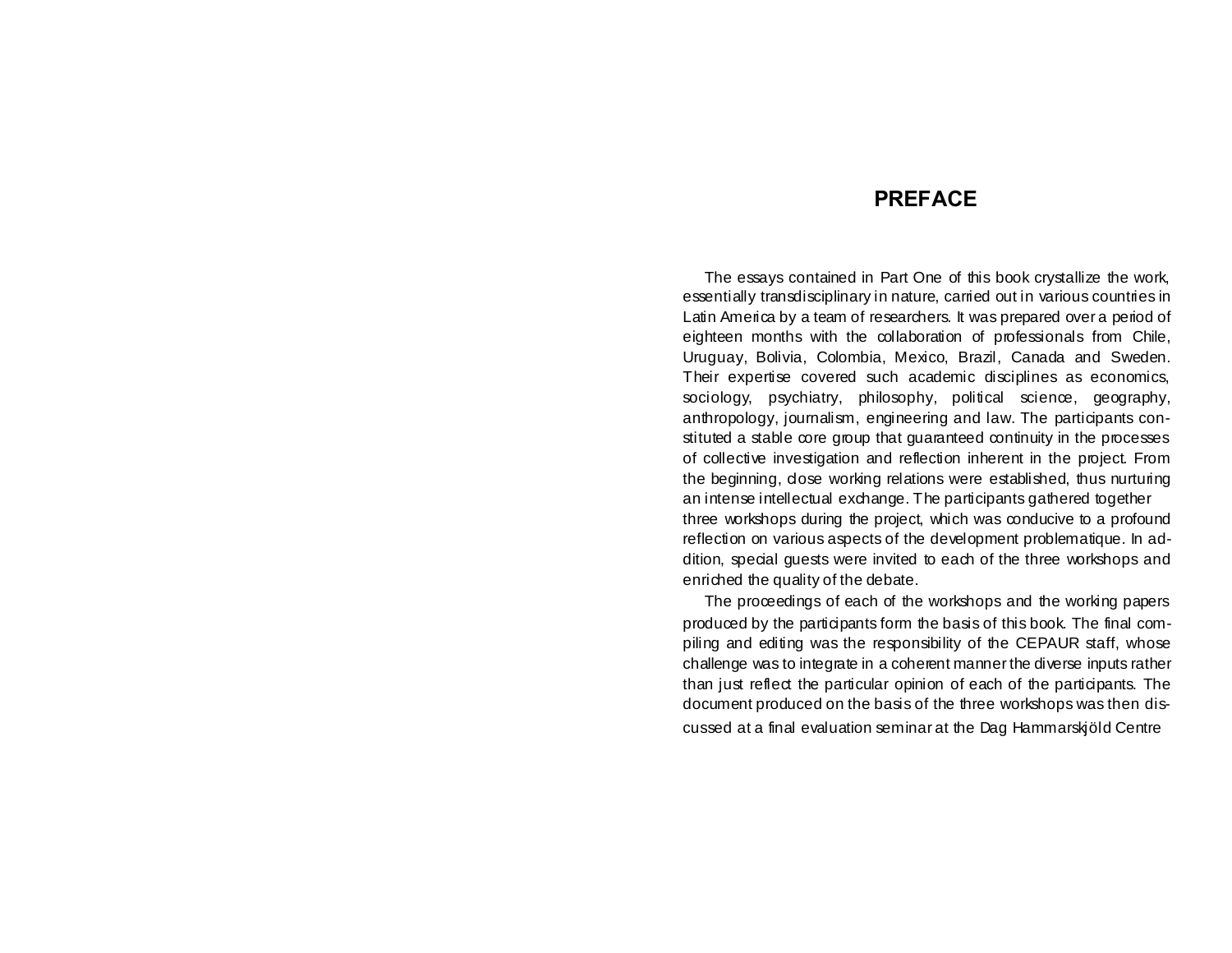# PREFACE

The essays contained in Part One of this book crystallize the work, essentially transdisciplinary in nature, carried out in various countries in Latin America by a team of researchers. It was prepared over a period of eighteen months with the collaboration of professionals from Chile, Uruguay, Bolivia, Colombia, Mexico, Brazil, Canada and Sweden. Their expertise covered such academic disciplines as economics, sociology, psychiatry, philosophy, political science, geography, anthropology, journalism, engineering and law. The participants constituted a stable core group that guaranteed continuity in the processes of collective investigation and reflection inherent in the project. From the beginning, close working relations were established, thus nurturing an intense intellectual exchange. The participants gathered together three workshops during the project, which was conducive to a profound reflection on various aspects of the development problematique. In addition, special guests were invited to each of the three workshops and enriched the quality of the debate.

The proceedings of each of the workshops and the working papers produced by the participants form the basis of this book. The final compiling and editing was the responsibility of the CEPAUR staff, whose challenge was to integrate in a coherent manner the diverse inputs rather than just reflect the particular opinion of each of the participants. The document produced on the basis of the three workshops was then discussed at a final evaluation seminar at the Dag Hammarskjöld Centre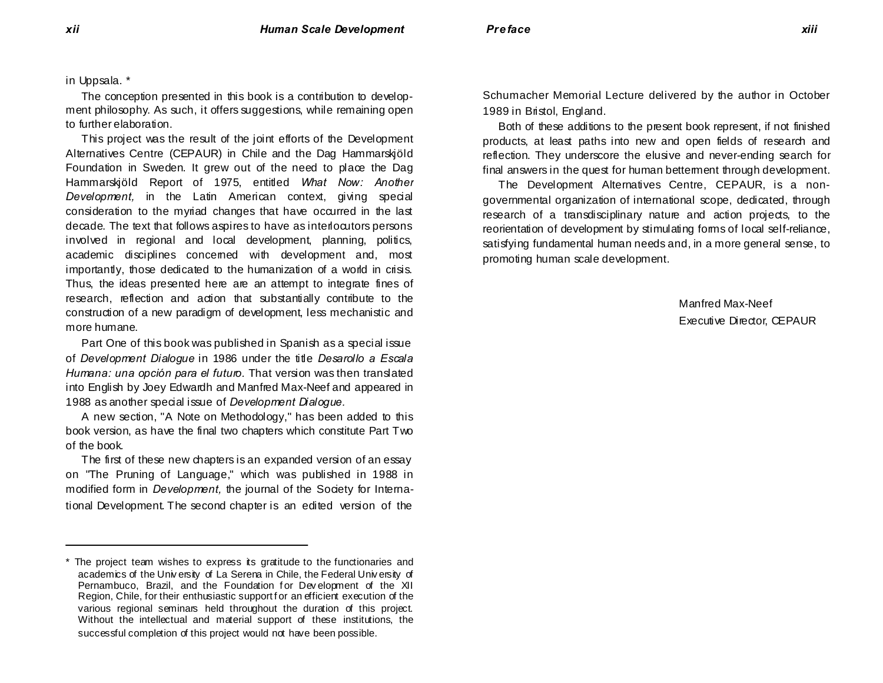in Uppsala. *

The conception presented in this book is a contribution to development philosophy. As such, it offers suggestions, while remaining open to further elaboration.

This project was the result of the joint efforts of the Development Alternatives Centre (CEPAUR) in Chile and the Dag Hammarskjöld Foundation in Sweden. It grew out of the need to place the Dag Hammarskjöld Report of 1975, entitled *What Now: Another Development,* in the Latin American context, giving special consideration to the myriad changes that have occurred in the last decade. The text that follows aspires to have as interlocutors persons involved in regional and local development, planning, politics, academic disciplines concerned with development and, most importantly, those dedicated to the humanization of a world in crisis. Thus, the ideas presented here are an attempt to integrate fines of research, reflection and action that substantially contribute to the construction of a new paradigm of development, less mechanistic and more humane.

Part One of this book was published in Spanish as a special issue of *Development Dialogue* in 1986 under the title *Desarollo a Escala Humana: una opción para el futuro*. That version was then translated into English by Joey Edwardh and Manfred Max-Neef and appeared in 1988 as another special issue of *Development Dialogue.*

A new section, "A Note on Methodology," has been added to this book version, as have the final two chapters which constitute Part Two of the book.

The first of these new chapters is an expanded version of an essay on "The Pruning of Language," which was published in 1988 in modified form in *Development,* the journal of the Society for International Development. The second chapter is an edited version of the Schumacher Memorial Lecture delivered by the author in October 1989 in Bristol, England.

Both of these additions to the present book represent, if not finished products, at least paths into new and open fields of research and reflection. They underscore the elusive and never-ending search for final answers in the quest for human betterment through development.

The Development Alternatives Centre, CEPAUR, is a non-governmental organization of international scope, dedicated, through research of a transdisciplinary nature and action projects, to the reorientation of development by stimulating forms of local self-reliance, satisfying fundamental human needs and, in a more general sense, to promoting human scale development.

Manfred Max-Neef
Executive Director, CEPAUR

---

* The project team wishes to express its gratitude to the functionaries and academics of the University of La Serena in Chile, the Federal University of Pernambuco, Brazil, and the Foundation for Development of the XII Region, Chile, for their enthusiastic support for an efficient execution of the various regional seminars held throughout the duration of this project. Without the intellectual and material support of these institutions, the successful completion of this project would not have been possible.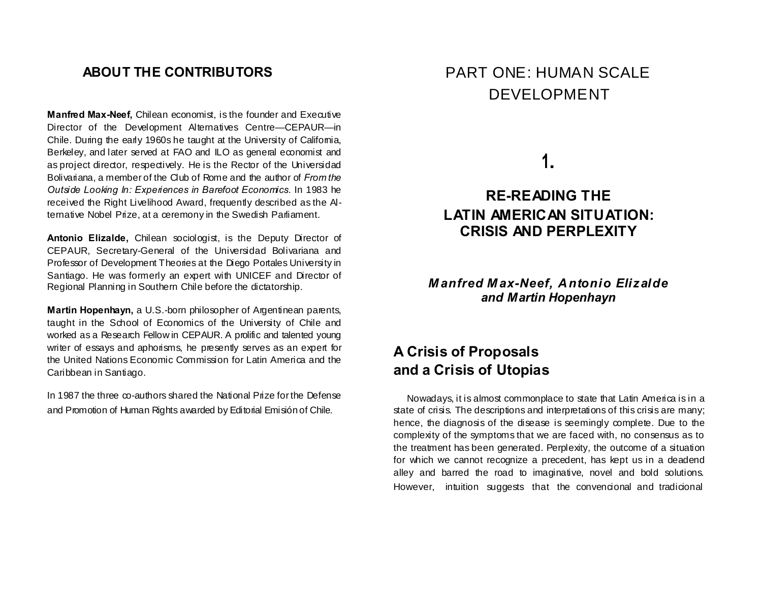## ABOUT THE CONTRIBUTORS

**Manfred Max-Neef,** Chilean economist, is the founder and Executive Director of the Development Alternatives Centre—CEPAUR—in Chile. During the early 1960s he taught at the University of California, Berkeley, and later served at FAO and ILO as general economist and as project director, respectively. He is the Rector of the Universidad Bolivariana, a member of the Club of Rome and the author of *From the Outside Looking In: Experiences in Barefoot Economics.* In 1983 he received the Right Livelihood Award, frequently described as the Alternative Nobel Prize, at a ceremony in the Swedish Parliament.

**Antonio Elizalde,** Chilean sociologist, is the Deputy Director of CEPAUR, Secretary-General of the Universidad Bolivariana and Professor of Development Theories at the Diego Portales University in Santiago. He was formerly an expert with UNICEF and Director of Regional Planning in Southern Chile before the dictatorship.

**Martin Hopenhayn,** a U.S.-born philosopher of Argentinean parents, taught in the School of Economics of the University of Chile and worked as a Research Fellow in CEPAUR. A prolific and talented young writer of essays and aphorisms, he presently serves as an expert for the United Nations Economic Commission for Latin America and the Caribbean in Santiago.

In 1987 the three co-authors shared the National Prize for the Defense and Promotion of Human Rights awarded by Editorial Emisión of Chile.

# PART ONE: HUMAN SCALE DEVELOPMENT

## 1.

## RE-READING THE LATIN AMERICAN SITUATION: CRISIS AND PERPLEXITY

***Manfred Max-Neef, Antonio Elizalde and Martin Hopenhayn***

### A Crisis of Proposals and a Crisis of Utopias

Nowadays, it is almost commonplace to state that Latin America is in a state of crisis. The descriptions and interpretations of this crisis are many; hence, the diagnosis of the disease is seemingly complete. Due to the complexity of the symptoms that we are faced with, no consensus as to the treatment has been generated. Perplexity, the outcome of a situation for which we cannot recognize a precedent, has kept us in a deadend alley and barred the road to imaginative, novel and bold solutions. However, intuition suggests that the convencional and tradicional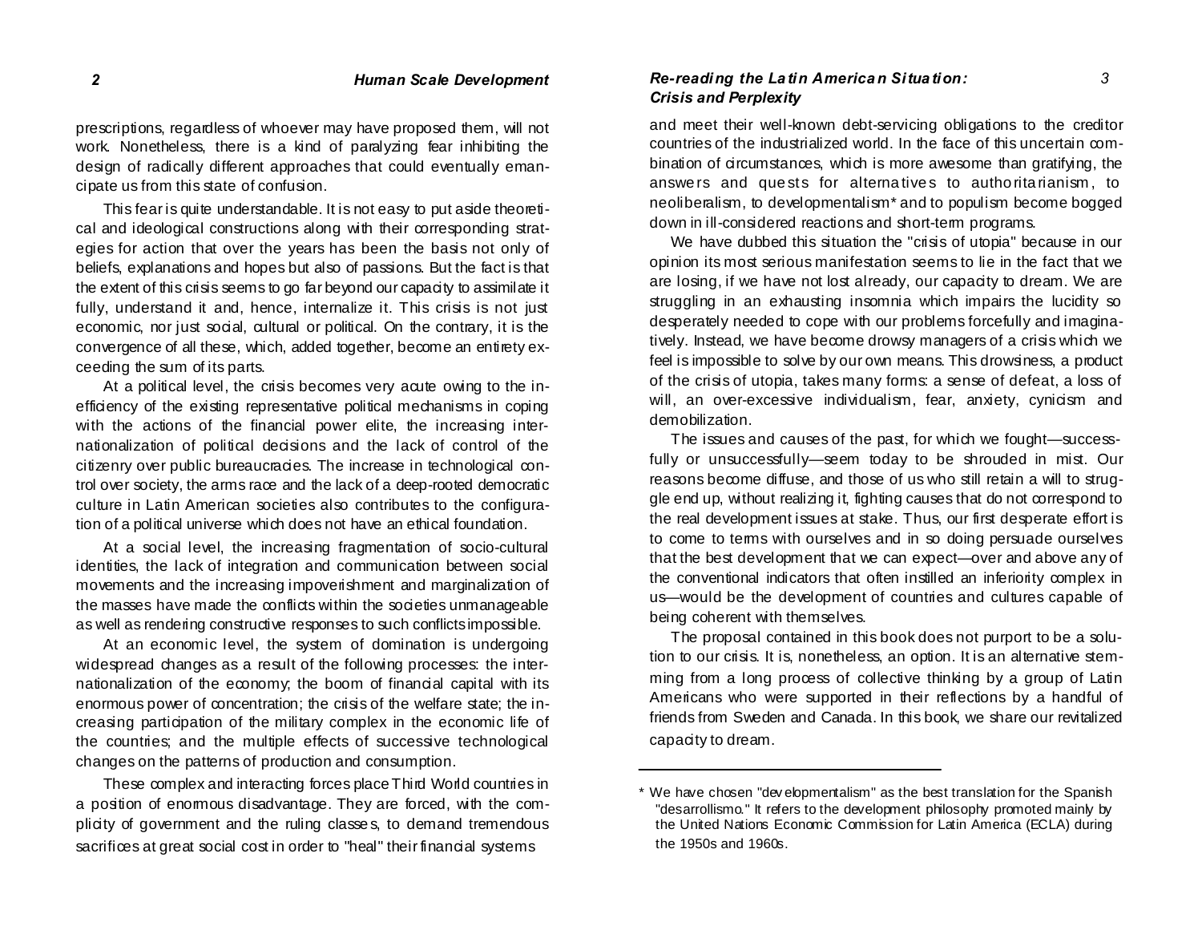prescriptions, regardless of whoever may have proposed them, will not work. Nonetheless, there is a kind of paralyzing fear inhibiting the design of radically different approaches that could eventually emancipate us from this state of confusion.

This fear is quite understandable. It is not easy to put aside theoretical and ideological constructions along with their corresponding strategies for action that over the years has been the basis not only of beliefs, explanations and hopes but also of passions. But the fact is that the extent of this crisis seems to go far beyond our capacity to assimilate it fully, understand it and, hence, internalize it. This crisis is not just economic, nor just social, cultural or political. On the contrary, it is the convergence of all these, which, added together, become an entirety exceeding the sum of its parts.

At a political level, the crisis becomes very acute owing to the inefficiency of the existing representative political mechanisms in coping with the actions of the financial power elite, the increasing internationalization of political decisions and the lack of control of the citizenry over public bureaucracies. The increase in technological control over society, the arms race and the lack of a deep-rooted democratic culture in Latin American societies also contributes to the configuration of a political universe which does not have an ethical foundation.

At a social level, the increasing fragmentation of socio-cultural identities, the lack of integration and communication between social movements and the increasing impoverishment and marginalization of the masses have made the conflicts within the societies unmanageable as well as rendering constructive responses to such conflicts impossible.

At an economic level, the system of domination is undergoing widespread changes as a result of the following processes: the internationalization of the economy; the boom of financial capital with its enormous power of concentration; the crisis of the welfare state; the increasing participation of the military complex in the economic life of the countries; and the multiple effects of successive technological changes on the patterns of production and consumption.

These complex and interacting forces place Third World countries in a position of enormous disadvantage. They are forced, with the complicity of government and the ruling classes, to demand tremendous sacrifices at great social cost in order to "heal" their financial systems and meet their well-known debt-servicing obligations to the creditor countries of the industrialized world. In the face of this uncertain combination of circumstances, which is more awesome than gratifying, the answers and quests for alternatives to authoritarianism, to neoliberalism, to developmentalism* and to populism become bogged down in ill-considered reactions and short-term programs.

We have dubbed this situation the "crisis of utopia" because in our opinion its most serious manifestation seems to lie in the fact that we are losing, if we have not lost already, our capacity to dream. We are struggling in an exhausting insomnia which impairs the lucidity so desperately needed to cope with our problems forcefully and imaginatively. Instead, we have become drowsy managers of a crisis which we feel is impossible to solve by our own means. This drowsiness, a product of the crisis of utopia, takes many forms: a sense of defeat, a loss of will, an over-excessive individualism, fear, anxiety, cynicism and demobilization.

The issues and causes of the past, for which we fought—successfully or unsuccessfully—seem today to be shrouded in mist. Our reasons become diffuse, and those of us who still retain a will to struggle end up, without realizing it, fighting causes that do not correspond to the real development issues at stake. Thus, our first desperate effort is to come to terms with ourselves and in so doing persuade ourselves that the best development that we can expect—over and above any of the conventional indicators that often instilled an inferiority complex in us—would be the development of countries and cultures capable of being coherent with themselves.

The proposal contained in this book does not purport to be a solution to our crisis. It is, nonetheless, an option. It is an alternative stemming from a long process of collective thinking by a group of Latin Americans who were supported in their reflections by a handful of friends from Sweden and Canada. In this book, we share our revitalized capacity to dream.

---

* We have chosen "developmentalism" as the best translation for the Spanish "desarrollismo." It refers to the development philosophy promoted mainly by the United Nations Economic Commission for Latin America (ECLA) during the 1950s and 1960s.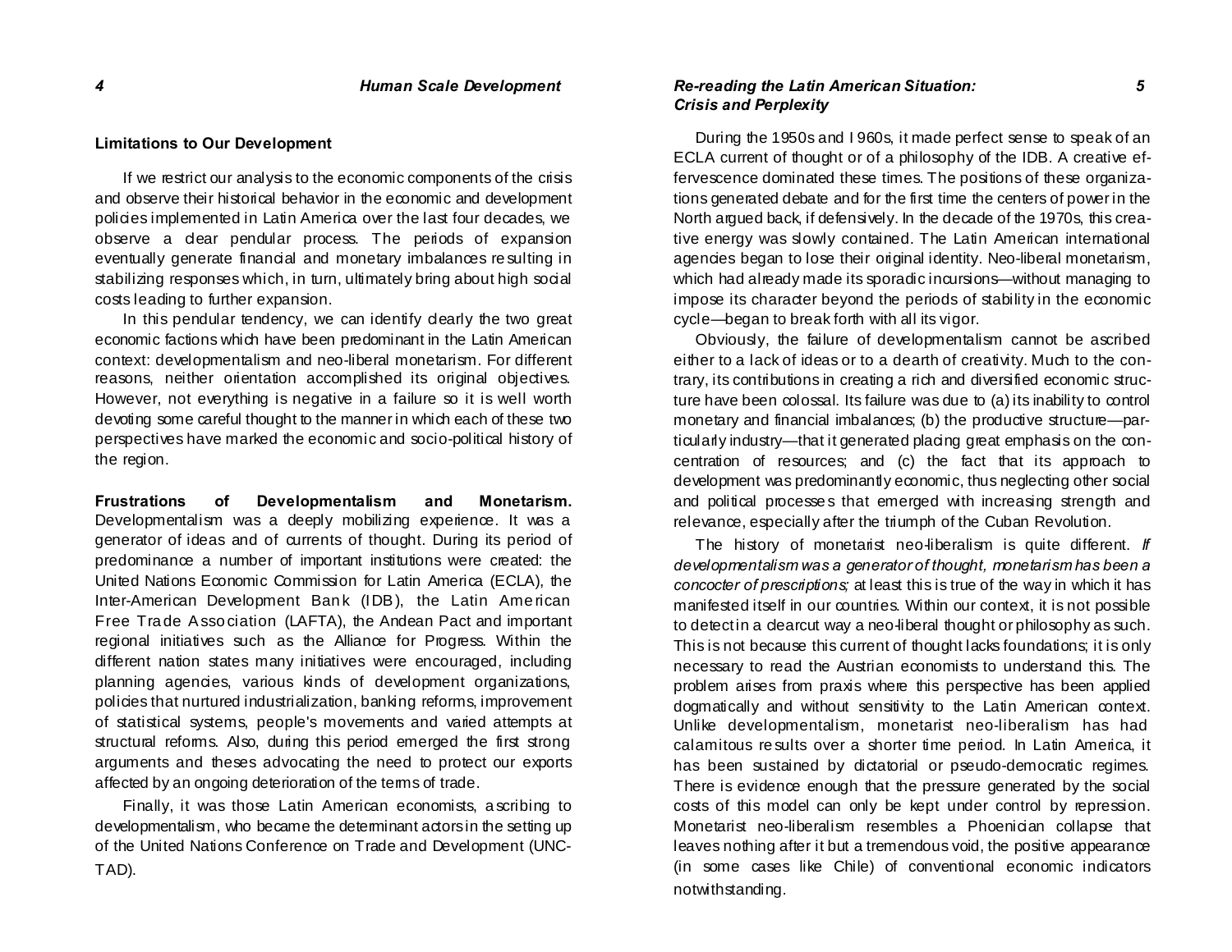### Limitations to Our Development

If we restrict our analysis to the economic components of the crisis and observe their historical behavior in the economic and development policies implemented in Latin America over the last four decades, we observe a clear pendular process. The periods of expansion eventually generate financial and monetary imbalances resulting in stabilizing responses which, in turn, ultimately bring about high social costs leading to further expansion.

In this pendular tendency, we can identify clearly the two great economic factions which have been predominant in the Latin American context: developmentalism and neo-liberal monetarism. For different reasons, neither orientation accomplished its original objectives. However, not everything is negative in a failure so it is well worth devoting some careful thought to the manner in which each of these two perspectives have marked the economic and socio-political history of the region.

**Frustrations of Developmentalism and Monetarism.** Developmentalism was a deeply mobilizing experience. It was a generator of ideas and of currents of thought. During its period of predominance a number of important institutions were created: the United Nations Economic Commission for Latin America (ECLA), the Inter-American Development Bank (IDB), the Latin American Free Trade Association (LAFTA), the Andean Pact and important regional initiatives such as the Alliance for Progress. Within the different nation states many initiatives were encouraged, including planning agencies, various kinds of development organizations, policies that nurtured industrialization, banking reforms, improvement of statistical systems, people's movements and varied attempts at structural reforms. Also, during this period emerged the first strong arguments and theses advocating the need to protect our exports affected by an ongoing deterioration of the terms of trade.

Finally, it was those Latin American economists, ascribing to developmentalism, who became the determinant actors in the setting up of the United Nations Conference on Trade and Development (UNCTAD).

During the 1950s and 1960s, it made perfect sense to speak of an ECLA current of thought or of a philosophy of the IDB. A creative effervescence dominated these times. The positions of these organizations generated debate and for the first time the centers of power in the North argued back, if defensively. In the decade of the 1970s, this creative energy was slowly contained. The Latin American international agencies began to lose their original identity. Neo-liberal monetarism, which had already made its sporadic incursions—without managing to impose its character beyond the periods of stability in the economic cycle—began to break forth with all its vigor.

Obviously, the failure of developmentalism cannot be ascribed either to a lack of ideas or to a dearth of creativity. Much to the contrary, its contributions in creating a rich and diversified economic structure have been colossal. Its failure was due to (a) its inability to control monetary and financial imbalances; (b) the productive structure—particularly industry—that it generated placing great emphasis on the concentration of resources; and (c) the fact that its approach to development was predominantly economic, thus neglecting other social and political processes that emerged with increasing strength and relevance, especially after the triumph of the Cuban Revolution.

The history of monetarist neo-liberalism is quite different. *If developmentalism was a generator of thought, monetarism has been a concocter of prescriptions;* at least this is true of the way in which it has manifested itself in our countries. Within our context, it is not possible to detect in a clearcut way a neo-liberal thought or philosophy as such. This is not because this current of thought lacks foundations; it is only necessary to read the Austrian economists to understand this. The problem arises from praxis where this perspective has been applied dogmatically and without sensitivity to the Latin American context. Unlike developmentalism, monetarist neo-liberalism has had calamitous results over a shorter time period. In Latin America, it has been sustained by dictatorial or pseudo-democratic regimes. There is evidence enough that the pressure generated by the social costs of this model can only be kept under control by repression. Monetarist neo-liberalism resembles a Phoenician collapse that leaves nothing after it but a tremendous void, the positive appearance (in some cases like Chile) of conventional economic indicators notwithstanding.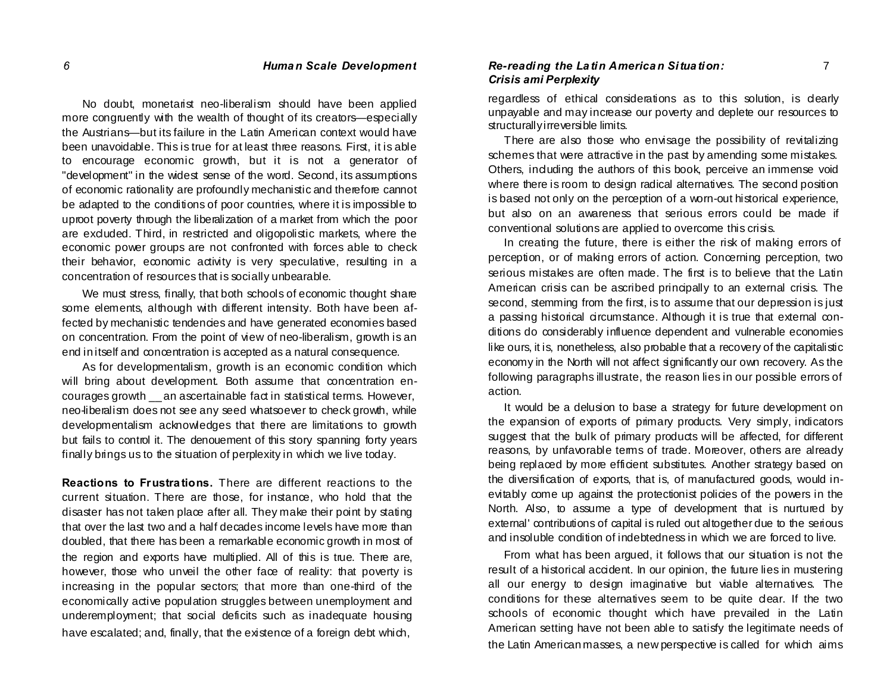No doubt, monetarist neo-liberalism should have been applied more congruently with the wealth of thought of its creators—especially the Austrians—but its failure in the Latin American context would have been unavoidable. This is true for at least three reasons. First, it is able to encourage economic growth, but it is not a generator of "development" in the widest sense of the word. Second, its assumptions of economic rationality are profoundly mechanistic and therefore cannot be adapted to the conditions of poor countries, where it is impossible to uproot poverty through the liberalization of a market from which the poor are excluded. Third, in restricted and oligopolistic markets, where the economic power groups are not confronted with forces able to check their behavior, economic activity is very speculative, resulting in a concentration of resources that is socially unbearable.

We must stress, finally, that both schools of economic thought share some elements, although with different intensity. Both have been affected by mechanistic tendencies and have generated economies based on concentration. From the point of view of neo-liberalism, growth is an end in itself and concentration is accepted as a natural consequence.

As for developmentalism, growth is an economic condition which will bring about development. Both assume that concentration encourages growth __ an ascertainable fact in statistical terms. However, neo-liberalism does not see any seed whatsoever to check growth, while developmentalism acknowledges that there are limitations to growth but fails to control it. The denouement of this story spanning forty years finally brings us to the situation of perplexity in which we live today.

**Reactions to Frustrations.** There are different reactions to the current situation. There are those, for instance, who hold that the disaster has not taken place after all. They make their point by stating that over the last two and a half decades income levels have more than doubled, that there has been a remarkable economic growth in most of the region and exports have multiplied. All of this is true. There are, however, those who unveil the other face of reality: that poverty is increasing in the popular sectors; that more than one-third of the economically active population struggles between unemployment and underemployment; that social deficits such as inadequate housing have escalated; and, finally, that the existence of a foreign debt which, regardless of ethical considerations as to this solution, is clearly unpayable and may increase our poverty and deplete our resources to structurally irreversible limits.

There are also those who envisage the possibility of revitalizing schemes that were attractive in the past by amending some mistakes. Others, including the authors of this book, perceive an immense void where there is room to design radical alternatives. The second position is based not only on the perception of a worn-out historical experience, but also on an awareness that serious errors could be made if conventional solutions are applied to overcome this crisis.

In creating the future, there is either the risk of making errors of perception, or of making errors of action. Concerning perception, two serious mistakes are often made. The first is to believe that the Latin American crisis can be ascribed principally to an external crisis. The second, stemming from the first, is to assume that our depression is just a passing historical circumstance. Although it is true that external conditions do considerably influence dependent and vulnerable economies like ours, it is, nonetheless, also probable that a recovery of the capitalistic economy in the North will not affect significantly our own recovery. As the following paragraphs illustrate, the reason lies in our possible errors of action.

It would be a delusion to base a strategy for future development on the expansion of exports of primary products. Very simply, indicators suggest that the bulk of primary products will be affected, for different reasons, by unfavorable terms of trade. Moreover, others are already being replaced by more efficient substitutes. Another strategy based on the diversification of exports, that is, of manufactured goods, would inevitably come up against the protectionist policies of the powers in the North. Also, to assume a type of development that is nurtured by external' contributions of capital is ruled out altogether due to the serious and insoluble condition of indebtedness in which we are forced to live.

From what has been argued, it follows that our situation is not the result of a historical accident. In our opinion, the future lies in mustering all our energy to design imaginative but viable alternatives. The conditions for these alternatives seem to be quite clear. If the two schools of economic thought which have prevailed in the Latin American setting have not been able to satisfy the legitimate needs of the Latin American masses, a new perspective is called for which aims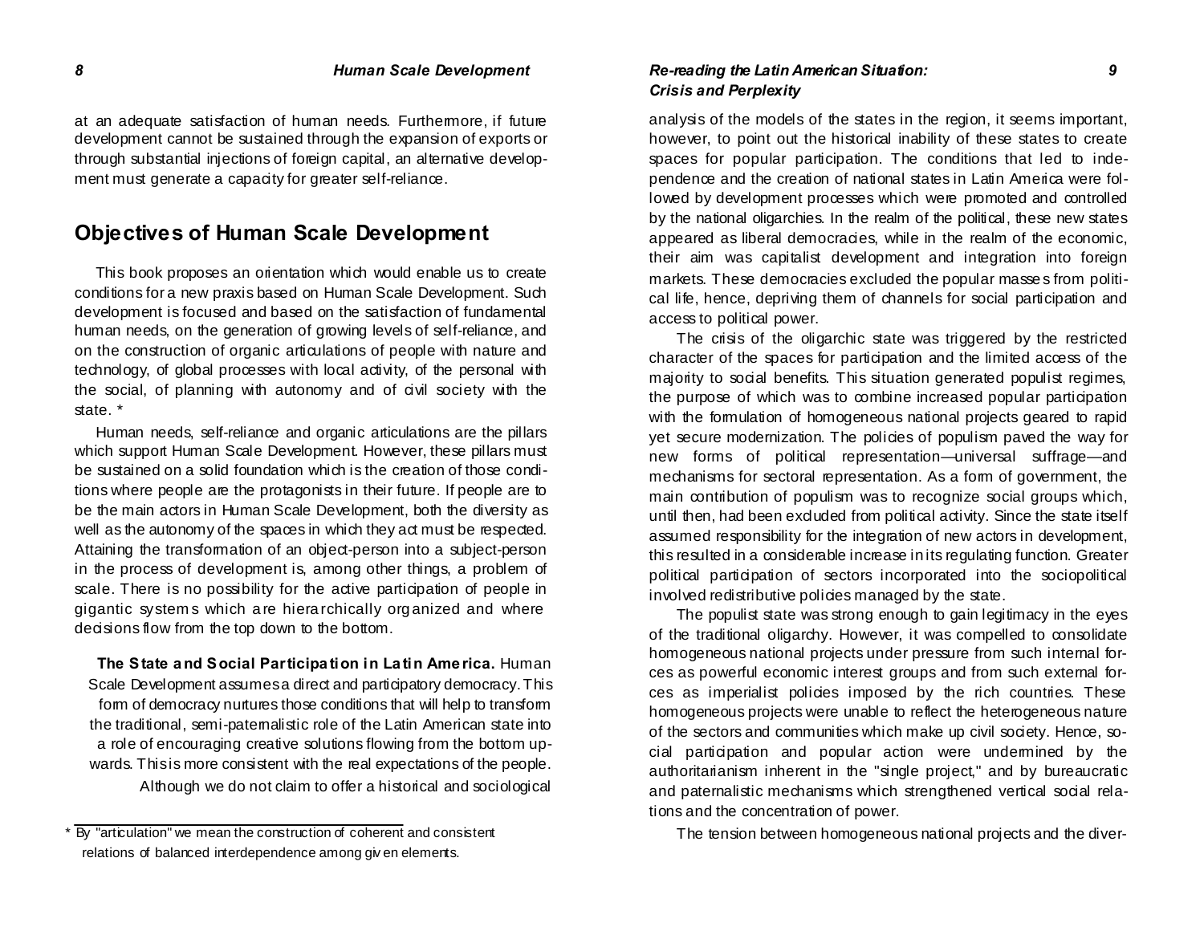at an adequate satisfaction of human needs. Furthermore, if future development cannot be sustained through the expansion of exports or through substantial injections of foreign capital, an alternative development must generate a capacity for greater self-reliance.

## Objectives of Human Scale Development

This book proposes an orientation which would enable us to create conditions for a new praxis based on Human Scale Development. Such development is focused and based on the satisfaction of fundamental human needs, on the generation of growing levels of self-reliance, and on the construction of organic articulations of people with nature and technology, of global processes with local activity, of the personal with the social, of planning with autonomy and of civil society with the state. *

Human needs, self-reliance and organic articulations are the pillars which support Human Scale Development. However, these pillars must be sustained on a solid foundation which is the creation of those conditions where people are the protagonists in their future. If people are to be the main actors in Human Scale Development, both the diversity as well as the autonomy of the spaces in which they act must be respected. Attaining the transformation of an object-person into a subject-person in the process of development is, among other things, a problem of scale. There is no possibility for the active participation of people in gigantic systems which are hierarchically organized and where decisions flow from the top down to the bottom.

**The State and Social Participation in Latin America.** Human Scale Development assumes a direct and participatory democracy. This form of democracy nurtures those conditions that will help to transform the traditional, semi-paternalistic role of the Latin American state into a role of encouraging creative solutions flowing from the bottom upwards. This is more consistent with the real expectations of the people.

Although we do not claim to offer a historical and sociological analysis of the models of the states in the region, it seems important, however, to point out the historical inability of these states to create spaces for popular participation. The conditions that led to independence and the creation of national states in Latin America were followed by development processes which were promoted and controlled by the national oligarchies. In the realm of the political, these new states appeared as liberal democracies, while in the realm of the economic, their aim was capitalist development and integration into foreign markets. These democracies excluded the popular masses from political life, hence, depriving them of channels for social participation and access to political power.

The crisis of the oligarchic state was triggered by the restricted character of the spaces for participation and the limited access of the majority to social benefits. This situation generated populist regimes, the purpose of which was to combine increased popular participation with the formulation of homogeneous national projects geared to rapid yet secure modernization. The policies of populism paved the way for new forms of political representation—universal suffrage—and mechanisms for sectoral representation. As a form of government, the main contribution of populism was to recognize social groups which, until then, had been excluded from political activity. Since the state itself assumed responsibility for the integration of new actors in development, this resulted in a considerable increase in its regulating function. Greater political participation of sectors incorporated into the sociopolitical involved redistributive policies managed by the state.

The populist state was strong enough to gain legitimacy in the eyes of the traditional oligarchy. However, it was compelled to consolidate homogeneous national projects under pressure from such internal forces as powerful economic interest groups and from such external forces as imperialist policies imposed by the rich countries. These homogeneous projects were unable to reflect the heterogeneous nature of the sectors and communities which make up civil society. Hence, social participation and popular action were undermined by the authoritarianism inherent in the "single project," and by bureaucratic and paternalistic mechanisms which strengthened vertical social relations and the concentration of power.

The tension between homogeneous national projects and the diver-

---

* By "articulation" we mean the construction of coherent and consistent relations of balanced interdependence among given elements.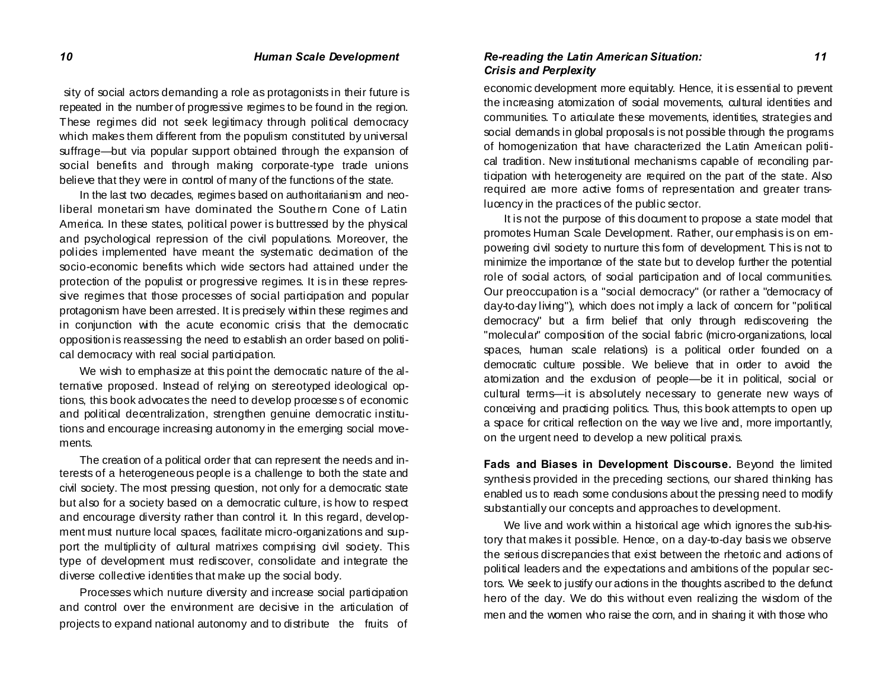sity of social actors demanding a role as protagonists in their future is repeated in the number of progressive regimes to be found in the region. These regimes did not seek legitimacy through political democracy which makes them different from the populism constituted by universal suffrage—but via popular support obtained through the expansion of social benefits and through making corporate-type trade unions believe that they were in control of many of the functions of the state.

In the last two decades, regimes based on authoritarianism and neo-liberal monetarism have dominated the Southern Cone of Latin America. In these states, political power is buttressed by the physical and psychological repression of the civil populations. Moreover, the policies implemented have meant the systematic decimation of the socio-economic benefits which wide sectors had attained under the protection of the populist or progressive regimes. It is in these repressive regimes that those processes of social participation and popular protagonism have been arrested. It is precisely within these regimes and in conjunction with the acute economic crisis that the democratic opposition is reassessing the need to establish an order based on political democracy with real social participation.

We wish to emphasize at this point the democratic nature of the alternative proposed. Instead of relying on stereotyped ideological options, this book advocates the need to develop processes of economic and political decentralization, strengthen genuine democratic institutions and encourage increasing autonomy in the emerging social movements.

The creation of a political order that can represent the needs and interests of a heterogeneous people is a challenge to both the state and civil society. The most pressing question, not only for a democratic state but also for a society based on a democratic culture, is how to respect and encourage diversity rather than control it. In this regard, development must nurture local spaces, facilitate micro-organizations and support the multiplicity of cultural matrixes comprising civil society. This type of development must rediscover, consolidate and integrate the diverse collective identities that make up the social body.

Processes which nurture diversity and increase social participation and control over the environment are decisive in the articulation of projects to expand national autonomy and to distribute the fruits of economic development more equitably. Hence, it is essential to prevent the increasing atomization of social movements, cultural identities and communities. To articulate these movements, identities, strategies and social demands in global proposals is not possible through the programs of homogenization that have characterized the Latin American political tradition. New institutional mechanisms capable of reconciling participation with heterogeneity are required on the part of the state. Also required are more active forms of representation and greater translucency in the practices of the public sector.

It is not the purpose of this document to propose a state model that promotes Human Scale Development. Rather, our emphasis is on empowering civil society to nurture this form of development. This is not to minimize the importance of the state but to develop further the potential role of social actors, of social participation and of local communities. Our preoccupation is a "social democracy" (or rather a "democracy of day-to-day living"), which does not imply a lack of concern for "political democracy" but a firm belief that only through rediscovering the "molecular" composition of the social fabric (micro-organizations, local spaces, human scale relations) is a political order founded on a democratic culture possible. We believe that in order to avoid the atomization and the exclusion of people—be it in political, social or cultural terms—it is absolutely necessary to generate new ways of conceiving and practicing politics. Thus, this book attempts to open up a space for critical reflection on the way we live and, more importantly, on the urgent need to develop a new political praxis.

**Fads and Biases in Development Discourse.** Beyond the limited synthesis provided in the preceding sections, our shared thinking has enabled us to reach some conclusions about the pressing need to modify substantially our concepts and approaches to development.

We live and work within a historical age which ignores the sub-history that makes it possible. Hence, on a day-to-day basis we observe the serious discrepancies that exist between the rhetoric and actions of political leaders and the expectations and ambitions of the popular sectors. We seek to justify our actions in the thoughts ascribed to the defunct hero of the day. We do this without even realizing the wisdom of the men and the women who raise the corn, and in sharing it with those who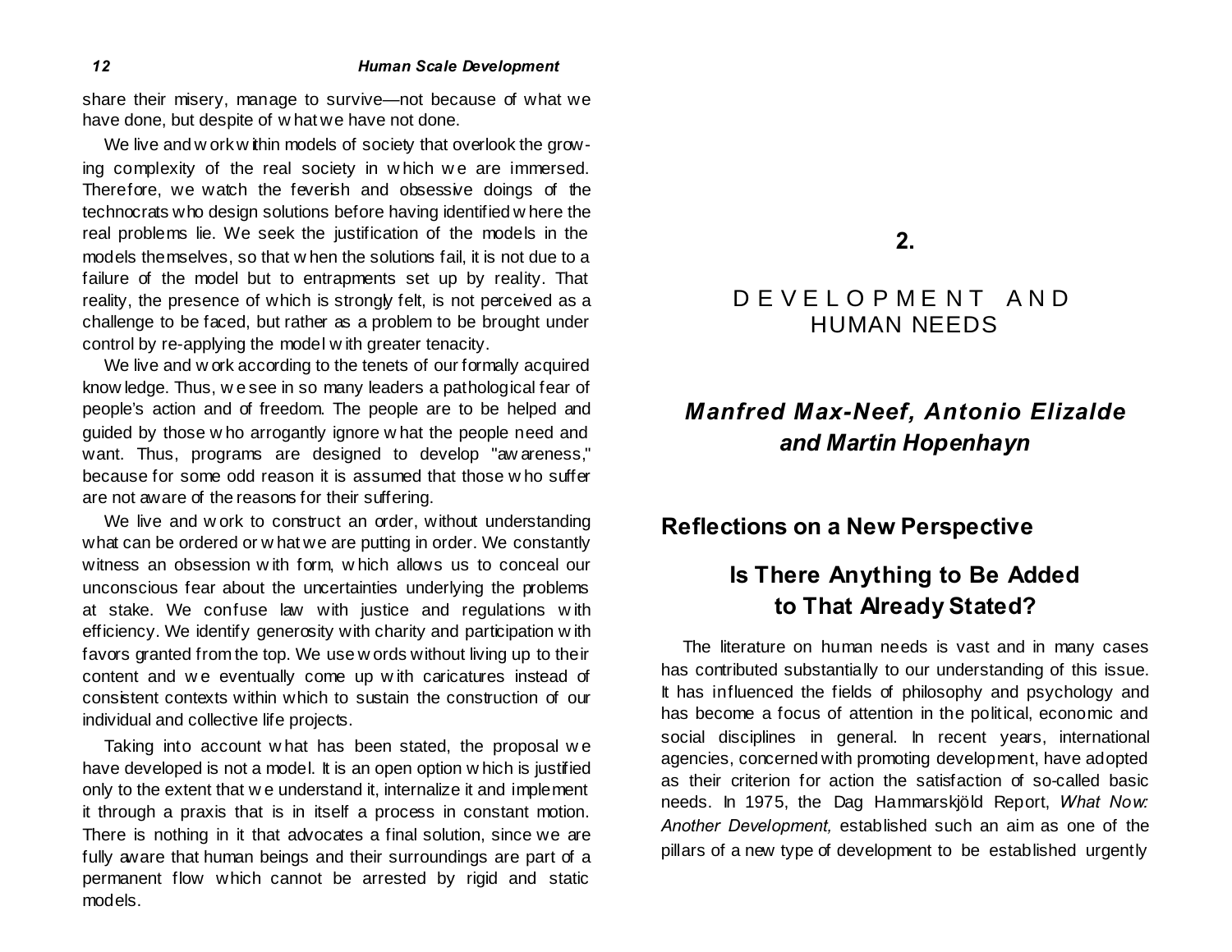share their misery, manage to survive—not because of what we have done, but despite of what we have not done.

We live and work within models of society that overlook the growing complexity of the real society in which we are immersed. Therefore, we watch the feverish and obsessive doings of the technocrats who design solutions before having identified where the real problems lie. We seek the justification of the models in the models themselves, so that when the solutions fail, it is not due to a failure of the model but to entrapments set up by reality. That reality, the presence of which is strongly felt, is not perceived as a challenge to be faced, but rather as a problem to be brought under control by re-applying the model with greater tenacity.

We live and work according to the tenets of our formally acquired knowledge. Thus, we see in so many leaders a pathological fear of people's action and of freedom. The people are to be helped and guided by those who arrogantly ignore what the people need and want. Thus, programs are designed to develop "awareness," because for some odd reason it is assumed that those who suffer are not aware of the reasons for their suffering.

We live and work to construct an order, without understanding what can be ordered or what we are putting in order. We constantly witness an obsession with form, which allows us to conceal our unconscious fear about the uncertainties underlying the problems at stake. We confuse law with justice and regulations with efficiency. We identify generosity with charity and participation with favors granted from the top. We use words without living up to their content and we eventually come up with caricatures instead of consistent contexts within which to sustain the construction of our individual and collective life projects.

Taking into account what has been stated, the proposal we have developed is not a model. It is an open option which is justified only to the extent that we understand it, internalize it and implement it through a praxis that is in itself a process in constant motion. There is nothing in it that advocates a final solution, since we are fully aware that human beings and their surroundings are part of a permanent flow which cannot be arrested by rigid and static models.

# 2. DEVELOPMENT AND HUMAN NEEDS

***Manfred Max-Neef, Antonio Elizalde and Martin Hopenhayn***

## Reflections on a New Perspective

### Is There Anything to Be Added to That Already Stated?

The literature on human needs is vast and in many cases has contributed substantially to our understanding of this issue. It has influenced the fields of philosophy and psychology and has become a focus of attention in the political, economic and social disciplines in general. In recent years, international agencies, concerned with promoting development, have adopted as their criterion for action the satisfaction of so-called basic needs. In 1975, the Dag Hammarskjöld Report, *What Now: Another Development,* established such an aim as one of the pillars of a new type of development to be established urgently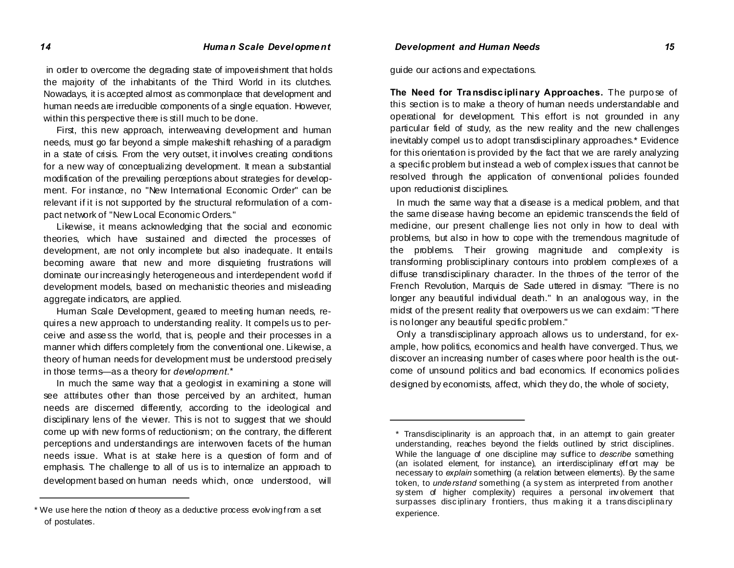in order to overcome the degrading state of impoverishment that holds the majority of the inhabitants of the Third World in its clutches. Nowadays, it is accepted almost as commonplace that development and human needs are irreducible components of a single equation. However, within this perspective there is still much to be done.

First, this new approach, interweaving development and human needs, must go far beyond a simple makeshift rehashing of a paradigm in a state of crisis. From the very outset, it involves creating conditions for a new way of conceptualizing development. It mean a substantial modification of the prevailing perceptions about strategies for development. For instance, no "New International Economic Order" can be relevant if it is not supported by the structural reformulation of a compact network of "New Local Economic Orders."

Likewise, it means acknowledging that the social and economic theories, which have sustained and directed the processes of development, are not only incomplete but also inadequate. It entails becoming aware that new and more disquieting frustrations will dominate our increasingly heterogeneous and interdependent world if development models, based on mechanistic theories and misleading aggregate indicators, are applied.

Human Scale Development, geared to meeting human needs, requires a new approach to understanding reality. It compels us to perceive and assess the world, that is, people and their processes in a manner which differs completely from the conventional one. Likewise, a theory of human needs for development must be understood precisely in those terms—as a theory for *development*.*

In much the same way that a geologist in examining a stone will see attributes other than those perceived by an architect, human needs are discerned differently, according to the ideological and disciplinary lens of the viewer. This is not to suggest that we should come up with new forms of reductionism; on the contrary, the different perceptions and understandings are interwoven facets of the human needs issue. What is at stake here is a question of form and of emphasis. The challenge to all of us is to internalize an approach to development based on human needs which, once understood, will guide our actions and expectations.

* We use here the notion of theory as a deductive process evolving from a set of postulates.

**The Need for Transdisciplinary Approaches.** The purpose of this section is to make a theory of human needs understandable and operational for development. This effort is not grounded in any particular field of study, as the new reality and the new challenges inevitably compel us to adopt transdisciplinary approaches.* Evidence for this orientation is provided by the fact that we are rarely analyzing a specific problem but instead a web of complex issues that cannot be resolved through the application of conventional policies founded upon reductionist disciplines.

In much the same way that a disease is a medical problem, and that the same disease having become an epidemic transcends the field of medicine, our present challenge lies not only in how to deal with problems, but also in how to cope with the tremendous magnitude of the problems. Their growing magnitude and complexity is transforming problisciplinary contours into problem complexes of a diffuse transdisciplinary character. In the throes of the terror of the French Revolution, Marquis de Sade uttered in dismay: "There is no longer any beautiful individual death." In an analogous way, in the midst of the present reality that overpowers us we can exclaim: "There is no longer any beautiful specific problem."

Only a transdisciplinary approach allows us to understand, for example, how politics, economics and health have converged. Thus, we discover an increasing number of cases where poor health is the outcome of unsound politics and bad economics. If economics policies designed by economists, affect, which they do, the whole of society,

* Transdisciplinarity is an approach that, in an attempt to gain greater understanding, reaches beyond the fields outlined by strict disciplines. While the language of one discipline may suffice to *describe* something (an isolated element, for instance), an interdisciplinary effort may be necessary to *explain* something (a relation between elements). By the same token, to *understand* something (a system as interpreted from another system of higher complexity) requires a personal involvement that surpasses disciplinary frontiers, thus making it a transdisciplinary experience.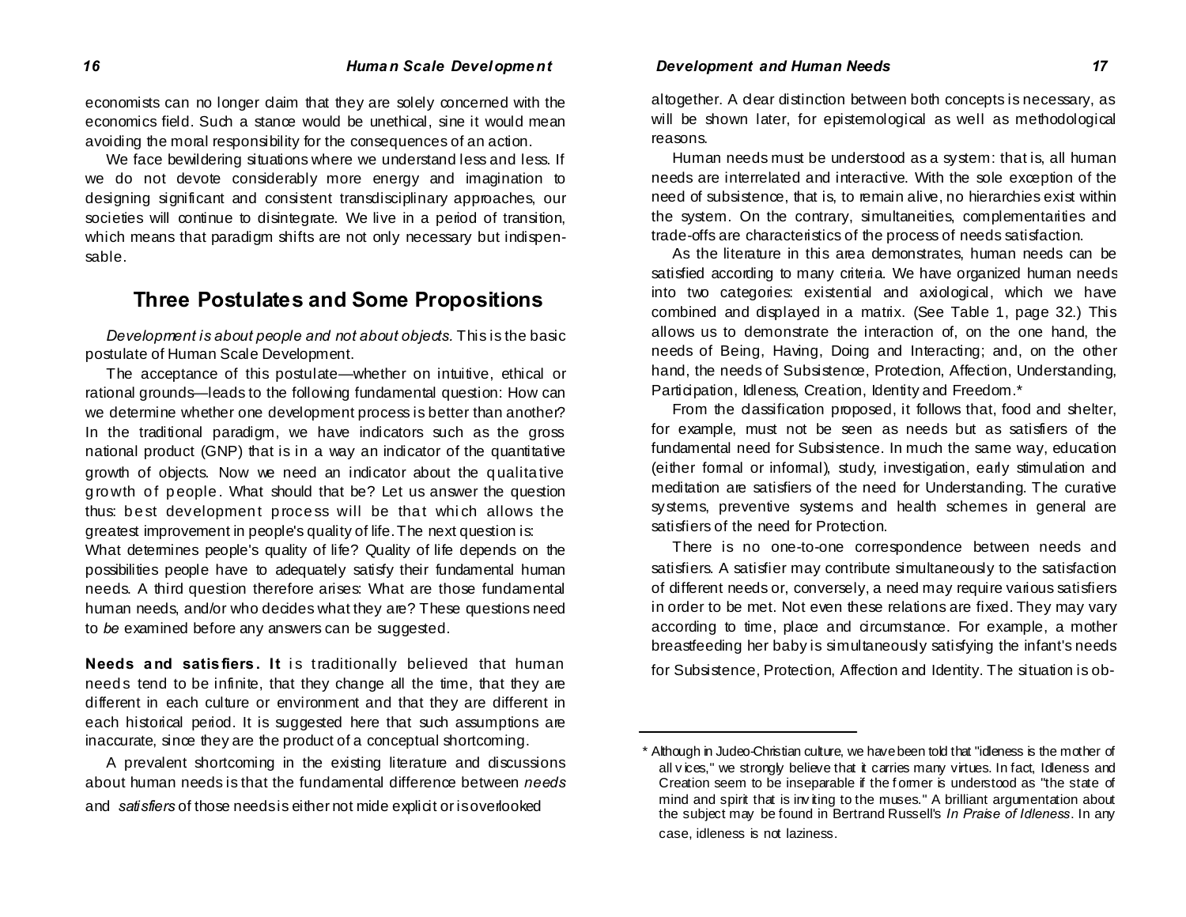economists can no longer claim that they are solely concerned with the economics field. Such a stance would be unethical, sine it would mean avoiding the moral responsibility for the consequences of an action.

We face bewildering situations where we understand less and less. If we do not devote considerably more energy and imagination to designing significant and consistent transdisciplinary approaches, our societies will continue to disintegrate. We live in a period of transition, which means that paradigm shifts are not only necessary but indispensable.

## Three Postulates and Some Propositions

*Development is about people and not about objects.* This is the basic postulate of Human Scale Development.

The acceptance of this postulate—whether on intuitive, ethical or rational grounds—leads to the following fundamental question: How can we determine whether one development process is better than another? In the traditional paradigm, we have indicators such as the gross national product (GNP) that is in a way an indicator of the quantitative growth of objects. Now we need an indicator about the qualitative growth of people. What should that be? Let us answer the question thus: best development process will be that which allows the greatest improvement in people's quality of life. The next question is: What determines people's quality of life? Quality of life depends on the possibilities people have to adequately satisfy their fundamental human needs. A third question therefore arises: What are those fundamental human needs, and/or who decides what they are? These questions need to *be* examined before any answers can be suggested.

**Needs and satisfiers.** It is traditionally believed that human needs tend to be infinite, that they change all the time, that they are different in each culture or environment and that they are different in each historical period. It is suggested here that such assumptions are inaccurate, since they are the product of a conceptual shortcoming.

A prevalent shortcoming in the existing literature and discussions about human needs is that the fundamental difference between *needs* and *satisfiers* of those needs is either not mide explicit or is overlooked altogether. A clear distinction between both concepts is necessary, as will be shown later, for epistemological as well as methodological reasons.

Human needs must be understood as a system: that is, all human needs are interrelated and interactive. With the sole exception of the need of subsistence, that is, to remain alive, no hierarchies exist within the system. On the contrary, simultaneities, complementarities and trade-offs are characteristics of the process of needs satisfaction.

As the literature in this area demonstrates, human needs can be satisfied according to many criteria. We have organized human needs into two categories: existential and axiological, which we have combined and displayed in a matrix. (See Table 1, page 32.) This allows us to demonstrate the interaction of, on the one hand, the needs of Being, Having, Doing and Interacting; and, on the other hand, the needs of Subsistence, Protection, Affection, Understanding, Participation, Idleness, Creation, Identity and Freedom.*

From the classification proposed, it follows that, food and shelter, for example, must not be seen as needs but as satisfiers of the fundamental need for Subsistence. In much the same way, education (either formal or informal), study, investigation, early stimulation and meditation are satisfiers of the need for Understanding. The curative systems, preventive systems and health schemes in general are satisfiers of the need for Protection.

There is no one-to-one correspondence between needs and satisfiers. A satisfier may contribute simultaneously to the satisfaction of different needs or, conversely, a need may require various satisfiers in order to be met. Not even these relations are fixed. They may vary according to time, place and circumstance. For example, a mother breastfeeding her baby is simultaneously satisfying the infant's needs for Subsistence, Protection, Affection and Identity. The situation is ob-

---

\* Although in Judeo-Christian culture, we have been told that "idleness is the mother of all vices," we strongly believe that it carries many virtues. In fact, Idleness and Creation seem to be inseparable if the former is understood as "the state of mind and spirit that is inviting to the muses." A brilliant argumentation about the subject may be found in Bertrand Russell's *In Praise of Idleness*. In any case, idleness is not laziness.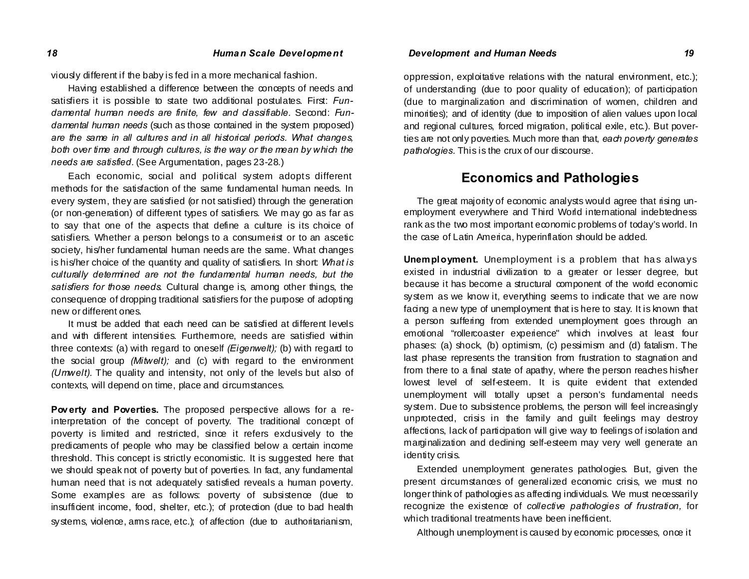viously different if the baby is fed in a more mechanical fashion.

Having established a difference between the concepts of needs and satisfiers it is possible to state two additional postulates. First: *Fundamental human needs are finite, few and classifiable.* Second: *Fundamental human needs* (such as those contained in the system proposed) *are the same in all cultures and in all historical periods. What changes, both over time and through cultures, is the way or the mean by which the needs are satisfied.* (See Argumentation, pages 23-28.)

Each economic, social and political system adopts different methods for the satisfaction of the same fundamental human needs. In every system, they are satisfied (or not satisfied) through the generation (or non-generation) of different types of satisfiers. We may go as far as to say that one of the aspects that define a culture is its choice of satisfiers. Whether a person belongs to a consumerist or to an ascetic society, his/her fundamental human needs are the same. What changes is his/her choice of the quantity and quality of satisfiers. In short: *What is culturally determined are not the fundamental human needs, but the satisfiers for those needs.* Cultural change is, among other things, the consequence of dropping traditional satisfiers for the purpose of adopting new or different ones.

It must be added that each need can be satisfied at different levels and with different intensities. Furthermore, needs are satisfied within three contexts: (a) with regard to oneself *(Eigenwelt);* (b) with regard to the social group *(Mitwelt);* and (c) with regard to the environment *(Umwelt).* The quality and intensity, not only of the levels but also of contexts, will depend on time, place and circumstances.

**Poverty and Poverties.** The proposed perspective allows for a reinterpretation of the concept of poverty. The traditional concept of poverty is limited and restricted, since it refers exclusively to the predicaments of people who may be classified below a certain income threshold. This concept is strictly economistic. It is suggested here that we should speak not of poverty but of poverties. In fact, any fundamental human need that is not adequately satisfied reveals a human poverty. Some examples are as follows: poverty of subsistence (due to insufficient income, food, shelter, etc.); of protection (due to bad health systems, violence, arms race, etc.); of affection (due to authoritarianism, oppression, exploitative relations with the natural environment, etc.); of understanding (due to poor quality of education); of participation (due to marginalization and discrimination of women, children and minorities); and of identity (due to imposition of alien values upon local and regional cultures, forced migration, political exile, etc.). But poverties are not only poverties. Much more than that, *each poverty generates pathologies.* This is the crux of our discourse.

## Economics and Pathologies

The great majority of economic analysts would agree that rising unemployment everywhere and Third World international indebtedness rank as the two most important economic problems of today's world. In the case of Latin America, hyperinflation should be added.

**Unemployment.** Unemployment is a problem that has always existed in industrial civilization to a greater or lesser degree, but because it has become a structural component of the world economic system as we know it, everything seems to indicate that we are now facing a new type of unemployment that is here to stay. It is known that a person suffering from extended unemployment goes through an emotional "rollercoaster experience" which involves at least four phases: (a) shock, (b) optimism, (c) pessimism and (d) fatalism. The last phase represents the transition from frustration to stagnation and from there to a final state of apathy, where the person reaches his/her lowest level of self-esteem. It is quite evident that extended unemployment will totally upset a person's fundamental needs system. Due to subsistence problems, the person will feel increasingly unprotected, crisis in the family and guilt feelings may destroy affections, lack of participation will give way to feelings of isolation and marginalization and declining self-esteem may very well generate an identity crisis.

Extended unemployment generates pathologies. But, given the present circumstances of generalized economic crisis, we must no longer think of pathologies as affecting individuals. We must necessarily recognize the existence of *collective pathologies of frustration,* for which traditional treatments have been inefficient.

Although unemployment is caused by economic processes, once it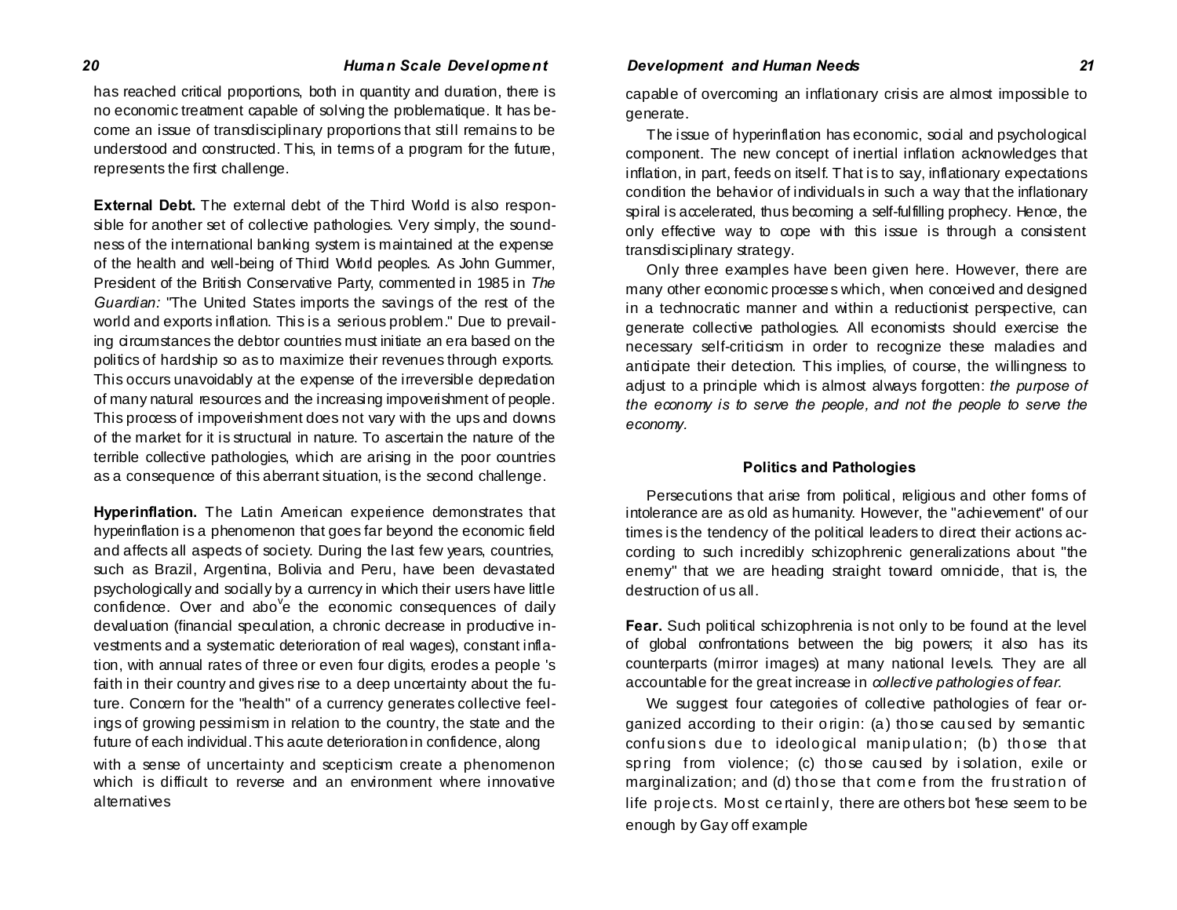has reached critical proportions, both in quantity and duration, there is no economic treatment capable of solving the problematique. It has become an issue of transdisciplinary proportions that still remains to be understood and constructed. This, in terms of a program for the future, represents the first challenge.

**External Debt.** The external debt of the Third World is also responsible for another set of collective pathologies. Very simply, the soundness of the international banking system is maintained at the expense of the health and well-being of Third World peoples. As John Gummer, President of the British Conservative Party, commented in 1985 in *The Guardian:* "The United States imports the savings of the rest of the world and exports inflation. This is a serious problem." Due to prevailing circumstances the debtor countries must initiate an era based on the politics of hardship so as to maximize their revenues through exports. This occurs unavoidably at the expense of the irreversible depredation of many natural resources and the increasing impoverishment of people. This process of impoverishment does not vary with the ups and downs of the market for it is structural in nature. To ascertain the nature of the terrible collective pathologies, which are arising in the poor countries as a consequence of this aberrant situation, is the second challenge.

**Hyperinflation.** The Latin American experience demonstrates that hyperinflation is a phenomenon that goes far beyond the economic field and affects all aspects of society. During the last few years, countries, such as Brazil, Argentina, Bolivia and Peru, have been devastated psychologically and socially by a currency in which their users have little confidence. Over and above the economic consequences of daily devaluation (financial speculation, a chronic decrease in productive investments and a systematic deterioration of real wages), constant inflation, with annual rates of three or even four digits, erodes a people 's faith in their country and gives rise to a deep uncertainty about the future. Concern for the "health" of a currency generates collective feelings of growing pessimism in relation to the country, the state and the future of each individual. This acute deterioration in confidence, along with a sense of uncertainty and scepticism create a phenomenon which is difficult to reverse and an environment where innovative alternatives capable of overcoming an inflationary crisis are almost impossible to generate.

The issue of hyperinflation has economic, social and psychological component. The new concept of inertial inflation acknowledges that inflation, in part, feeds on itself. That is to say, inflationary expectations condition the behavior of individuals in such a way that the inflationary spiral is accelerated, thus becoming a self-fulfilling prophecy. Hence, the only effective way to cope with this issue is through a consistent transdisciplinary strategy.

Only three examples have been given here. However, there are many other economic processes which, when conceived and designed in a technocratic manner and within a reductionist perspective, can generate collective pathologies. All economists should exercise the necessary self-criticism in order to recognize these maladies and anticipate their detection. This implies, of course, the willingness to adjust to a principle which is almost always forgotten: *the purpose of the economy is to serve the people, and not the people to serve the economy.*

### Politics and Pathologies

Persecutions that arise from political, religious and other forms of intolerance are as old as humanity. However, the "achievement" of our times is the tendency of the political leaders to direct their actions according to such incredibly schizophrenic generalizations about "the enemy" that we are heading straight toward omnicide, that is, the destruction of us all.

**Fear.** Such political schizophrenia is not only to be found at the level of global confrontations between the big powers; it also has its counterparts (mirror images) at many national levels. They are all accountable for the great increase in *collective pathologies of fear.*

We suggest four categories of collective pathologies of fear organized according to their origin: (a) those caused by semantic confusions due to ideological manipulation; (b) those that spring from violence; (c) those caused by isolation, exile or marginalization; and (d) those that come from the frustration of life projects. Most certainly, there are others bot 'hese seem to be enough by Gay off example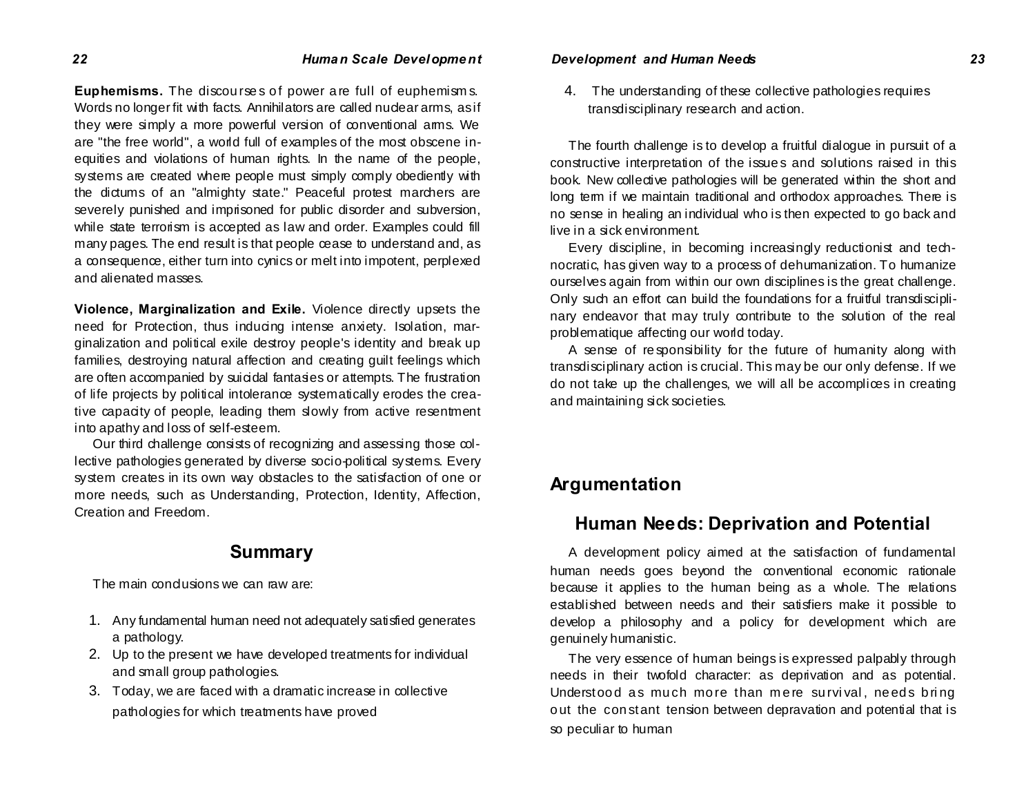**Euphemisms.** The discourses of power are full of euphemisms. Words no longer fit with facts. Annihilators are called nuclear arms, as if they were simply a more powerful version of conventional arms. We are "the free world", a world full of examples of the most obscene inequities and violations of human rights. In the name of the people, systems are created where people must simply comply obediently with the dictums of an "almighty state." Peaceful protest marchers are severely punished and imprisoned for public disorder and subversion, while state terrorism is accepted as law and order. Examples could fill many pages. The end result is that people cease to understand and, as a consequence, either turn into cynics or melt into impotent, perplexed and alienated masses.

**Violence, Marginalization and Exile.** Violence directly upsets the need for Protection, thus inducing intense anxiety. Isolation, marginalization and political exile destroy people's identity and break up families, destroying natural affection and creating guilt feelings which are often accompanied by suicidal fantasies or attempts. The frustration of life projects by political intolerance systematically erodes the creative capacity of people, leading them slowly from active resentment into apathy and loss of self-esteem.

Our third challenge consists of recognizing and assessing those collective pathologies generated by diverse socio-political systems. Every system creates in its own way obstacles to the satisfaction of one or more needs, such as Understanding, Protection, Identity, Affection, Creation and Freedom.

## Summary

The main conclusions we can raw are:

1. Any fundamental human need not adequately satisfied generates a pathology.
2. Up to the present we have developed treatments for individual and small group pathologies.
3. Today, we are faced with a dramatic increase in collective pathologies for which treatments have proved
4. The understanding of these collective pathologies requires transdisciplinary research and action.

The fourth challenge is to develop a fruitful dialogue in pursuit of a constructive interpretation of the issues and solutions raised in this book. New collective pathologies will be generated within the short and long term if we maintain traditional and orthodox approaches. There is no sense in healing an individual who is then expected to go back and live in a sick environment.

Every discipline, in becoming increasingly reductionist and technocratic, has given way to a process of dehumanization. To humanize ourselves again from within our own disciplines is the great challenge. Only such an effort can build the foundations for a fruitful transdisciplinary endeavor that may truly contribute to the solution of the real problematique affecting our world today.

A sense of responsibility for the future of humanity along with transdisciplinary action is crucial. This may be our only defense. If we do not take up the challenges, we will all be accomplices in creating and maintaining sick societies.

# Argumentation

## Human Needs: Deprivation and Potential

A development policy aimed at the satisfaction of fundamental human needs goes beyond the conventional economic rationale because it applies to the human being as a whole. The relations established between needs and their satisfiers make it possible to develop a philosophy and a policy for development which are genuinely humanistic.

The very essence of human beings is expressed palpably through needs in their twofold character: as deprivation and as potential. Understood as much more than mere survival, needs bring out the constant tension between depravation and potential that is so peculiar to human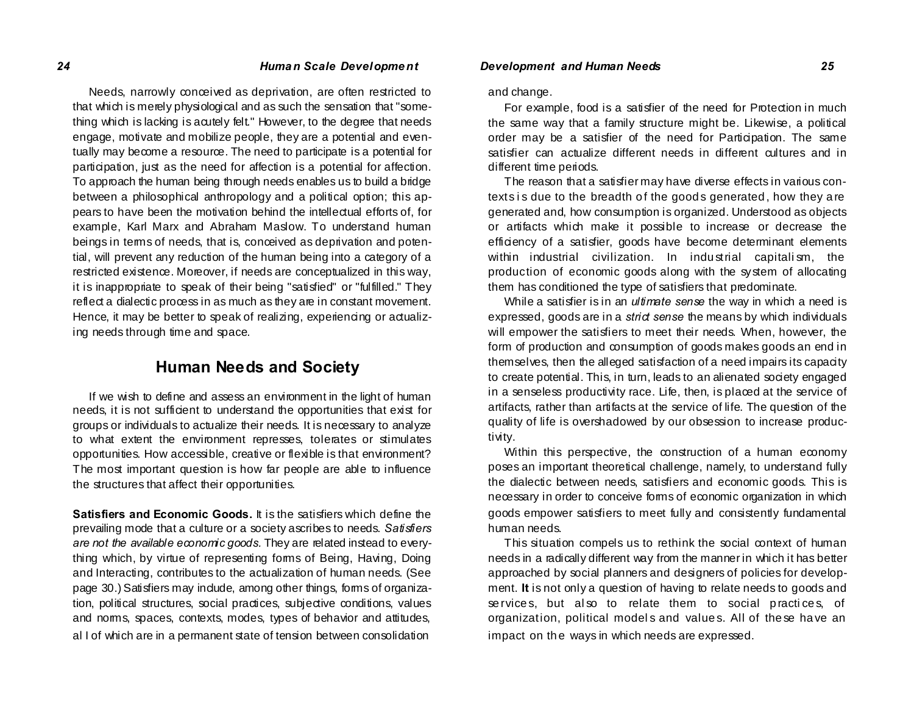Needs, narrowly conceived as deprivation, are often restricted to that which is merely physiological and as such the sensation that "something which is lacking is acutely felt." However, to the degree that needs engage, motivate and mobilize people, they are a potential and eventually may become a resource. The need to participate is a potential for participation, just as the need for affection is a potential for affection. To approach the human being through needs enables us to build a bridge between a philosophical anthropology and a political option; this appears to have been the motivation behind the intellectual efforts of, for example, Karl Marx and Abraham Maslow. To understand human beings in terms of needs, that is, conceived as deprivation and potential, will prevent any reduction of the human being into a category of a restricted existence. Moreover, if needs are conceptualized in this way, it is inappropriate to speak of their being "satisfied" or "fulfilled." They reflect a dialectic process in as much as they are in constant movement. Hence, it may be better to speak of realizing, experiencing or actualizing needs through time and space.

## Human Needs and Society

If we wish to define and assess an environment in the light of human needs, it is not sufficient to understand the opportunities that exist for groups or individuals to actualize their needs. It is necessary to analyze to what extent the environment represses, tolerates or stimulates opportunities. How accessible, creative or flexible is that environment? The most important question is how far people are able to influence the structures that affect their opportunities.

**Satisfiers and Economic Goods.** It is the satisfiers which define the prevailing mode that a culture or a society ascribes to needs. *Satisfiers are not the available economic goods.* They are related instead to everything which, by virtue of representing forms of Being, Having, Doing and Interacting, contributes to the actualization of human needs. (See page 30.) Satisfiers may include, among other things, forms of organization, political structures, social practices, subjective conditions, values and norms, spaces, contexts, modes, types of behavior and attitudes, al l of which are in a permanent state of tension between consolidation and change.

For example, food is a satisfier of the need for Protection in much the same way that a family structure might be. Likewise, a political order may be a satisfier of the need for Participation. The same satisfier can actualize different needs in different cultures and in different time periods.

The reason that a satisfier may have diverse effects in various contexts is due to the breadth of the goods generated, how they are generated and, how consumption is organized. Understood as objects or artifacts which make it possible to increase or decrease the efficiency of a satisfier, goods have become determinant elements within industrial civilization. In industrial capitalism, the production of economic goods along with the system of allocating them has conditioned the type of satisfiers that predominate.

While a satisfier is in an *ultimate sense* the way in which a need is expressed, goods are in a *strict sense* the means by which individuals will empower the satisfiers to meet their needs. When, however, the form of production and consumption of goods makes goods an end in themselves, then the alleged satisfaction of a need impairs its capacity to create potential. This, in turn, leads to an alienated society engaged in a senseless productivity race. Life, then, is placed at the service of artifacts, rather than artifacts at the service of life. The question of the quality of life is overshadowed by our obsession to increase productivity.

Within this perspective, the construction of a human economy poses an important theoretical challenge, namely, to understand fully the dialectic between needs, satisfiers and economic goods. This is necessary in order to conceive forms of economic organization in which goods empower satisfiers to meet fully and consistently fundamental human needs.

This situation compels us to rethink the social context of human needs in a radically different way from the manner in which it has better approached by social planners and designers of policies for development. **It** is not only a question of having to relate needs to goods and services, but also to relate them to social practices, of organization, political models and values. All of these have an impact on the ways in which needs are expressed.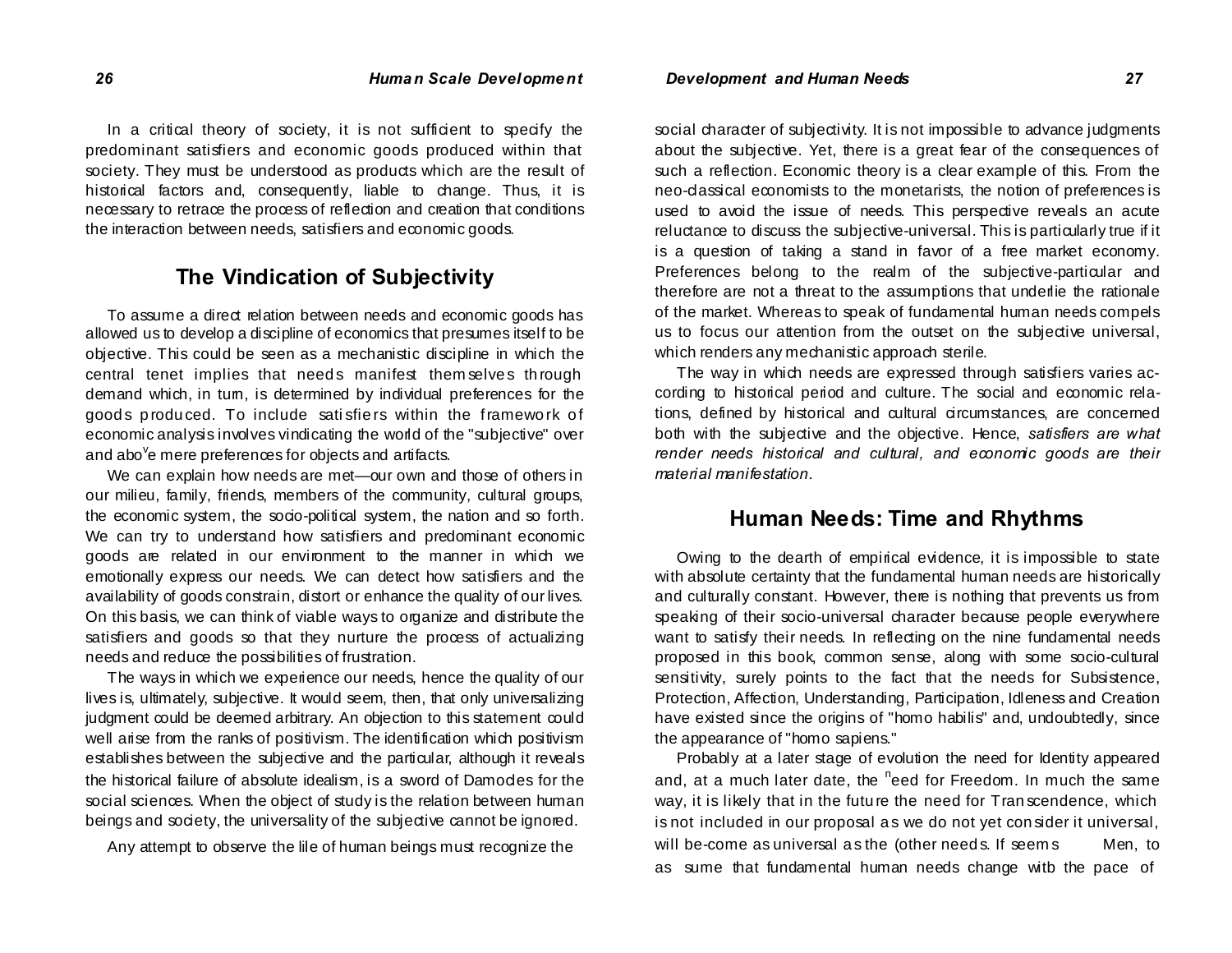In a critical theory of society, it is not sufficient to specify the predominant satisfiers and economic goods produced within that society. They must be understood as products which are the result of historical factors and, consequently, liable to change. Thus, it is necessary to retrace the process of reflection and creation that conditions the interaction between needs, satisfiers and economic goods.

## The Vindication of Subjectivity

To assume a direct relation between needs and economic goods has allowed us to develop a discipline of economics that presumes itself to be objective. This could be seen as a mechanistic discipline in which the central tenet implies that needs manifest themselves through demand which, in turn, is determined by individual preferences for the goods produced. To include satisfiers within the framework of economic analysis involves vindicating the world of the "subjective" over and above mere preferences for objects and artifacts.

We can explain how needs are met—our own and those of others in our milieu, family, friends, members of the community, cultural groups, the economic system, the socio-political system, the nation and so forth. We can try to understand how satisfiers and predominant economic goods are related in our environment to the manner in which we emotionally express our needs. We can detect how satisfiers and the availability of goods constrain, distort or enhance the quality of our lives. On this basis, we can think of viable ways to organize and distribute the satisfiers and goods so that they nurture the process of actualizing needs and reduce the possibilities of frustration.

The ways in which we experience our needs, hence the quality of our lives is, ultimately, subjective. It would seem, then, that only universalizing judgment could be deemed arbitrary. An objection to this statement could well arise from the ranks of positivism. The identification which positivism establishes between the subjective and the particular, although it reveals the historical failure of absolute idealism, is a sword of Damocles for the social sciences. When the object of study is the relation between human beings and society, the universality of the subjective cannot be ignored.

Any attempt to observe the lile of human beings must recognize the social character of subjectivity. It is not impossible to advance judgments about the subjective. Yet, there is a great fear of the consequences of such a reflection. Economic theory is a clear example of this. From the neo-classical economists to the monetarists, the notion of preferences is used to avoid the issue of needs. This perspective reveals an acute reluctance to discuss the subjective-universal. This is particularly true if it is a question of taking a stand in favor of a free market economy. Preferences belong to the realm of the subjective-particular and therefore are not a threat to the assumptions that underlie the rationale of the market. Whereas to speak of fundamental human needs compels us to focus our attention from the outset on the subjective universal, which renders any mechanistic approach sterile.

The way in which needs are expressed through satisfiers varies according to historical period and culture. The social and economic relations, defined by historical and cultural circumstances, are concerned both with the subjective and the objective. Hence, *satisfiers are what render needs historical and cultural, and economic goods are their material manifestation*.

## Human Needs: Time and Rhythms

Owing to the dearth of empirical evidence, it is impossible to state with absolute certainty that the fundamental human needs are historically and culturally constant. However, there is nothing that prevents us from speaking of their socio-universal character because people everywhere want to satisfy their needs. In reflecting on the nine fundamental needs proposed in this book, common sense, along with some socio-cultural sensitivity, surely points to the fact that the needs for Subsistence, Protection, Affection, Understanding, Participation, Idleness and Creation have existed since the origins of "homo habilis" and, undoubtedly, since the appearance of "homo sapiens."

Probably at a later stage of evolution the need for Identity appeared and, at a much later date, the need for Freedom. In much the same way, it is likely that in the future the need for Transcendence, which is not included in our proposal as we do not yet consider it universal, will be-come as universal as the (other needs. If seems Men, to as sume that fundamental human needs change witb the pace of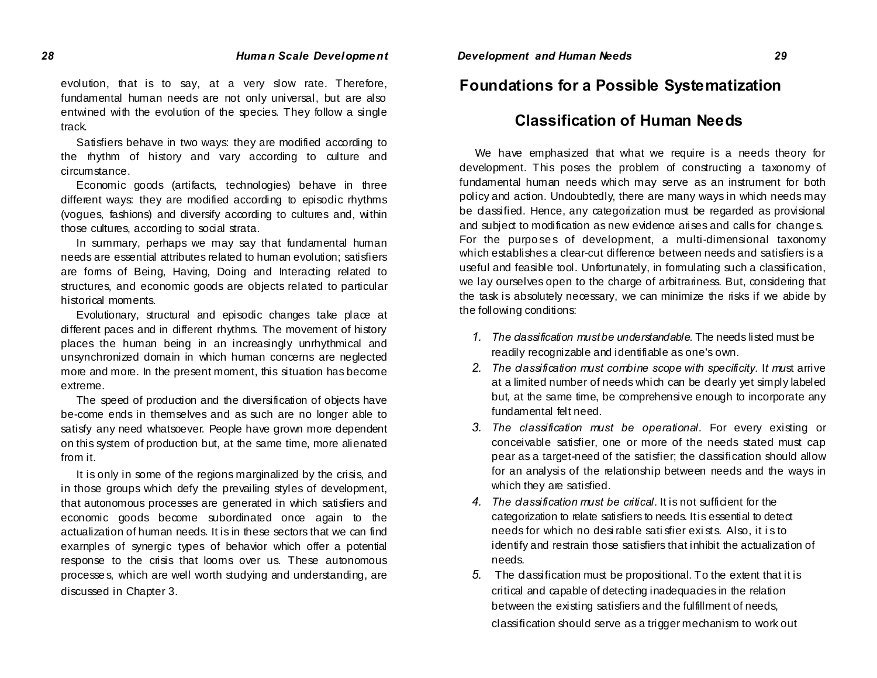evolution, that is to say, at a very slow rate. Therefore, fundamental human needs are not only universal, but are also entwined with the evolution of the species. They follow a single track.

Satisfiers behave in two ways: they are modified according to the rhythm of history and vary according to culture and circumstance.

Economic goods (artifacts, technologies) behave in three different ways: they are modified according to episodic rhythms (vogues, fashions) and diversify according to cultures and, within those cultures, according to social strata.

In summary, perhaps we may say that fundamental human needs are essential attributes related to human evolution; satisfiers are forms of Being, Having, Doing and Interacting related to structures, and economic goods are objects related to particular historical moments.

Evolutionary, structural and episodic changes take place at different paces and in different rhythms. The movement of history places the human being in an increasingly unrhythmical and unsynchronized domain in which human concerns are neglected more and more. In the present moment, this situation has become extreme.

The speed of production and the diversification of objects have be-come ends in themselves and as such are no longer able to satisfy any need whatsoever. People have grown more dependent on this system of production but, at the same time, more alienated from it.

It is only in some of the regions marginalized by the crisis, and in those groups which defy the prevailing styles of development, that autonomous processes are generated in which satisfiers and economic goods become subordinated once again to the actualization of human needs. It is in these sectors that we can find exarnples of synergic types of behavior which offer a potential response to the crisis that looms over us. These autonomous processes, which are well worth studying and understanding, are discussed in Chapter 3.

## Foundations for a Possible Systematization

### Classification of Human Needs

We have emphasized that what we require is a needs theory for development. This poses the problem of constructing a taxonomy of fundamental human needs which may serve as an instrument for both policy and action. Undoubtedly, there are many ways in which needs may be classified. Hence, any categorization must be regarded as provisional and subject to modification as new evidence arises and calls for changes. For the purposes of development, a multi-dimensional taxonomy which establishes a clear-cut difference between needs and satisfiers is a useful and feasible tool. Unfortunately, in formulating such a classification, we lay ourselves open to the charge of arbitrariness. But, considering that the task is absolutely necessary, we can minimize the risks if we abide by the following conditions:

1. *The classification must be understandable.* The needs listed must be readily recognizable and identifiable as one's own.
2. *The classification must combine scope with specificity.* It must arrive at a limited number of needs which can be clearly yet simply labeled but, at the same time, be comprehensive enough to incorporate any fundamental felt need.
3. *The classification must be operational.* For every existing or conceivable satisfier, one or more of the needs stated must cap pear as a target-need of the satisfier; the classification should allow for an analysis of the relationship between needs and the ways in which they are satisfied.
4. *The classification must be critical.* It is not sufficient for the categorization to relate satisfiers to needs. It is essential to detect needs for which no desirable satisfier exists. Also, it is to identify and restrain those satisfiers that inhibit the actualization of needs.
5. The classification must be propositional. To the extent that it is critical and capable of detecting inadequacies in the relation between the existing satisfiers and the fulfillment of needs, classification should serve as a trigger mechanism to work out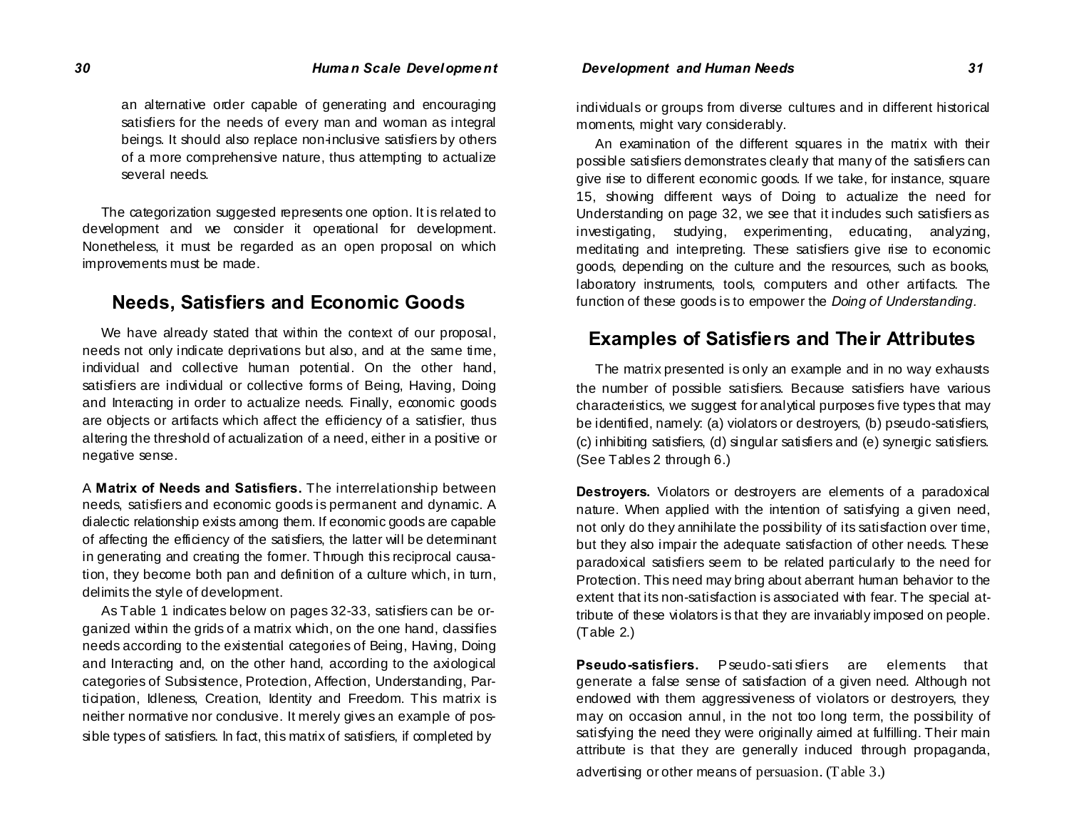an alternative order capable of generating and encouraging satisfiers for the needs of every man and woman as integral beings. It should also replace non-inclusive satisfiers by others of a more comprehensive nature, thus attempting to actualize several needs.

The categorization suggested represents one option. It is related to development and we consider it operational for development. Nonetheless, it must be regarded as an open proposal on which improvements must be made.

## Needs, Satisfiers and Economic Goods

We have already stated that within the context of our proposal, needs not only indicate deprivations but also, and at the same time, individual and collective human potential. On the other hand, satisfiers are individual or collective forms of Being, Having, Doing and Interacting in order to actualize needs. Finally, economic goods are objects or artifacts which affect the efficiency of a satisfier, thus altering the threshold of actualization of a need, either in a positive or negative sense.

A **Matrix of Needs and Satisfiers.** The interrelationship between needs, satisfiers and economic goods is permanent and dynamic. A dialectic relationship exists among them. If economic goods are capable of affecting the efficiency of the satisfiers, the latter will be determinant in generating and creating the former. Through this reciprocal causation, they become both pan and definition of a culture which, in turn, delimits the style of development.

As Table 1 indicates below on pages 32-33, satisfiers can be organized within the grids of a matrix which, on the one hand, classifies needs according to the existential categories of Being, Having, Doing and Interacting and, on the other hand, according to the axiological categories of Subsistence, Protection, Affection, Understanding, Participation, Idleness, Creation, Identity and Freedom. This matrix is neither normative nor conclusive. It merely gives an example of possible types of satisfiers. In fact, this matrix of satisfiers, if completed by individuals or groups from diverse cultures and in different historical moments, might vary considerably.

An examination of the different squares in the matrix with their possible satisfiers demonstrates clearly that many of the satisfiers can give rise to different economic goods. If we take, for instance, square 15, showing different ways of Doing to actualize the need for Understanding on page 32, we see that it includes such satisfiers as investigating, studying, experimenting, educating, analyzing, meditating and interpreting. These satisfiers give rise to economic goods, depending on the culture and the resources, such as books, laboratory instruments, tools, computers and other artifacts. The function of these goods is to empower the *Doing of Understanding.*

## Examples of Satisfiers and Their Attributes

The matrix presented is only an example and in no way exhausts the number of possible satisfiers. Because satisfiers have various characteristics, we suggest for analytical purposes five types that may be identified, namely: (a) violators or destroyers, (b) pseudo-satisfiers, (c) inhibiting satisfiers, (d) singular satisfiers and (e) synergic satisfiers. (See Tables 2 through 6.)

**Destroyers.** Violators or destroyers are elements of a paradoxical nature. When applied with the intention of satisfying a given need, not only do they annihilate the possibility of its satisfaction over time, but they also impair the adequate satisfaction of other needs. These paradoxical satisfiers seem to be related particularly to the need for Protection. This need may bring about aberrant human behavior to the extent that its non-satisfaction is associated with fear. The special attribute of these violators is that they are invariably imposed on people. (Table 2.)

**Pseudo-satisfiers.** Pseudo-satisfiers are elements that generate a false sense of satisfaction of a given need. Although not endowed with them aggressiveness of violators or destroyers, they may on occasion annul, in the not too long term, the possibility of satisfying the need they were originally aimed at fulfilling. Their main attribute is that they are generally induced through propaganda, advertising or other means of persuasion. (Table 3.)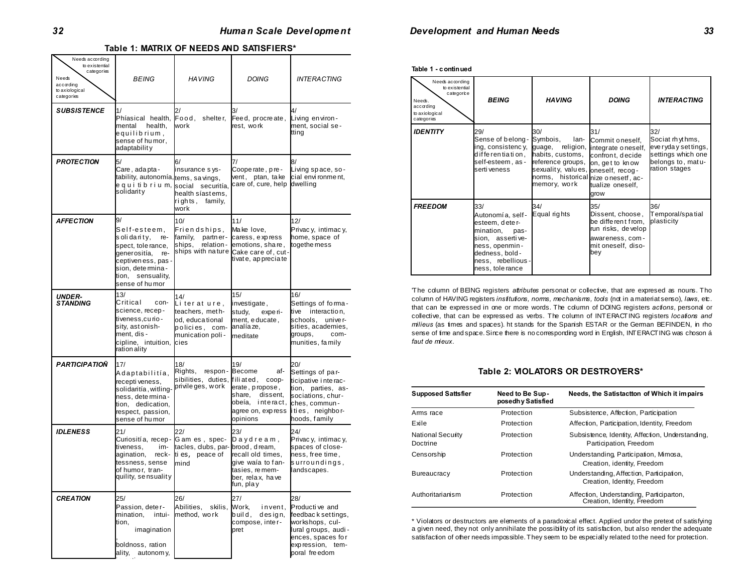**Table 1: MATRIX OF NEEDS AND SATISFIERS***

| Needs according to existential categories / Needs according to axiological categories | BEING | HAVING | DOING | INTERACTING |
|---|---|---|---|---|
| **SUBSISTENCE** | 1/ Phíasical health, mental health, equilibrium, sense of humor, adaptability | 2/ Food, shelter, work | 3/ Feed, procreate, rest, work | 4/ Living environment, social setting |
| **PROTECTION** | 5/ Care, adaptability, autonomía, equitibrium, solidarity | 6/ insurance systems, savings, social securitía, health síastems, rights, family, work | 7/ Cooperate, prevent, ptan, take care of, cure, help | 8/ Living space, social environment, dwelling |
| **AFFECTION** | 9/ Self-esteem, solidarity, respect, tolerance, generositía, receptiveness, passion, determination, sensuality, sense of humor | 10/ Friendships, family, partnerships, relationships with nature | 11/ Make love, caress, express emotions, share, Cake care of, cuttivate, appreciate | 12/ Privacy, intimacy, home, space of togetherness |
| **UNDER-STANDING** | 13/ Critical conscience, receptiveness, curiosity, astonishment, discipline, intuition, rationality | 14/ Literature, teachers, method, educational policies, communication policies | 15/ investigate, study, experiment, educate, analíaze, meditate | 16/ Settings of formative interaction, schools, universities, academies, groups, communities, family |
| **PARTICIPATIOÑ** | 17/ Adaptabilitía, receptiveness, solidaritía, witlingness, determination, dedication, respect, passion, sense of humor | 18/ Rights, responsibilities, duties, privileges, work | 19/ Become affiliated, cooperate, propose, share, dissent, obeía, interact, agree on, express opinions | 20/ Settings of participative interaction, parties, associations, churches, communities, neighborhoods, family |
| **IDLENESS** | 21/ Curiositía, receptiveness, imagination, recktessness, sense of humor, tranquility, sensuality | 22/ Games, spectacles, clubs, parties, peace of mind | 23/ Daydream, brood, dream, recall old times, give waía to fantasies, remember, relax, have fun, play | 24/ Privacy, intimacy, spaces of closeness, free time, surroundings, landscapes. |
| **CREATION** | 25/ Passion, determination, intuition, imagination, boldnoss, rationality, autonomy, | 26/ Abilities, skilis, method, work | 27/ Work, invent, build, design, compose, interpret | 28/ Productive and feedback settings, workshops, cultural groups, audiences, spaces for expression, temporal freedom |

**Table 1 - continued**

| Needs according to existential categorie / Needs. according to axiological categories | BEING | HAVING | DOING | INTERACTING |
|---|---|---|---|---|
| **IDENTITY** | 29/ Sense of belonging, consistency, differentiation, self-esteem, assertiveness | 30/ Symbois, language, religion, habits, customs, reference groups, sexuality, values, norms, historical memory, work | 31/ Commit oneself, integrate oneself, confront, decide on, get to know oneself, recognize onesetf, actualize oneself, grow | 32/ Sociat rhythms, everyday settings, settings which one belongs to, maturation stages |
| **FREEDOM** | 33/ Autonomía, self-esteem, determination, passion, assertiveness, openmindedness, boldness, rebelliousness, tolerance | 34/ Equal rights | 35/ Dissent, choose, be different from, run risks, develop awareness, commit oneself, disobey | 36/ Temporal/spatial plasticity |

'The column of BEING registers *attributes* personat or collective, that are expresed as nouns. Tho column of HAVING registers *institutions, norms, mechanisms, tools* (not in a materiat senso), *laws,* etc. that can be expressed in one or more words. The column of DOING registers *actions*, personal or collective, that can be expressed as verbs. The column of INTERACTING registers *locations and milieus* (as times and spaces). ht stands for the Spanish ESTAR or the German BEFINDEN, in rho sense of time and space. Since there is no corresponding word in English, INTERACTING was choson á *faut de mieux*.

**Table 2: VIOLATORS OR DESTROYERS***

| Supposed Sattsfier | Need to Be Supposedhy Satisfied | Needs, the Satistactton of Which it impairs |
|---|---|---|
| Arms race | Protection | Subsistence, Affection, Participation |
| Exile | Protection | Affection, Participation, Identity, Freedom |
| National Security Doctrine | Protection | Subsistence, Identity, Affection, Understanding, Participation, Freedom |
| Censorship | Protection | Understanding, Participation, Mimosa, Creation, identity, Freedom |
| Bureaucracy | Protection | Understanding, Affection, Participation, Creation, Identity, Freedom |
| Authoritarianism | Protection | Affection, Understanding, Participarton, Creation, Identity, Freedom |

\* Violators or destructors are elements of a paradoxical effect. Applied undor the pretext of satisfying a given need, they not only annihilate the possibility of its satisfaction, but also render the adequate satisfaction of other needs impossible. They seem to be especially related to the need for protection.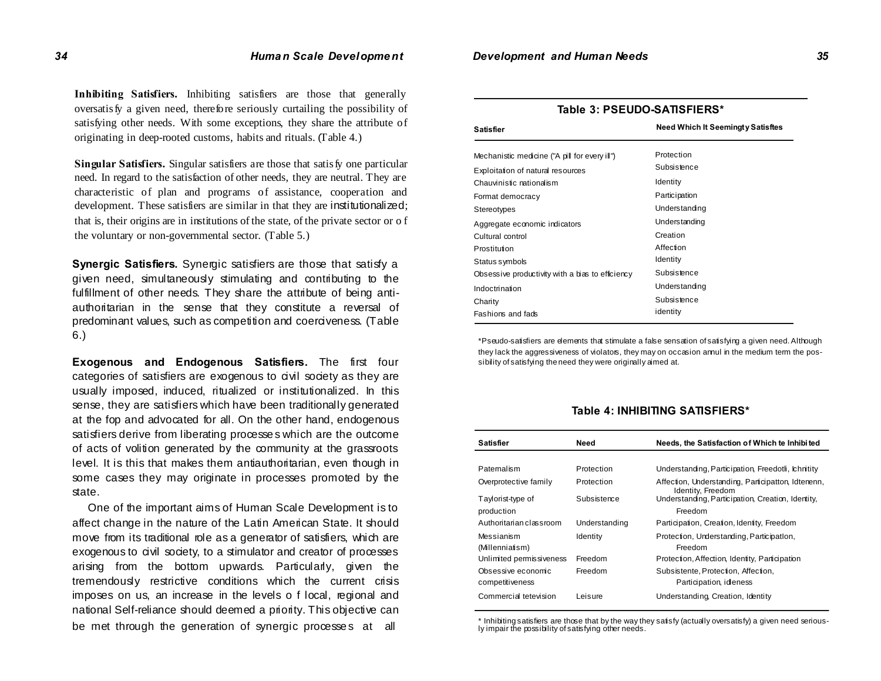**Inhibiting Satisfiers.** Inhibiting satisfiers are those that generally oversatisfy a given need, therefore seriously curtailing the possibility of satisfying other needs. With some exceptions, they share the attribute of originating in deep-rooted customs, habits and rituals. (Table 4.)

**Singular Satisfiers.** Singular satisfiers are those that satisfy one particular need. In regard to the satisfaction of other needs, they are neutral. They are characteristic of plan and programs of assistance, cooperation and development. These satisfiers are similar in that they are institutionalized; that is, their origins are in institutions of the state, of the private sector or of the voluntary or non-governmental sector. (Table 5.)

**Synergic Satisfiers.** Synergic satisfiers are those that satisfy a given need, simultaneously stimulating and contributing to the fulfillment of other needs. They share the attribute of being anti-authoritarian in the sense that they constitute a reversal of predominant values, such as competition and coerciveness. (Table 6.)

**Exogenous and Endogenous Satisfiers.** The first four categories of satisfiers are exogenous to civil society as they are usually imposed, induced, ritualized or institutionalized. In this sense, they are satisfiers which have been traditionally generated at the fop and advocated for all. On the other hand, endogenous satisfiers derive from liberating processes which are the outcome of acts of volition generated by the community at the grassroots level. It is this that makes them antiauthoritarian, even though in some cases they may originate in processes promoted by the state.

One of the important aims of Human Scale Development is to affect change in the nature of the Latin American State. It should move from its traditional role as a generator of satisfiers, which are exogenous to civil society, to a stimulator and creator of processes arising from the bottom upwards. Particularly, given the tremendously restrictive conditions which the current crisis imposes on us, an increase in the levels of local, regional and national Self-reliance should deemed a priority. This objective can be met through the generation of synergic processes at all

**Table 3: PSEUDO-SATISFIERS***

| Satisfier | Need Which It Seemingty Satisftes |
|---|---|
| Mechanistic medicine ("A pill for every ill") | Protection |
| Exploitation of natural resources | Subsistence |
| Chauvinistic nationalism | Identity |
| Format democracy | Participation |
| Stereotypes | Understanding |
| Aggregate economic indicators | Understanding |
| Cultural control | Creation |
| Prostitution | Affection |
| Status symbols | Identity |
| Obsessive productivity with a bias to efficiency | Subsistence |
| Indoctrination | Understanding |
| Charity | Subsistence |
| Fashions and fads | identity |

*Pseudo-satisfiers are elements that stimulate a false sensation of satisfying a given need. Although they lack the aggressiveness of violators, they may on occasion annul in the medium term the possibility of satisfying the need they were originally aimed at.

**Table 4: INHIBITING SATISFIERS***

| Satisfier | Need | Needs, the Satisfaction of Which te Inhibited |
|---|---|---|
| Paternalism | Protection | Understanding, Participation, Freedotli, Ichritity |
| Overprotective family | Protection | Affection, Understanding, Participatton, Idtenenn, Identity, Freedom |
| Taylorist-type of production | Subsistence | Understanding, Participation, Creation, Identity, Freedom |
| Authoritarian classroom | Understanding | Participation, Creation, Identity, Freedom |
| Messianism (Millenniatism) | Identity | Protection, Understanding, Participatlon, Freedom |
| Unlimited permissiveness | Freedom | Protection, Affection, Identity, Participation |
| Obsessive economic competitiveness | Freedom | Subsistente, Protection, Affection, Participation, idleness |
| Commercial tetevision | Leisure | Understanding, Creation, Identity |

* Inhibiting satisfiers are those that by the way they satisfy (actually oversatisfy) a given need seriously impair the possibility of satisfying other needs.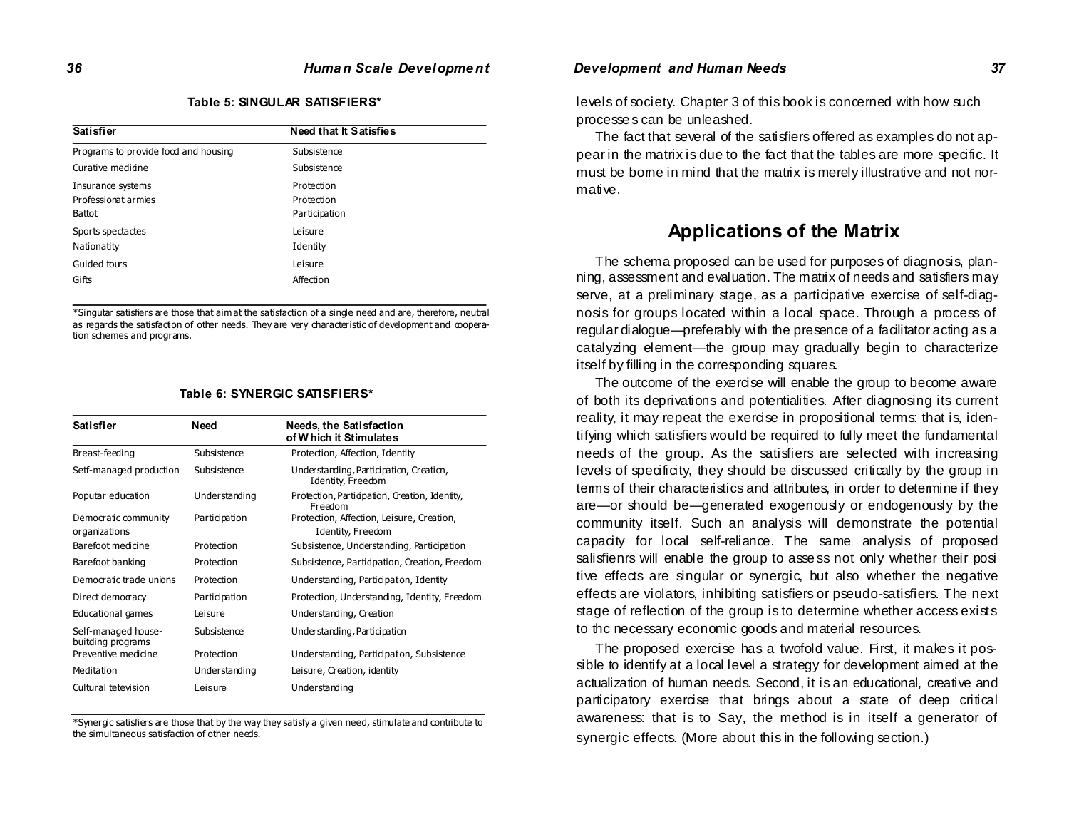**Table 5: SINGULAR SATISFIERS***

| Satisfier | Need that It Satisfies |
|---|---|
| Programs to provide food and housing | Subsistence |
| Curative medicine | Subsistence |
| Insurance systems | Protection |
| Professional armies | Protection |
| Ballot | Participation |
| Sports spectacles | Leisure |
| Nationality | Identity |
| Guided tours | Leisure |
| Gifts | Affection |

*Singular satisfiers are those that aim at the satisfaction of a single need and are, therefore, neutral as regards the satisfaction of other needs. They are very characteristic of development and cooperation schemes and programs.

**Table 6: SYNERGIC SATISFIERS***

| Satisfier | Need | Needs, the Satisfaction of Which it Stimulates |
|---|---|---|
| Breast-feeding | Subsistence | Protection, Affection, Identity |
| Self-managed production | Subsistence | Understanding, Participation, Creation, Identity, Freedom |
| Popular education | Understanding | Protection, Participation, Creation, Identity, Freedom |
| Democratic community organizations | Participation | Protection, Affection, Leisure, Creation, Identity, Freedom |
| Barefoot medicine | Protection | Subsistence, Understanding, Participation |
| Barefoot banking | Protection | Subsistence, Participation, Creation, Freedom |
| Democratic trade unions | Protection | Understanding, Participation, Identity |
| Direct democracy | Participation | Protection, Understanding, Identity, Freedom |
| Educational games | Leisure | Understanding, Creation |
| Self-managed house-building programs | Subsistence | Understanding, Participation |
| Preventive medicine | Protection | Understanding, Participation, Subsistence |
| Meditation | Understanding | Leisure, Creation, identity |
| Cultural television | Leisure | Understanding |

*Synergic satisfiers are those that by the way they satisfy a given need, stimulate and contribute to the simultaneous satisfaction of other needs.

levels of society. Chapter 3 of this book is concerned with how such processes can be unleashed.

The fact that several of the satisfiers offered as examples do not appear in the matrix is due to the fact that the tables are more specific. It must be borne in mind that the matrix is merely illustrative and not normative.

## Applications of the Matrix

The schema proposed can be used for purposes of diagnosis, planning, assessment and evaluation. The matrix of needs and satisfiers may serve, at a preliminary stage, as a participative exercise of self-diagnosis for groups located within a local space. Through a process of regular dialogue—preferably with the presence of a facilitator acting as a catalyzing element—the group may gradually begin to characterize itself by filling in the corresponding squares.

The outcome of the exercise will enable the group to become aware of both its deprivations and potentialities. After diagnosing its current reality, it may repeat the exercise in propositional terms: that is, identifying which satisfiers would be required to fully meet the fundamental needs of the group. As the satisfiers are selected with increasing levels of specificity, they should be discussed critically by the group in terms of their characteristics and attributes, in order to determine if they are—or should be—generated exogenously or endogenously by the community itself. Such an analysis will demonstrate the potential capacity for local self-reliance. The same analysis of proposed salisfienrs will enable the group to asse ss not only whether their positive effects are singular or synergic, but also whether the negative effects are violators, inhibiting satisfiers or pseudo-satisfiers. The next stage of reflection of the group is to determine whether access exists to thc necessary economic goods and material resources.

The proposed exercise has a twofold value. First, it makes it possible to identify at a local level a strategy for development aimed at the actualization of human needs. Second, it is an educational, creative and participatory exercise that brings about a state of deep critical awareness: that is to Say, the method is in itself a generator of synergic effects. (More about this in the following section.)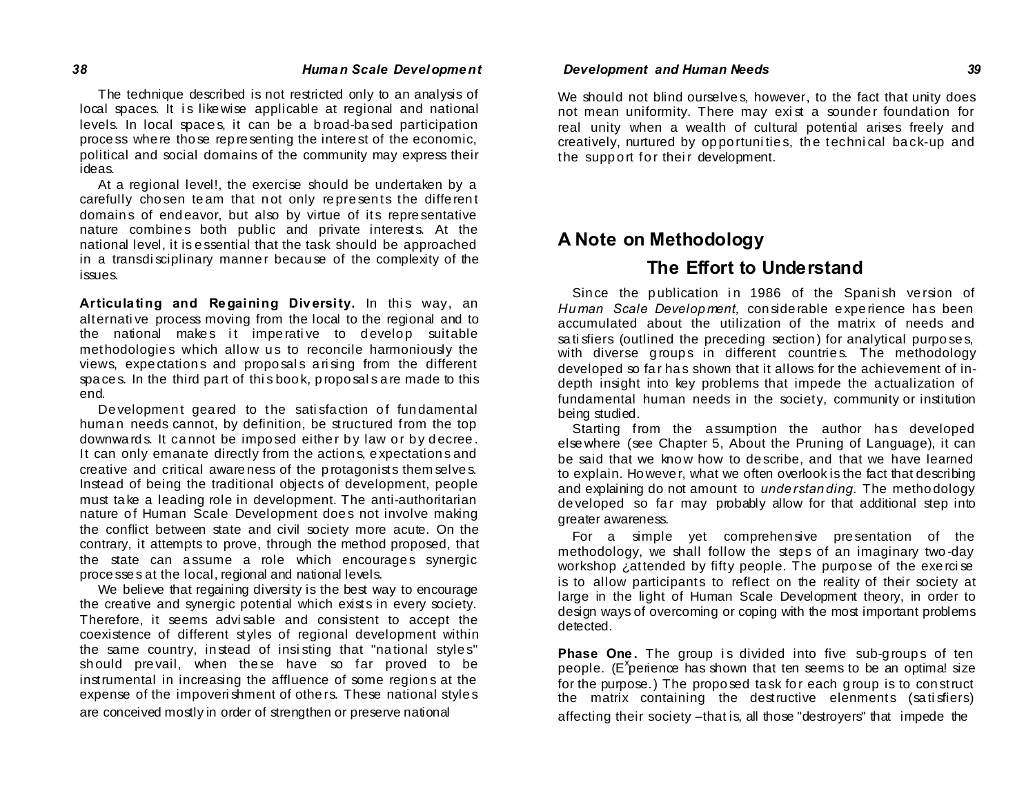The technique described is not restricted only to an analysis of local spaces. It is likewise applicable at regional and national levels. In local spaces, it can be a broad-based participation process where those representing the interest of the economic, political and social domains of the community may express their ideas.

At a regional level!, the exercise should be undertaken by a carefully chosen team that not only represents the different domains of endeavor, but also by virtue of its representative nature combines both public and private interests. At the national level, it is essential that the task should be approached in a transdisciplinary manner because of the complexity of the issues.

**Articulating and Regaining Diversity.** In this way, an alternative process moving from the local to the regional and to the national makes it imperative to develop suitable methodologies which allow us to reconcile harmoniously the views, expectations and proposals arising from the different spaces. In the third part of this book, proposals are made to this end.

Development geared to the satisfaction of fundamental human needs cannot, by definition, be structured from the top downwards. It cannot be imposed either by law or by decree. It can only emanate directly from the actions, expectations and creative and critical awareness of the protagonists themselves. Instead of being the traditional objects of development, people must take a leading role in development. The anti-authoritarian nature of Human Scale Development does not involve making the conflict between state and civil society more acute. On the contrary, it attempts to prove, through the method proposed, that the state can assume a role which encourages synergic processes at the local, regional and national levels.

We believe that regaining diversity is the best way to encourage the creative and synergic potential which exists in every society. Therefore, it seems advisable and consistent to accept the coexistence of different styles of regional development within the same country, instead of insisting that "national styles" should prevail, when these have so far proved to be instrumental in increasing the affluence of some regions at the expense of the impoverishment of others. These national styles are conceived mostly in order of strengthen or preserve national unity.

We should not blind ourselves, however, to the fact that unity does not mean uniformity. There may exist a sounder foundation for real unity when a wealth of cultural potential arises freely and creatively, nurtured by opportunities, the technical back-up and the support for their development.

## A Note on Methodology

### The Effort to Understand

Since the publication in 1986 of the Spanish version of *Human Scale Development,* considerable experience has been accumulated about the utilization of the matrix of needs and satisfiers (outlined the preceding section) for analytical purposes, with diverse groups in different countries. The methodology developed so far has shown that it allows for the achievement of in-depth insight into key problems that impede the actualization of fundamental human needs in the society, community or institution being studied.

Starting from the assumption the author has developed elsewhere (see Chapter 5, About the Pruning of Language), it can be said that we know how to describe, and that we have learned to explain. However, what we often overlook is the fact that describing and explaining do not amount to *understanding.* The methodology developed so far may probably allow for that additional step into greater awareness.

For a simple yet comprehensive presentation of the methodology, we shall follow the steps of an imaginary two-day workshop ¿attended by fifty people. The purpose of the exercise is to allow participants to reflect on the reality of their society at large in the light of Human Scale Development theory, in order to design ways of overcoming or coping with the most important problems detected.

**Phase One.** The group is divided into five sub-groups of ten people. (Experience has shown that ten seems to be an optima! size for the purpose.) The proposed task for each group is to construct the matrix containing the destructive elenments (satisfiers) affecting their society –that is, all those "destroyers" that impede the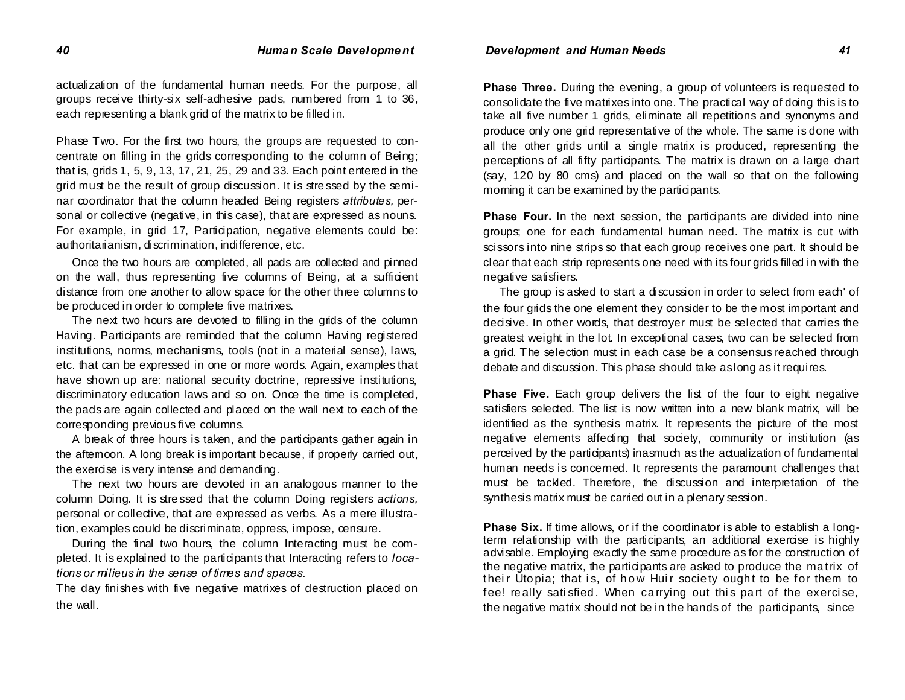actualization of the fundamental human needs. For the purpose, all groups receive thirty-six self-adhesive pads, numbered from 1 to 36, each representing a blank grid of the matrix to be filled in.

Phase Two. For the first two hours, the groups are requested to concentrate on filling in the grids corresponding to the column of Being; that is, grids 1, 5, 9, 13, 17, 21, 25, 29 and 33. Each point entered in the grid must be the result of group discussion. It is stressed by the seminar coordinator that the column headed Being registers *attributes,* personal or collective (negative, in this case), that are expressed as nouns. For example, in grid 17, Participation, negative elements could be: authoritarianism, discrimination, indifference, etc.

Once the two hours are completed, all pads are collected and pinned on the wall, thus representing five columns of Being, at a sufficient distance from one another to allow space for the other three columns to be produced in order to complete five matrixes.

The next two hours are devoted to filling in the grids of the column Having. Participants are reminded that the column Having registered institutions, norms, mechanisms, tools (not in a material sense), laws, etc. that can be expressed in one or more words. Again, examples that have shown up are: national security doctrine, repressive institutions, discriminatory education laws and so on. Once the time is completed, the pads are again collected and placed on the wall next to each of the corresponding previous five columns.

A break of three hours is taken, and the participants gather again in the afternoon. A long break is important because, if properly carried out, the exercise is very intense and demanding.

The next two hours are devoted in an analogous manner to the column Doing. It is stressed that the column Doing registers *actions,* personal or collective, that are expressed as verbs. As a mere illustration, examples could be discriminate, oppress, impose, censure.

During the final two hours, the column Interacting must be completed. It is explained to the participants that Interacting refers to *locations or milieus in the sense of times and spaces.*

The day finishes with five negative matrixes of destruction placed on the wall.

**Phase Three.** During the evening, a group of volunteers is requested to consolidate the five matrixes into one. The practical way of doing this is to take all five number 1 grids, eliminate all repetitions and synonyms and produce only one grid representative of the whole. The same is done with all the other grids until a single matrix is produced, representing the perceptions of all fifty participants. The matrix is drawn on a large chart (say, 120 by 80 cms) and placed on the wall so that on the following morning it can be examined by the participants.

**Phase Four.** In the next session, the participants are divided into nine groups; one for each fundamental human need. The matrix is cut with scissors into nine strips so that each group receives one part. It should be clear that each strip represents one need with its four grids filled in with the negative satisfiers.

The group is asked to start a discussion in order to select from each' of the four grids the one element they consider to be the most important and decisive. In other words, that destroyer must be selected that carries the greatest weight in the lot. In exceptional cases, two can be selected from a grid. The selection must in each case be a consensus reached through debate and discussion. This phase should take as long as it requires.

**Phase Five.** Each group delivers the list of the four to eight negative satisfiers selected. The list is now written into a new blank matrix, will be identified as the synthesis matrix. It represents the picture of the most negative elements affecting that society, community or institution (as perceived by the participants) inasmuch as the actualization of fundamental human needs is concerned. It represents the paramount challenges that must be tackled. Therefore, the discussion and interpretation of the synthesis matrix must be carried out in a plenary session.

**Phase Six.** If time allows, or if the coordinator is able to establish a long-term relationship with the participants, an additional exercise is highly advisable. Employing exactly the same procedure as for the construction of the negative matrix, the participants are asked to produce the matrix of their Utopia; that is, of how Huir society ought to be for them to fee! really satisfied. When carrying out this part of the exercise, the negative matrix should not be in the hands of the participants, since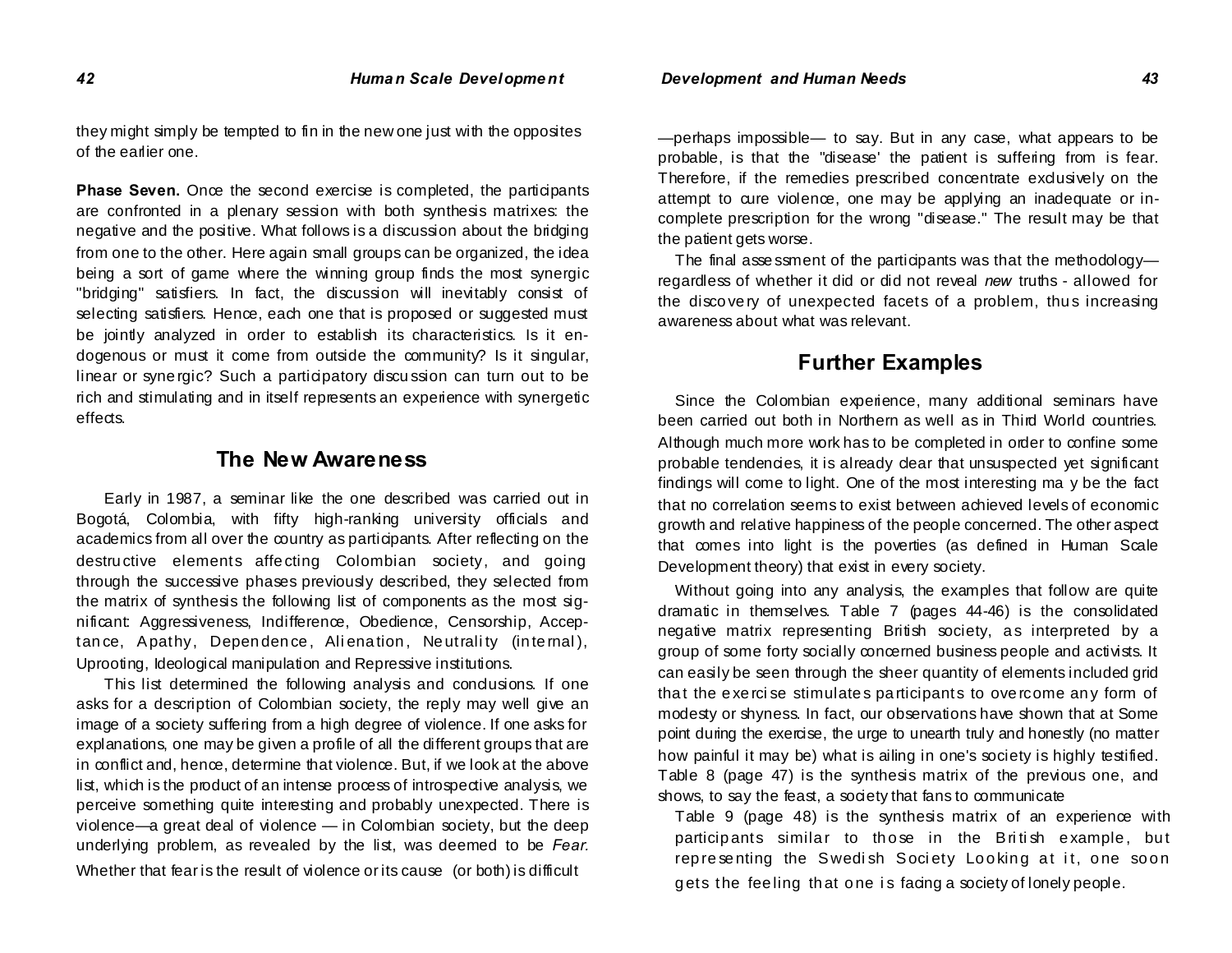they might simply be tempted to fin in the new one just with the opposites of the earlier one.

**Phase Seven.** Once the second exercise is completed, the participants are confronted in a plenary session with both synthesis matrixes: the negative and the positive. What follows is a discussion about the bridging from one to the other. Here again small groups can be organized, the idea being a sort of game where the winning group finds the most synergic "bridging" satisfiers. In fact, the discussion will inevitably consist of selecting satisfiers. Hence, each one that is proposed or suggested must be jointly analyzed in order to establish its characteristics. Is it endogenous or must it come from outside the community? Is it singular, linear or synergic? Such a participatory discussion can turn out to be rich and stimulating and in itself represents an experience with synergetic effects.

## The New Awareness

Early in 1987, a seminar like the one described was carried out in Bogotá, Colombia, with fifty high-ranking university officials and academics from all over the country as participants. After reflecting on the destructive elements affecting Colombian society, and going through the successive phases previously described, they selected from the matrix of synthesis the following list of components as the most significant: Aggressiveness, Indifference, Obedience, Censorship, Acceptance, Apathy, Dependence, Alienation, Neutrality (internal), Uprooting, Ideological manipulation and Repressive institutions.

This list determined the following analysis and conclusions. If one asks for a description of Colombian society, the reply may well give an image of a society suffering from a high degree of violence. If one asks for explanations, one may be given a profile of all the different groups that are in conflict and, hence, determine that violence. But, if we look at the above list, which is the product of an intense process of introspective analysis, we perceive something quite interesting and probably unexpected. There is violence—a great deal of violence — in Colombian society, but the deep underlying problem, as revealed by the list, was deemed to be *Fear.* Whether that fear is the result of violence or its cause (or both) is difficult —perhaps impossible— to say. But in any case, what appears to be probable, is that the "disease' the patient is suffering from is fear. Therefore, if the remedies prescribed concentrate exclusively on the attempt to cure violence, one may be applying an inadequate or incomplete prescription for the wrong "disease." The result may be that the patient gets worse.

The final assessment of the participants was that the methodology— regardless of whether it did or did not reveal *new* truths - allowed for the discovery of unexpected facets of a problem, thus increasing awareness about what was relevant.

## Further Examples

Since the Colombian experience, many additional seminars have been carried out both in Northern as well as in Third World countries. Although much more work has to be completed in order to confine some probable tendencies, it is already clear that unsuspected yet significant findings will come to light. One of the most interesting ma y be the fact that no correlation seems to exist between achieved levels of economic growth and relative happiness of the people concerned. The other aspect that comes into light is the poverties (as defined in Human Scale Development theory) that exist in every society.

Without going into any analysis, the examples that follow are quite dramatic in themselves. Table 7 (pages 44-46) is the consolidated negative matrix representing British society, as interpreted by a group of some forty socially concerned business people and activists. It can easily be seen through the sheer quantity of elements included grid that the exercise stimulates participants to overcome any form of modesty or shyness. In fact, our observations have shown that at Some point during the exercise, the urge to unearth truly and honestly (no matter how painful it may be) what is ailing in one's society is highly testified. Table 8 (page 47) is the synthesis matrix of the previous one, and shows, to say the feast, a society that fans to communicate

Table 9 (page 48) is the synthesis matrix of an experience with participants similar to those in the British example, but representing the Swedish Society Looking at it, one soon gets the feeling that one is facing a society of lonely people.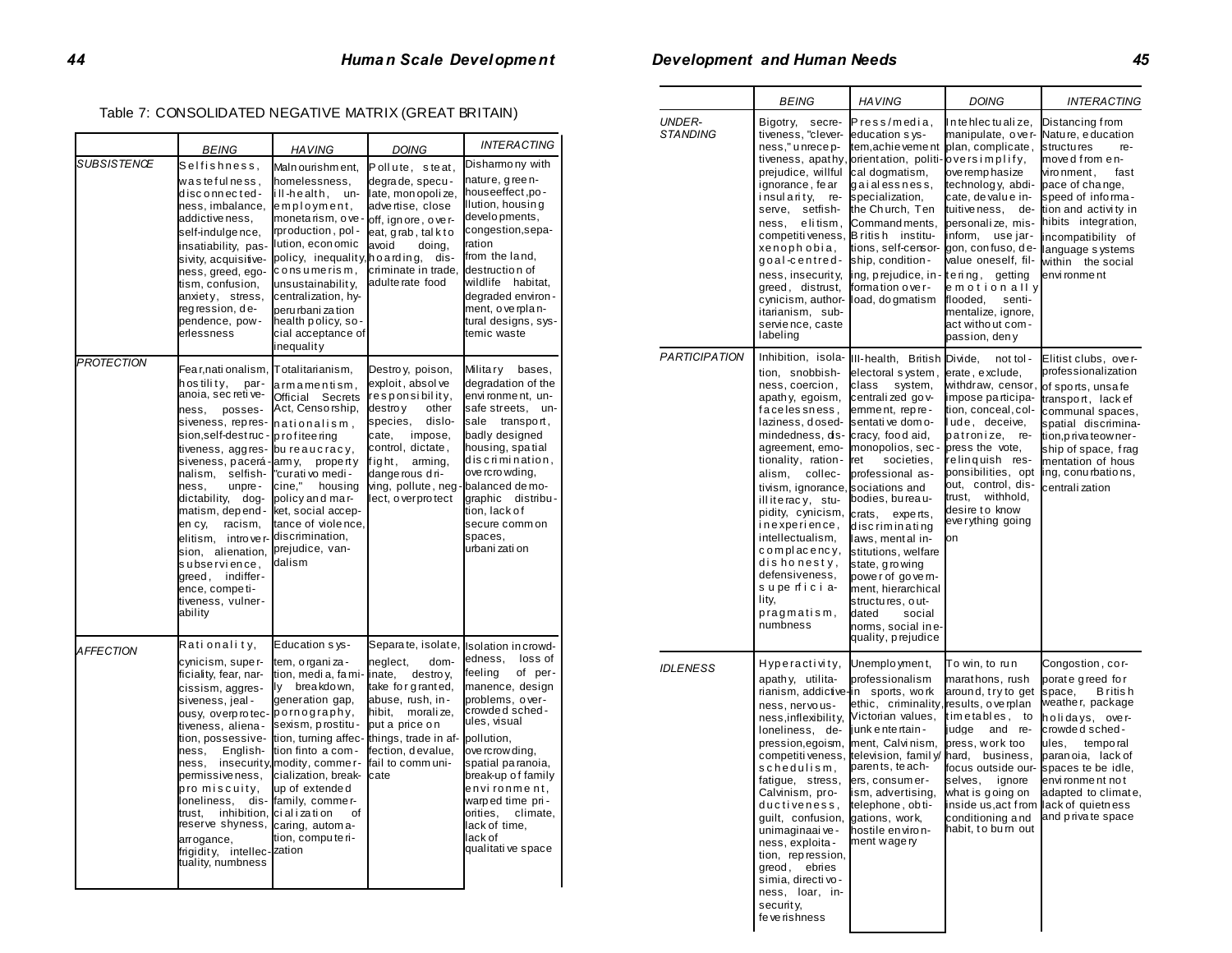Table 7: CONSOLIDATED NEGATIVE MATRIX (GREAT BRITAIN)

| | BEING | HAVING | DOING | INTERACTING |
|---|---|---|---|---|
| SUBSISTENCE | Selfishness, wastefulness, disconnectedness, imbalance, addictiveness, self-indulgence, insatiability, passivity, acquisitiveness, greed, egotism, confusion, anxiety, stress, regression, dependence, powerlessness | Malnourishment, homelessness, ill-health, unemployment, monetarism, overproduction, pollution, economic policy, inequality, consumerism, unsustainability, centralization, hyperurbanization health policy, social acceptance of inequality | Pollute, steat, degrade, speculate, monopolize, advertise, close off, ignore, overeat, grab, talk to avoid doing, hoarding, discriminate in trade, adulterate food | Disharmony with nature, greenhouseeffect, pollution, housing developments, congestion, separation from the land, destruction of wildlife habitat, degraded environment, overplanned designs, systemic waste |
| PROTECTION | Fear, nationalism, hostility, paranoia, secretiveness, possessiveness, repression, self-destructiveness, aggressiveness, paceránalism, selfishness, unpredictability, dogmatism, dependency, racism, elitism, introversion, alienation, subservience, greed, indifference, competitiveness, vulnerability | Totalitarianism, armamentism, Official Secrets Act, Censorship, nationalism, profiteering bureaucracy, army, property "curative medicine," housing policy and market, social acceptance of violence, discrimination, prejudice, vandalism | Destroy, poison, exploit, absolve responsibility, destroy other species, dislocate, impose, control, dictate, fight, arming, dangerous driving, pollute, neglect, overprotect | Military bases, degradation of the environment, unsafe streets, unsale transport, badly designed housing, spatial discrimination, overcrowding, balanced demographic distribution, lack of secure common spaces, urbanization |
| AFFECTION | Rationality, cynicism, superficiality, fear, narcissism, aggressiveness, jealousy, overprotectiveness, alienation, possessiveness, Englishness, insecurity, permissiveness, promiscuity, loneliness, distrust, inhibition, reserve shyness, arrogance, frigidity, intellectuality, numbness | Education system, organization, media, family breakdown, generation gap, pornography, sexism, prostitution, turning affection finto a commodity, commercialization, breakup of extended family, commercialization of caring, automation, computerization | Separate, isolate, neglect, dominate, destroy, take for granted, abuse, rush, inhibit, moralize, put a price on things, trade in affection, devalue, fail to communicate | Isolation in crowdedness, loss of feeling of permanence, design problems, overcrowded schedules, visual pollution, overcrowding, spatial paranoia, break-up of family environment, warped time priorities, climate, lack of time, lack of qualitative space |
| UNDERSTANDING | Bigotry, secretiveness, "cleverness," unreceptiveness, apathy, prejudice, willful ignorance, fear insularity, reserve, selfishness, elitism, competitiveness, xenophobia, goal-centredness, insecurity, greed, distrust, cynicism, authoritarianism, subservience, caste labeling | Press/media, education system, achievement orientation, political dogmatism, gaialessness, specialization, the Church, Ten Commandments, British institutions, self-censorship, conditioning, prejudice, information overload, dogmatism | Intehlectualize, manipulate, overplan, complicate, oversimplify, overemphasize technology, abdicate, devalue intuitiveness, depersonalize, misinform, use jargon, confuso, devalue oneself, filtering, getting emotionally flooded, sentimentalize, ignore, act without compassion, deny | Distancing from Nature, education structures removed from environment, fast pace of change, speed of information and activity in hibits integration, incompatibility of language systems within the social environment |
| PARTICIPATION | Inhibition, isolation, snobbishness, coercion, apathy, egoism, facelessness, laziness, dosedmindedness, disagreement, emotionality, rationalism, collectivism, ignorance, illiteracy, stupidity, cynicism, inexperience, intellectualism, complacency, dishonesty, defensiveness, superficiality, pragmatism, numbness | Ill-health, British electoral system, class system, centralized government, representative democracy, food aid, monopolios, secret societies, professional associations, bodies, bureaucrats, experts, discriminating laws, mental institutions, welfare state, growing power of government, hierarchical structures, outdated social norms, social inequality, prejudice | Divide, not tolerate, exclude, withdraw, censor, impose participation, conceal, collude, deceive, patronize, repress the vote, relinquish responsibilities, opt out, control, distrust, withhold, desire to know everything going on | Elitist clubs, overprofessionalization of sports, unsafe transport, lack ef communal spaces, spatial discrimination, privateownership of space, fragmentation of hous ing, conurbations, centralization |
| IDLENESS | Hyperactivity, apathy, utilitarianism, addictiveness, nervousness, inflexibility, loneliness, depression, egoism, competitiveness, scheduling, fatigue, stress, Calvinism, productiveness, guilt, confusion, unimaginaiveness, exploitation, repression, greod, ebries simia, directivoness, loar, insecurity, feverishness | Unemployment, professionalism in sports, work ethic, criminality, Victorian values, junk entertainment, Calvinism, television, family/parents, teachers, consumerism, advertising, telephone, obtigations, work, hostile environment wagery | To win, to run marathons, rush around, try to get results, overplan timetables, to judge and repress, work too hard, business, focus outside ourselves, ignore what is going on inside us, act from conditioning and habit, to burn out | Congestion, corporate greed for space, British weather, package holidays, overcrowded schedules, temporal paranoia, lack of spaces to be idle, environment not adapted to climate, lack of quietness and private space |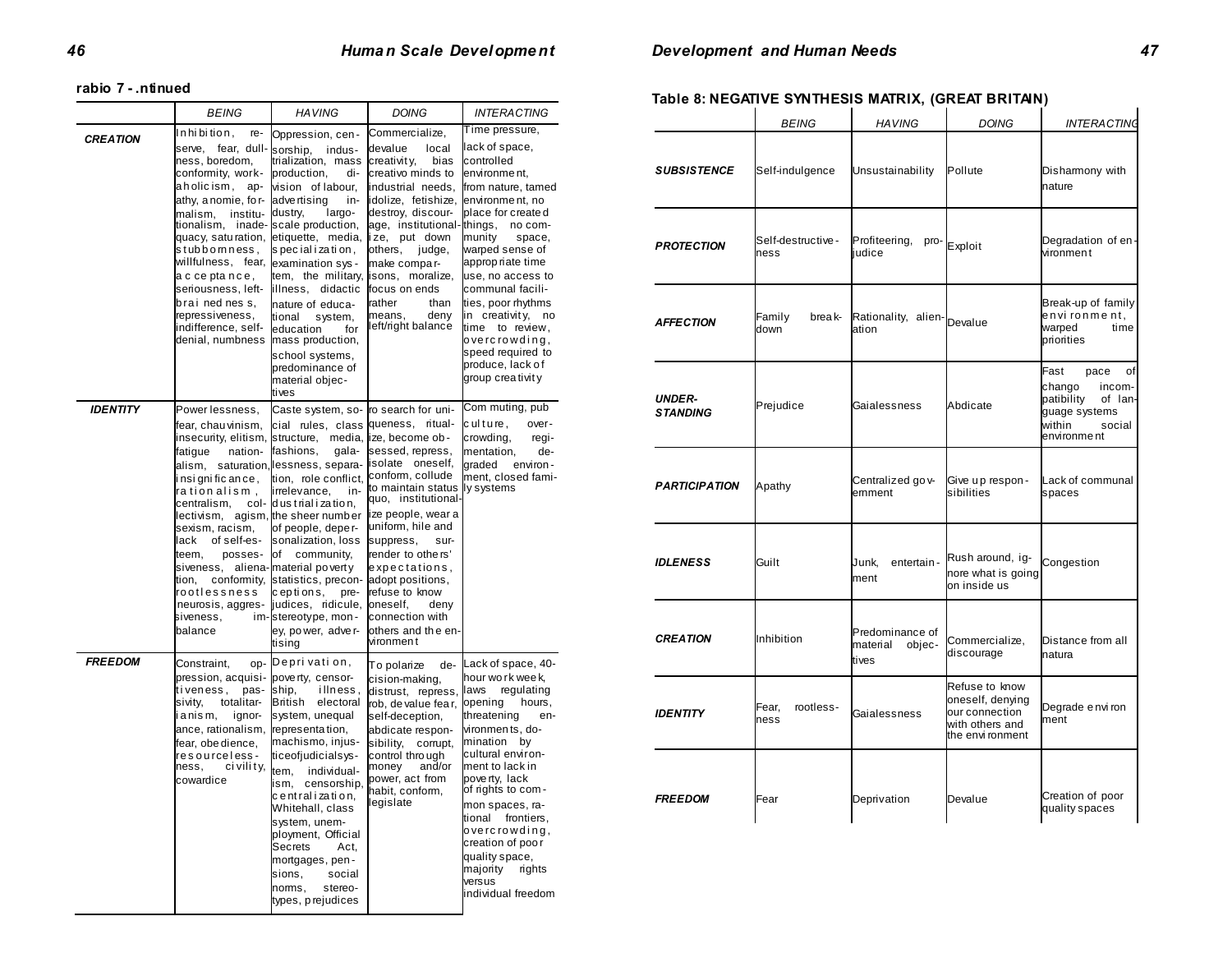rabio 7 - .ntinued

| | BEING | HAVING | DOING | INTERACTING |
|---|---|---|---|---|
| **CREATION** | Inhibition, reserve, fear, dullness, boredom, conformity, workaholicism, apathy, anomie, formalism, institutionalism, inadequacy, saturation, stubbornness, willfulness, fear, acceptance, seriousness, left-brained ness, repressiveness, indifference, self-denial, numbness | Oppression, censorship, industrialization, mass production, division of labour, advertising industry, largo-scale production, etiquette, media, specialization, examination system, the military, illness, didactic nature of educational system, education for mass production, school systems, predominance of material objectives | Commercialize, devalue local creativity, bias creativo minds to industrial needs, idolize, fetishize, destroy, discourage, institutionalize, put down others, judge, make comparisons, moralize, focus on ends rather than means, deny left/right balance | Time pressure, lack of space, controlled environment, from nature, tamed environment, no place for created things, no community space, warped sense of appropriate time use, no access to communal facilities, poor rhythms in creativity, no time to review, overcrowding, speed required to produce, lack of group creativity |
| **IDENTITY** | Powerlessness, fear, chauvinism, insecurity, elitism, fatigue nationalism, saturation, insignificance, rationalism, centralism, collectivism, agism, sexism, racism, lack of self-esteem, possessiveness, alienation, conformity, rootlessness neurosis, aggressiveness, imbalance | Caste system, social rules, class structure, media, fashions, galalessness, separation, role conflict, irrelevance, industrialization, the sheer number of people, depersonalization, loss of community, material poverty statistics, preconceptions, prejudices, ridicule, stereotype, money, power, advertising | ro search for uniqueness, ritualize, become obsessed, repress, isolate oneself, conform, collude to maintain status quo, institutionalize people, wear a uniform, hile and suppress, surrender to others' expectations, adopt positions, refuse to know oneself, deny connection with others and the environment | Com muting, pub culture, overcrowding, regimentation, degraded environment, closed family systems |
| **FREEDOM** | Constraint, oppression, acquisitiveness, passivity, totalitarianism, ignorance, rationalism, fear, obedience, resourcelessness, civility, cowardice | Deprivation, poverty, censorship, illness, British electoral system, unequal representation, machismo, injusticeofjudicialsystem, individualism, censorship, centralization, Whitehall, class system, unemployment, Official Secrets Act, mortgages, pensions, social norms, stereotypes, prejudices | To polarize decision-making, distrust, repress, rob, devalue fear, self-deception, abdicate responsibility, corrupt, control through money and/or power, act from habit, conform, legislate | Lack of space, 40-hour work week, laws regulating opening hours, threatening environments, domination by cultural environment to lack in poverty, lack of rights to common spaces, rational frontiers, overcrowding, creation of poor quality space, majority rights versus individual freedom |

**Table 8: NEGATIVE SYNTHESIS MATRIX, (GREAT BRITAIN)**

| | BEING | HAVING | DOING | INTERACTING |
|---|---|---|---|---|
| **SUBSISTENCE** | Self-indulgence | Unsustainability | Pollute | Disharmony with nature |
| **PROTECTION** | Self-destructiveness | Profiteering, prejudice | Exploit | Degradation of environment |
| **AFFECTION** | Family breakdown | Rationality, alienation | Devalue | Break-up of family environment, warped time priorities |
| **UNDER-STANDING** | Prejudice | Gaialessness | Abdicate | Fast pace of chango incompatibility of language systems within social environment |
| **PARTICIPATION** | Apathy | Centralized government | Give up responsibilities | Lack of communal spaces |
| **IDLENESS** | Guilt | Junk, entertainment | Rush around, ignore what is going on inside us | Congestion |
| **CREATION** | Inhibition | Predominance of material objectives | Commercialize, discourage | Distance from all natura |
| **IDENTITY** | Fear, rootlessness | Gaialessness | Refuse to know oneself, denying our connection with others and the environment | Degrade environment |
| **FREEDOM** | Fear | Deprivation | Devalue | Creation of poor quality spaces |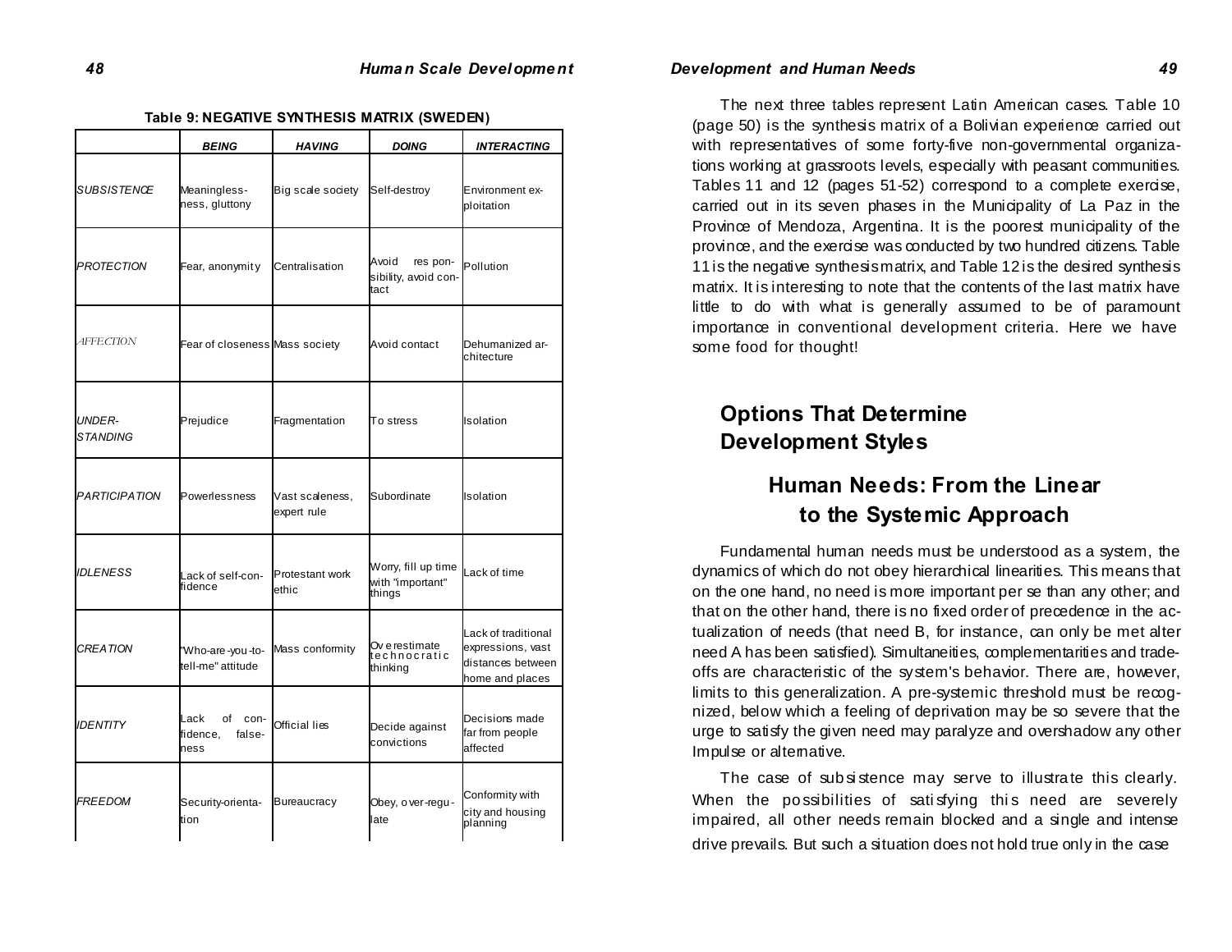**Table 9: NEGATIVE SYNTHESIS MATRIX (SWEDEN)**

| | *BEING* | *HAVING* | *DOING* | *INTERACTING* |
|---|---|---|---|---|
| *SUBSISTENCE* | Meaningless-ness, gluttony | Big scale society | Self-destroy | Environment ex-ploitation |
| *PROTECTION* | Fear, anonymity | Centralisation | Avoid res pon-sibility, avoid con-tact | Pollution |
| *AFFECTION* | Fear of closeness | Mass society | Avoid contact | Dehumanized ar-chitecture |
| *UNDER-STANDING* | Prejudice | Fragmentation | To stress | Isolation |
| *PARTICIPATION* | Powerlessness | Vast scaleness, expert rule | Subordinate | Isolation |
| *IDLENESS* | Lack of self-con-fidence | Protestant work ethic | Worry, fill up time with "important" things | Lack of time |
| *CREATION* | "Who-are-you-to-tell-me" attitude | Mass conformity | Overestimate technocratic thinking | Lack of traditional expressions, vast distances between home and places |
| *IDENTITY* | Lack of con-fidence, false-ness | Official lies | Decide against convictions | Decisions made far from people affected |
| *FREEDOM* | Security-orienta-tion | Bureaucracy | Obey, over-regu-late | Conformity with city and housing planning |

The next three tables represent Latin American cases. Table 10 (page 50) is the synthesis matrix of a Bolivian experience carried out with representatives of some forty-five non-governmental organizations working at grassroots levels, especially with peasant communities. Tables 11 and 12 (pages 51-52) correspond to a complete exercise, carried out in its seven phases in the Municipality of La Paz in the Province of Mendoza, Argentina. It is the poorest municipality of the province, and the exercise was conducted by two hundred citizens. Table 11 is the negative synthesis matrix, and Table 12 is the desired synthesis matrix. It is interesting to note that the contents of the last matrix have little to do with what is generally assumed to be of paramount importance in conventional development criteria. Here we have some food for thought!

## Options That Determine Development Styles

### Human Needs: From the Linear to the Systemic Approach

Fundamental human needs must be understood as a system, the dynamics of which do not obey hierarchical linearities. This means that on the one hand, no need is more important per se than any other; and that on the other hand, there is no fixed order of precedence in the actualization of needs (that need B, for instance, can only be met alter need A has been satisfied). Simultaneities, complementarities and trade-offs are characteristic of the system's behavior. There are, however, limits to this generalization. A pre-systemic threshold must be recognized, below which a feeling of deprivation may be so severe that the urge to satisfy the given need may paralyze and overshadow any other Impulse or alternative.

The case of subsistence may serve to illustrate this clearly. When the possibilities of satisfying this need are severely impaired, all other needs remain blocked and a single and intense drive prevails. But such a situation does not hold true only in the case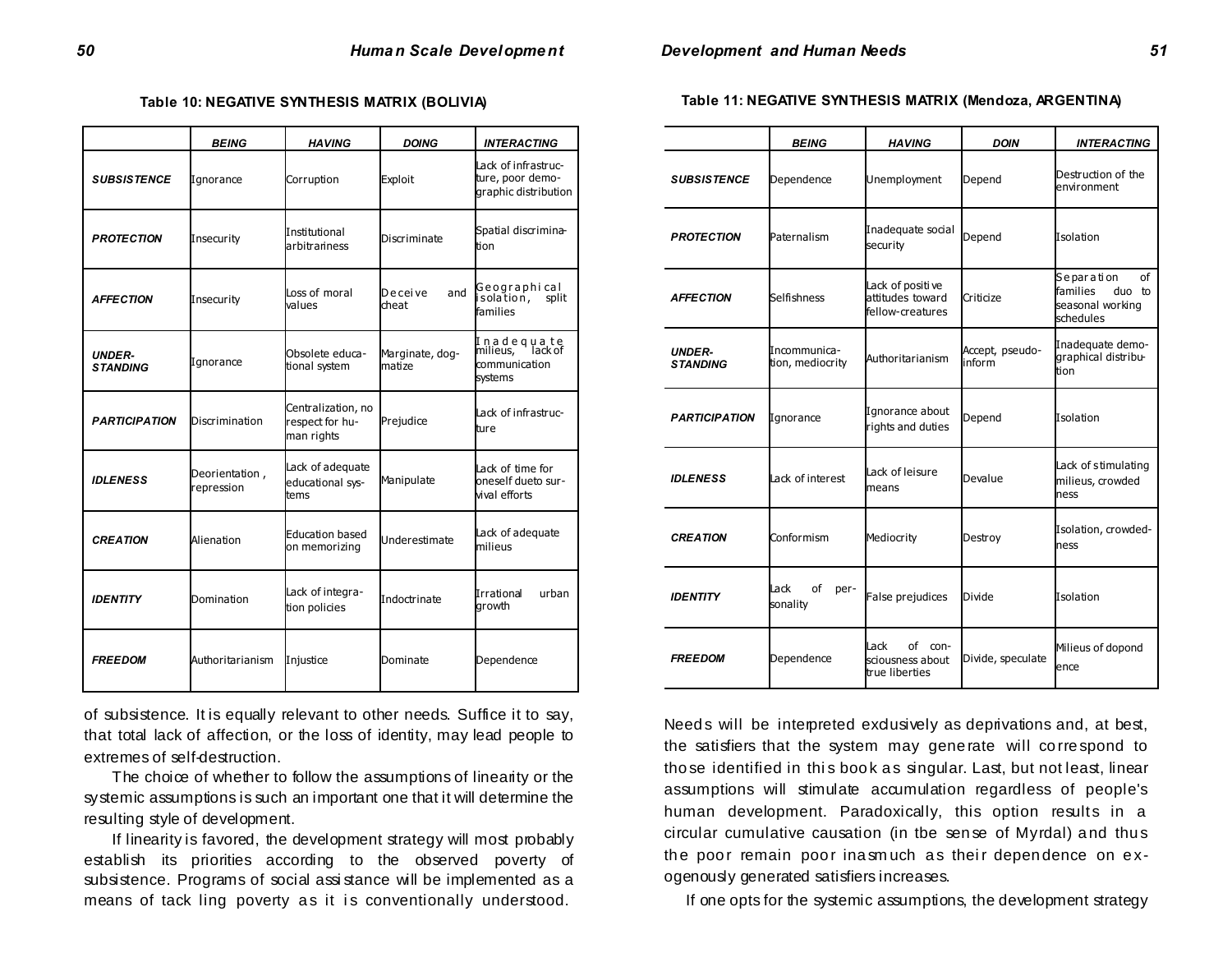**Table 10: NEGATIVE SYNTHESIS MATRIX (BOLIVIA)**

| | *BEING* | *HAVING* | *DOING* | *INTERACTING* |
|---|---|---|---|---|
| ***SUBSISTENCE*** | Ignorance | Corruption | Exploit | Lack of infrastructure, poor demographic distribution |
| ***PROTECTION*** | Insecurity | Institutional arbitrariness | Discriminate | Spatial discrimination |
| ***AFFECTION*** | Insecurity | Loss of moral values | Deceive and cheat | Geographical isolation, split families |
| ***UNDER-STANDING*** | Ignorance | Obsolete educational system | Marginate, dogmatize | Inadequate milieus, lack of communication systems |
| ***PARTICIPATION*** | Discrimination | Centralization, no respect for human rights | Prejudice | Lack of infrastructure |
| ***IDLENESS*** | Deorientation , repression | Lack of adequate educational systems | Manipulate | Lack of time for oneself dueto survival efforts |
| ***CREATION*** | Alienation | Education based on memorizing | Underestimate | Lack of adequate milieus |
| ***IDENTITY*** | Domination | Lack of integration policies | Indoctrinate | Irrational urban growth |
| ***FREEDOM*** | Authoritarianism | Injustice | Dominate | Dependence |

of subsistence. It is equally relevant to other needs. Suffice it to say, that total lack of affection, or the loss of identity, may lead people to extremes of self-destruction.

The choice of whether to follow the assumptions of linearity or the systemic assumptions is such an important one that it will determine the resulting style of development.

If linearity is favored, the development strategy will most probably establish its priorities according to the observed poverty of subsistence. Programs of social assistance will be implemented as a means of tackling poverty as it is conventionally understood.

**Table 11: NEGATIVE SYNTHESIS MATRIX (Mendoza, ARGENTINA)**

| | *BEING* | *HAVING* | *DOIN* | *INTERACTING* |
|---|---|---|---|---|
| ***SUBSISTENCE*** | Dependence | Unemployment | Depend | Destruction of the environment |
| ***PROTECTION*** | Paternalism | Inadequate social security | Depend | Isolation |
| ***AFFECTION*** | Selfishness | Lack of positive attitudes toward fellow-creatures | Criticize | Separation of families duo to seasonal working schedules |
| ***UNDER-STANDING*** | Incommunication, mediocrity | Authoritarianism | Accept, pseudo-inform | Inadequate demographical distribution |
| ***PARTICIPATION*** | Ignorance | Ignorance about rights and duties | Depend | Isolation |
| ***IDLENESS*** | Lack of interest | Lack of leisure means | Devalue | Lack of stimulating milieus, crowded ness |
| ***CREATION*** | Conformism | Mediocrity | Destroy | Isolation, crowdedness |
| ***IDENTITY*** | Lack of personality | False prejudices | Divide | Isolation |
| ***FREEDOM*** | Dependence | Lack of consciousness about true liberties | Divide, speculate | Milieus of dopond ence |

Needs will be interpreted exclusively as deprivations and, at best, the satisfiers that the system may generate will correspond to those identified in this book as singular. Last, but not least, linear assumptions will stimulate accumulation regardless of people's human development. Paradoxically, this option results in a circular cumulative causation (in tbe sense of Myrdal) and thus the poor remain poor inasmuch as their dependence on exogenously generated satisfiers increases.

If one opts for the systemic assumptions, the development strategy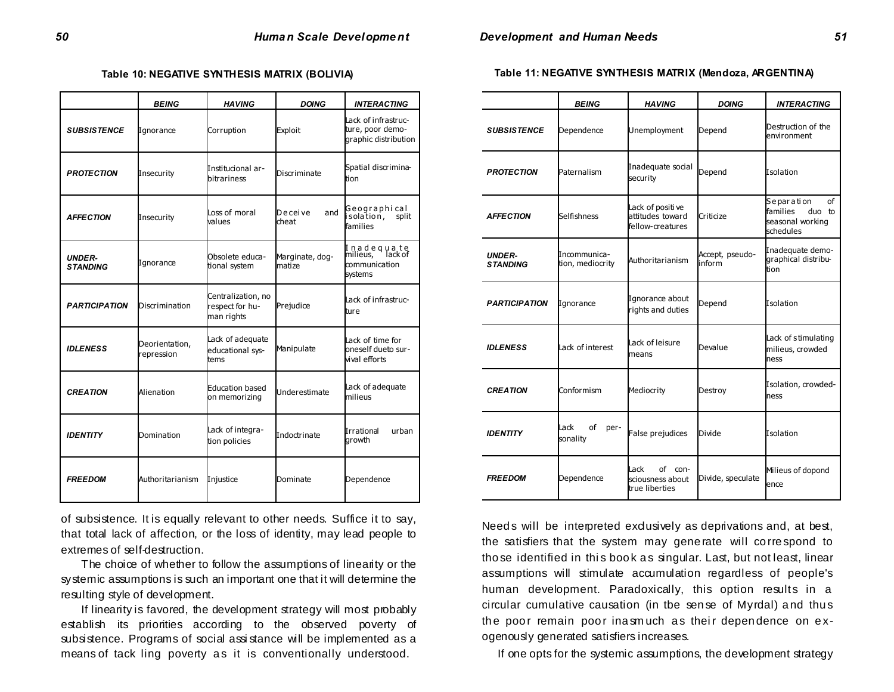**Table 10: NEGATIVE SYNTHESIS MATRIX (BOLIVIA)**

| | *BEING* | *HAVING* | *DOING* | *INTERACTING* |
|---|---|---|---|---|
| ***SUBSISTENCE*** | Ignorance | Corruption | Exploit | Lack of infrastructure, poor demographic distribution |
| ***PROTECTION*** | Insecurity | Institucional arbitrariness | Discriminate | Spatial discrimination |
| ***AFFECTION*** | Insecurity | Loss of moral values | Deceive and cheat | Geographical isolation, split families |
| ***UNDER-STANDING*** | Ignorance | Obsolete educational system | Marginate, dogmatize | Inadequate milieus, lack of communication systems |
| ***PARTICIPATION*** | Discrimination | Centralization, no respect for human rights | Prejudice | Lack of infrastructure |
| ***IDLENESS*** | Deorientation, repression | Lack of adequate educational systems | Manipulate | Lack of time for oneself dueto survival efforts |
| ***CREATION*** | Alienation | Education based on memorizing | Underestimate | Lack of adequate milieus |
| ***IDENTITY*** | Domination | Lack of integration policies | Indoctrinate | Irrational urban growth |
| ***FREEDOM*** | Authoritarianism | Injustice | Dominate | Dependence |

of subsistence. It is equally relevant to other needs. Suffice it to say, that total lack of affection, or the loss of identity, may lead people to extremes of self-destruction.

The choice of whether to follow the assumptions of linearity or the systemic assumptions is such an important one that it will determine the resulting style of development.

If linearity is favored, the development strategy will most probably establish its priorities according to the observed poverty of subsistence. Programs of social assistance will be implemented as a means of tackling poverty as it is conventionally understood.

**Table 11: NEGATIVE SYNTHESIS MATRIX (Mendoza, ARGENTINA)**

| | *BEING* | *HAVING* | *DOING* | *INTERACTING* |
|---|---|---|---|---|
| ***SUBSISTENCE*** | Dependence | Unemployment | Depend | Destruction of the environment |
| ***PROTECTION*** | Paternalism | Inadequate social security | Depend | Isolation |
| ***AFFECTION*** | Selfishness | Lack of positive attitudes toward fellow-creatures | Criticize | Separation of families duo to seasonal working schedules |
| ***UNDER-STANDING*** | Incommunication, mediocrity | Authoritarianism | Accept, pseudo-inform | Inadequate demographical distribution |
| ***PARTICIPATION*** | Ignorance | Ignorance about rights and duties | Depend | Isolation |
| ***IDLENESS*** | Lack of interest | Lack of leisure means | Devalue | Lack of stimulating milieus, crowdedness |
| ***CREATION*** | Conformism | Mediocrity | Destroy | Isolation, crowdedness |
| ***IDENTITY*** | Lack of personality | False prejudices | Divide | Isolation |
| ***FREEDOM*** | Dependence | Lack of consciousness about true liberties | Divide, speculate | Milieus of dopondence |

Needs will be interpreted exclusively as deprivations and, at best, the satisfiers that the system may generate will correspond to those identified in this book as singular. Last, but not least, linear assumptions will stimulate accumulation regardless of people's human development. Paradoxically, this option results in a circular cumulative causation (in tbe sense of Myrdal) and thus the poor remain poor inasmuch as their dependence on exogenously generated satisfiers increases.

If one opts for the systemic assumptions, the development strategy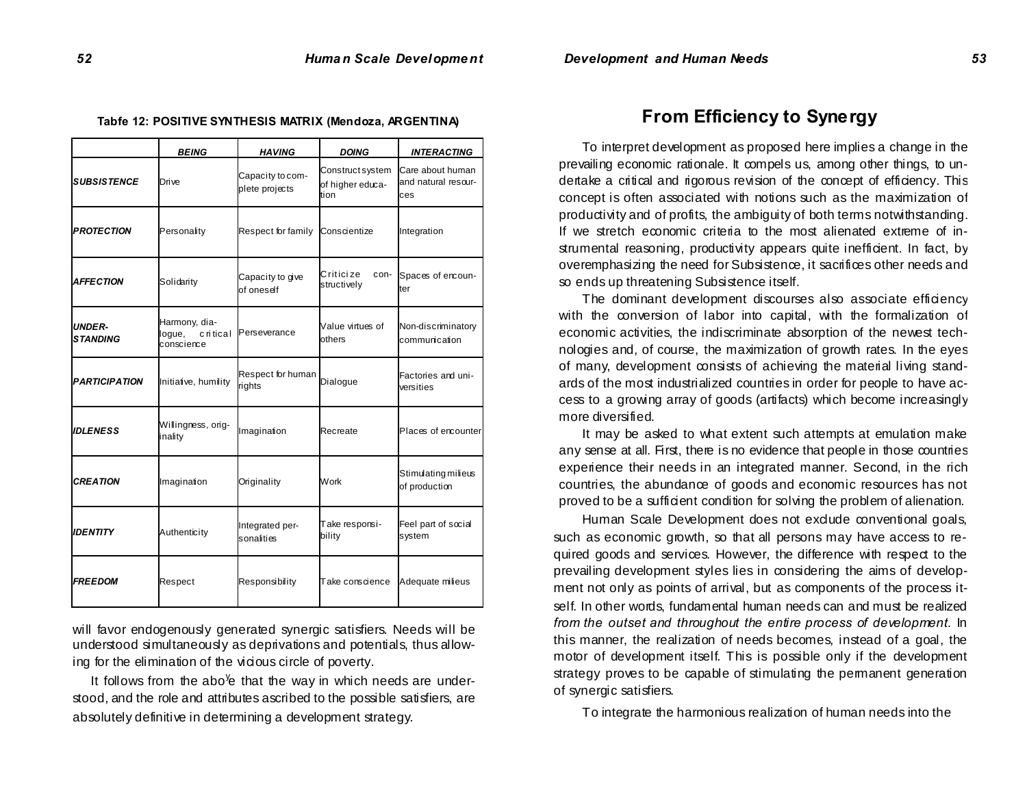**Tabfe 12: POSITIVE SYNTHESIS MATRIX (Mendoza, ARGENTINA)**

| | *BEING* | *HAVING* | *DOING* | *INTERACTING* |
|---|---|---|---|---|
| ***SUBSISTENCE*** | Drive | Capacity to complete projects | Construct system of higher education | Care about human and natural resources |
| ***PROTECTION*** | Personality | Respect for family | Conscientize | Integration |
| ***AFFECTION*** | Solidarity | Capacity to give of oneself | Criticize constructively | Spaces of encounter |
| ***UNDER-STANDING*** | Harmony, dialogue, critical conscience | Perseverance | Value virtues of others | Non-discriminatory communication |
| ***PARTICIPATION*** | Initiative, humility | Respect for human rights | Dialogue | Factories and universities |
| ***IDLENESS*** | Willingness, originality | Imagination | Recreate | Places of encounter |
| ***CREATION*** | Imagination | Originality | Work | Stimulating milieus of production |
| ***IDENTITY*** | Authenticity | Integrated personalities | Take responsibility | Feel part of social system |
| ***FREEDOM*** | Respect | Responsibility | Take conscience | Adequate milieus |

will favor endogenously generated synergic satisfiers. Needs will be understood simultaneously as deprivations and potentials, thus allowing for the elimination of the vicious circle of poverty.

It follows from the abo<sup>y</sup>e that the way in which needs are understood, and the role and attributes ascribed to the possible satisfiers, are absolutely definitive in determining a development strategy.

## From Efficiency to Synergy

To interpret development as proposed here implies a change in the prevailing economic rationale. It compels us, among other things, to undertake a critical and rigorous revision of the concept of efficiency. This concept is often associated with notions such as the maximization of productivity and of profits, the ambiguity of both terms notwithstanding. If we stretch economic criteria to the most alienated extreme of instrumental reasoning, productivity appears quite inefficient. In fact, by overemphasizing the need for Subsistence, it sacrifices other needs and so ends up threatening Subsistence itself.

The dominant development discourses also associate efficiency with the conversion of labor into capital, with the formalization of economic activities, the indiscriminate absorption of the newest technologies and, of course, the maximization of growth rates. In the eyes of many, development consists of achieving the material living standards of the most industrialized countries in order for people to have access to a growing array of goods (artifacts) which become increasingly more diversified.

It may be asked to what extent such attempts at emulation make any sense at all. First, there is no evidence that people in those countries experience their needs in an integrated manner. Second, in the rich countries, the abundance of goods and economic resources has not proved to be a sufficient condition for solving the problem of alienation.

Human Scale Development does not exclude conventional goals, such as economic growth, so that all persons may have access to required goods and services. However, the difference with respect to the prevailing development styles lies in considering the aims of development not only as points of arrival, but as components of the process itself. In other words, fundamental human needs can and must be realized *from the outset and throughout the entire process of development.* In this manner, the realization of needs becomes, instead of a goal, the motor of development itself. This is possible only if the development strategy proves to be capable of stimulating the permanent generation of synergic satisfiers.

To integrate the harmonious realization of human needs into the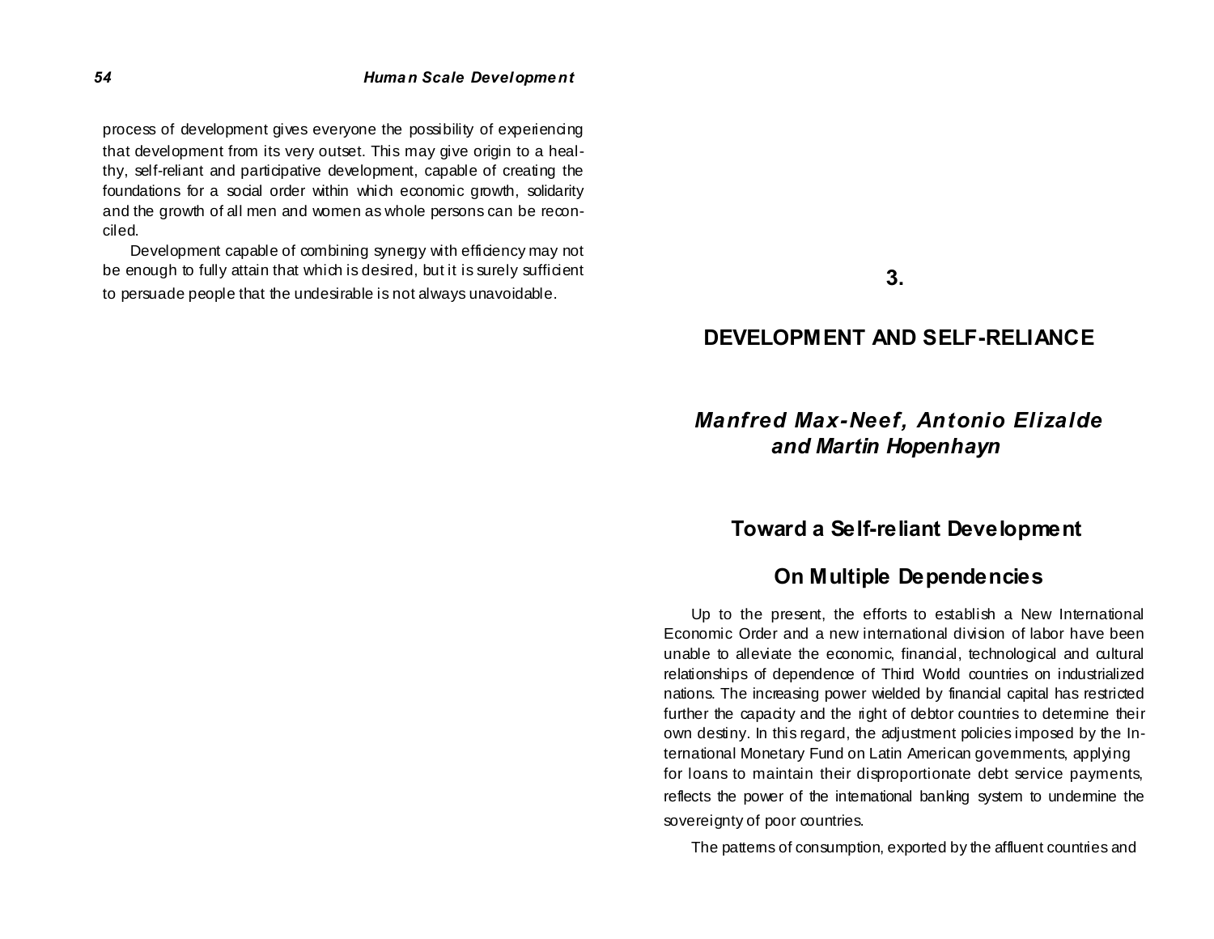process of development gives everyone the possibility of experiencing that development from its very outset. This may give origin to a healthy, self-reliant and participative development, capable of creating the foundations for a social order within which economic growth, solidarity and the growth of all men and women as whole persons can be reconciled.

Development capable of combining synergy with efficiency may not be enough to fully attain that which is desired, but it is surely sufficient to persuade people that the undesirable is not always unavoidable.

# 3.

# DEVELOPMENT AND SELF-RELIANCE

***Manfred Max-Neef, Antonio Elizalde and Martin Hopenhayn***

## Toward a Self-reliant Development

### On Multiple Dependencies

Up to the present, the efforts to establish a New International Economic Order and a new international division of labor have been unable to alleviate the economic, financial, technological and cultural relationships of dependence of Third World countries on industrialized nations. The increasing power wielded by financial capital has restricted further the capacity and the right of debtor countries to determine their own destiny. In this regard, the adjustment policies imposed by the International Monetary Fund on Latin American governments, applying for loans to maintain their disproportionate debt service payments, reflects the power of the international banking system to undermine the sovereignty of poor countries.

The patterns of consumption, exported by the affluent countries and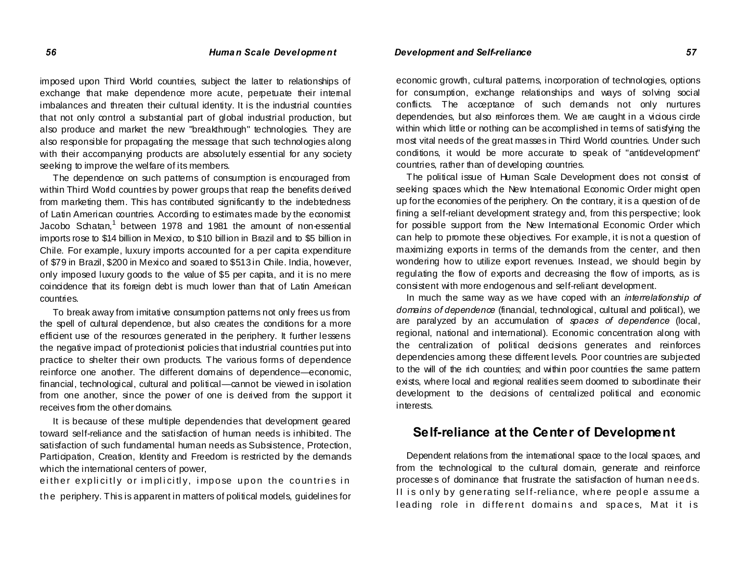imposed upon Third World countries, subject the latter to relationships of exchange that make dependence more acute, perpetuate their internal imbalances and threaten their cultural identity. It is the industrial countries that not only control a substantial part of global industrial production, but also produce and market the new "breakthrough" technologies. They are also responsible for propagating the message that such technologies along with their accompanying products are absolutely essential for any society seeking to improve the welfare of its members.

The dependence on such patterns of consumption is encouraged from within Third World countries by power groups that reap the benefits derived from marketing them. This has contributed significantly to the indebtedness of Latin American countries. According to estimates made by the economist Jacobo Schatan,[1] between 1978 and 1981 the amount of non-essential imports rose to $14 billion in Mexico, to $10 billion in Brazil and to $5 billion in Chile. For example, luxury imports accounted for a per capita expenditure of $79 in Brazil, $200 in Mexico and soared to $513 in Chile. India, however, only imposed luxury goods to the value of $5 per capita, and it is no mere coincidence that its foreign debt is much lower than that of Latin American countries.

To break away from imitative consumption patterns not only frees us from the spell of cultural dependence, but also creates the conditions for a more efficient use of the resources generated in the periphery. It further lessens the negative impact of protectionist policies that industrial countries put into practice to shelter their own products. The various forms of dependence reinforce one another. The different domains of dependence—economic, financial, technological, cultural and political—cannot be viewed in isolation from one another, since the power of one is derived from the support it receives from the other domains.

It is because of these multiple dependencies that development geared toward self-reliance and the satisfaction of human needs is inhibited. The satisfaction of such fundamental human needs as Subsistence, Protection, Participation, Creation, Identity and Freedom is restricted by the demands which the international centers of power, either explicitly or implicitly, impose upon the countries in the periphery. This is apparent in matters of political models, guidelines for economic growth, cultural patterns, incorporation of technologies, options for consumption, exchange relationships and ways of solving social conflicts. The acceptance of such demands not only nurtures dependencies, but also reinforces them. We are caught in a vicious circle within which little or nothing can be accomplished in terms of satisfying the most vital needs of the great masses in Third World countries. Under such conditions, it would be more accurate to speak of "antidevelopment" countries, rather than of developing countries.

The political issue of Human Scale Development does not consist of seeking spaces which the New International Economic Order might open up for the economies of the periphery. On the contrary, it is a question of defining a self-reliant development strategy and, from this perspective; look for possible support from the New International Economic Order which can help to promote these objectives. For example, it is not a question of maximizing exports in terms of the demands from the center, and then wondering how to utilize export revenues. Instead, we should begin by regulating the flow of exports and decreasing the flow of imports, as is consistent with more endogenous and self-reliant development.

In much the same way as we have coped with an *interrelationship of domains of dependence* (financial, technological, cultural and political), we are paralyzed by an accumulation of *spaces of dependence* (local, regional, national and international). Economic concentration along with the centralization of political decisions generates and reinforces dependencies among these different levels. Poor countries are subjected to the will of the rich countries; and within poor countries the same pattern exists, where local and regional realities seem doomed to subordinate their development to the decisions of centralized political and economic interests.

## Self-reliance at the Center of Development

Dependent relations from the international space to the local spaces, and from the technological to the cultural domain, generate and reinforce processes of dominance that frustrate the satisfaction of human needs. II is only by generating self-reliance, where people assume a leading role in different domains and spaces, Mat it is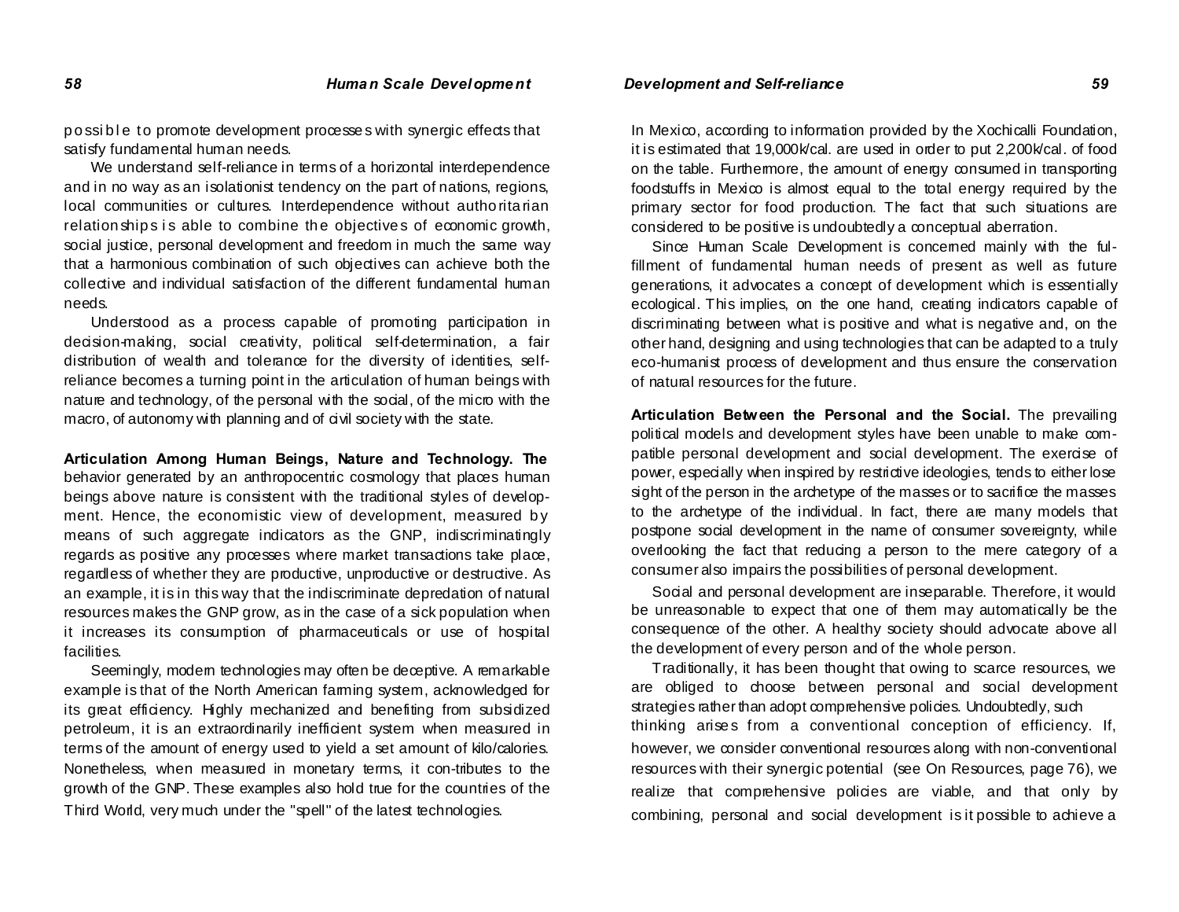possible to promote development processes with synergic effects that satisfy fundamental human needs.

We understand self-reliance in terms of a horizontal interdependence and in no way as an isolationist tendency on the part of nations, regions, local communities or cultures. Interdependence without authoritarian relationships is able to combine the objectives of economic growth, social justice, personal development and freedom in much the same way that a harmonious combination of such objectives can achieve both the collective and individual satisfaction of the different fundamental human needs.

Understood as a process capable of promoting participation in decision-making, social creativity, political self-determination, a fair distribution of wealth and tolerance for the diversity of identities, self-reliance becomes a turning point in the articulation of human beings with nature and technology, of the personal with the social, of the micro with the macro, of autonomy with planning and of civil society with the state.

**Articulation Among Human Beings, Nature and Technology. The** behavior generated by an anthropocentric cosmology that places human beings above nature is consistent with the traditional styles of development. Hence, the economistic view of development, measured by means of such aggregate indicators as the GNP, indiscriminatingly regards as positive any processes where market transactions take place, regardless of whether they are productive, unproductive or destructive. As an example, it is in this way that the indiscriminate depredation of natural resources makes the GNP grow, as in the case of a sick population when it increases its consumption of pharmaceuticals or use of hospital facilities.

Seemingly, modern technologies may often be deceptive. A remarkable example is that of the North American farming system, acknowledged for its great efficiency. Highly mechanized and benefiting from subsidized petroleum, it is an extraordinarily inefficient system when measured in terms of the amount of energy used to yield a set amount of kilo/calories. Nonetheless, when measured in monetary terms, it con-tributes to the growth of the GNP. These examples also hold true for the countries of the Third World, very much under the "spell" of the latest technologies.

In Mexico, according to information provided by the Xochicalli Foundation, it is estimated that 19,000k/cal. are used in order to put 2,200k/cal. of food on the table. Furthermore, the amount of energy consumed in transporting foodstuffs in Mexico is almost equal to the total energy required by the primary sector for food production. The fact that such situations are considered to be positive is undoubtedly a conceptual aberration.

Since Human Scale Development is concerned mainly with the fulfillment of fundamental human needs of present as well as future generations, it advocates a concept of development which is essentially ecological. This implies, on the one hand, creating indicators capable of discriminating between what is positive and what is negative and, on the other hand, designing and using technologies that can be adapted to a truly eco-humanist process of development and thus ensure the conservation of natural resources for the future.

**Articulation Between the Personal and the Social.** The prevailing political models and development styles have been unable to make compatible personal development and social development. The exercise of power, especially when inspired by restrictive ideologies, tends to either lose sight of the person in the archetype of the masses or to sacrifice the masses to the archetype of the individual. In fact, there are many models that postpone social development in the name of consumer sovereignty, while overlooking the fact that reducing a person to the mere category of a consumer also impairs the possibilities of personal development.

Social and personal development are inseparable. Therefore, it would be unreasonable to expect that one of them may automatically be the consequence of the other. A healthy society should advocate above all the development of every person and of the whole person.

Traditionally, it has been thought that owing to scarce resources, we are obliged to choose between personal and social development strategies rather than adopt comprehensive policies. Undoubtedly, such thinking arises from a conventional conception of efficiency. If, however, we consider conventional resources along with non-conventional resources with their synergic potential (see On Resources, page 76), we realize that comprehensive policies are viable, and that only by combining, personal and social development is it possible to achieve a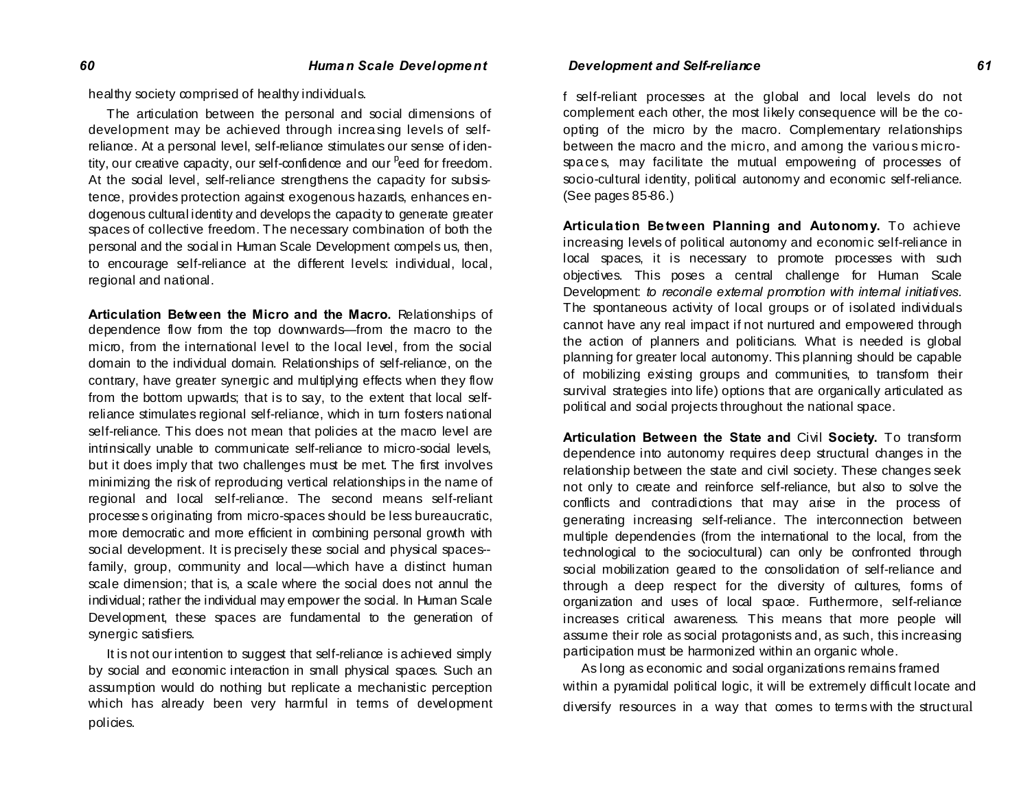healthy society comprised of healthy individuals.

The articulation between the personal and social dimensions of development may be achieved through increasing levels of self-reliance. At a personal level, self-reliance stimulates our sense of identity, our creative capacity, our self-confidence and our need for freedom. At the social level, self-reliance strengthens the capacity for subsistence, provides protection against exogenous hazards, enhances endogenous cultural identity and develops the capacity to generate greater spaces of collective freedom. The necessary combination of both the personal and the social in Human Scale Development compels us, then, to encourage self-reliance at the different levels: individual, local, regional and national.

**Articulation Between the Micro and the Macro.** Relationships of dependence flow from the top downwards—from the macro to the micro, from the international level to the local level, from the social domain to the individual domain. Relationships of self-reliance, on the contrary, have greater synergic and multiplying effects when they flow from the bottom upwards; that is to say, to the extent that local self-reliance stimulates regional self-reliance, which in turn fosters national self-reliance. This does not mean that policies at the macro level are intrinsically unable to communicate self-reliance to micro-social levels, but it does imply that two challenges must be met. The first involves minimizing the risk of reproducing vertical relationships in the name of regional and local self-reliance. The second means self-reliant processes originating from micro-spaces should be less bureaucratic, more democratic and more efficient in combining personal growth with social development. It is precisely these social and physical spaces--family, group, community and local—which have a distinct human scale dimension; that is, a scale where the social does not annul the individual; rather the individual may empower the social. In Human Scale Development, these spaces are fundamental to the generation of synergic satisfiers.

It is not our intention to suggest that self-reliance is achieved simply by social and economic interaction in small physical spaces. Such an assumption would do nothing but replicate a mechanistic perception which has already been very harmful in terms of development policies.

f self-reliant processes at the global and local levels do not complement each other, the most likely consequence will be the co-opting of the micro by the macro. Complementary relationships between the macro and the micro, and among the various micro-spaces, may facilitate the mutual empowering of processes of socio-cultural identity, political autonomy and economic self-reliance. (See pages 85-86.)

**Articulation Between Planning and Autonomy.** To achieve increasing levels of political autonomy and economic self-reliance in local spaces, it is necessary to promote processes with such objectives. This poses a central challenge for Human Scale Development: *to reconcile external promotion with internal initiatives.* The spontaneous activity of local groups or of isolated individuals cannot have any real impact if not nurtured and empowered through the action of planners and politicians. What is needed is global planning for greater local autonomy. This planning should be capable of mobilizing existing groups and communities, to transform their survival strategies into life) options that are organically articulated as political and social projects throughout the national space.

**Articulation Between the State and Civil Society.** To transform dependence into autonomy requires deep structural changes in the relationship between the state and civil society. These changes seek not only to create and reinforce self-reliance, but also to solve the conflicts and contradictions that may arise in the process of generating increasing self-reliance. The interconnection between multiple dependencies (from the international to the local, from the technological to the sociocultural) can only be confronted through social mobilization geared to the consolidation of self-reliance and through a deep respect for the diversity of cultures, forms of organization and uses of local space. Furthermore, self-reliance increases critical awareness. This means that more people will assume their role as social protagonists and, as such, this increasing participation must be harmonized within an organic whole.

As long as economic and social organizations remains framed within a pyramidal political logic, it will be extremely difficult locate and diversify resources in a way that comes to terms with the structural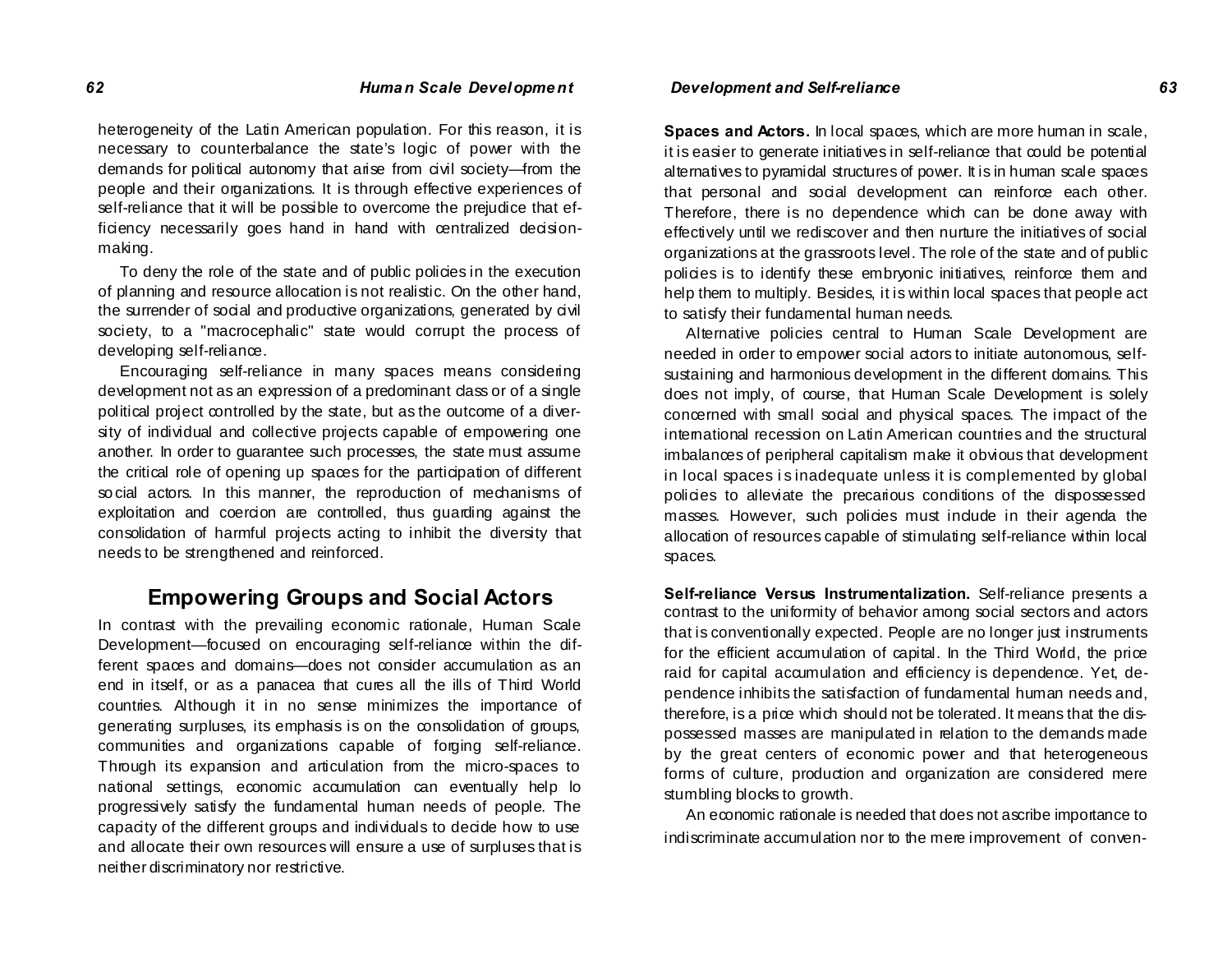heterogeneity of the Latin American population. For this reason, it is necessary to counterbalance the state's logic of power with the demands for political autonomy that arise from civil society—from the people and their organizations. It is through effective experiences of self-reliance that it will be possible to overcome the prejudice that efficiency necessarily goes hand in hand with centralized decision-making.

To deny the role of the state and of public policies in the execution of planning and resource allocation is not realistic. On the other hand, the surrender of social and productive organizations, generated by civil society, to a "macrocephalic" state would corrupt the process of developing self-reliance.

Encouraging self-reliance in many spaces means considering development not as an expression of a predominant class or of a single political project controlled by the state, but as the outcome of a diversity of individual and collective projects capable of empowering one another. In order to guarantee such processes, the state must assume the critical role of opening up spaces for the participation of different social actors. In this manner, the reproduction of mechanisms of exploitation and coercion are controlled, thus guarding against the consolidation of harmful projects acting to inhibit the diversity that needs to be strengthened and reinforced.

## Empowering Groups and Social Actors

In contrast with the prevailing economic rationale, Human Scale Development—focused on encouraging self-reliance within the different spaces and domains—does not consider accumulation as an end in itself, or as a panacea that cures all the ills of Third World countries. Although it in no sense minimizes the importance of generating surpluses, its emphasis is on the consolidation of groups, communities and organizations capable of forging self-reliance. Through its expansion and articulation from the micro-spaces to national settings, economic accumulation can eventually help lo progressively satisfy the fundamental human needs of people. The capacity of the different groups and individuals to decide how to use and allocate their own resources will ensure a use of surpluses that is neither discriminatory nor restrictive.

**Spaces and Actors.** In local spaces, which are more human in scale, it is easier to generate initiatives in self-reliance that could be potential alternatives to pyramidal structures of power. It is in human scale spaces that personal and social development can reinforce each other. Therefore, there is no dependence which can be done away with effectively until we rediscover and then nurture the initiatives of social organizations at the grassroots level. The role of the state and of public policies is to identify these embryonic initiatives, reinforce them and help them to multiply. Besides, it is within local spaces that people act to satisfy their fundamental human needs.

Alternative policies central to Human Scale Development are needed in order to empower social actors to initiate autonomous, self-sustaining and harmonious development in the different domains. This does not imply, of course, that Human Scale Development is solely concerned with small social and physical spaces. The impact of the international recession on Latin American countries and the structural imbalances of peripheral capitalism make it obvious that development in local spaces is inadequate unless it is complemented by global policies to alleviate the precarious conditions of the dispossessed masses. However, such policies must include in their agenda the allocation of resources capable of stimulating self-reliance within local spaces.

**Self-reliance Versus Instrumentalization.** Self-reliance presents a contrast to the uniformity of behavior among social sectors and actors that is conventionally expected. People are no longer just instruments for the efficient accumulation of capital. In the Third World, the price raid for capital accumulation and efficiency is dependence. Yet, dependence inhibits the satisfaction of fundamental human needs and, therefore, is a price which should not be tolerated. It means that the dispossessed masses are manipulated in relation to the demands made by the great centers of economic power and that heterogeneous forms of culture, production and organization are considered mere stumbling blocks to growth.

An economic rationale is needed that does not ascribe importance to indiscriminate accumulation nor to the mere improvement of conven-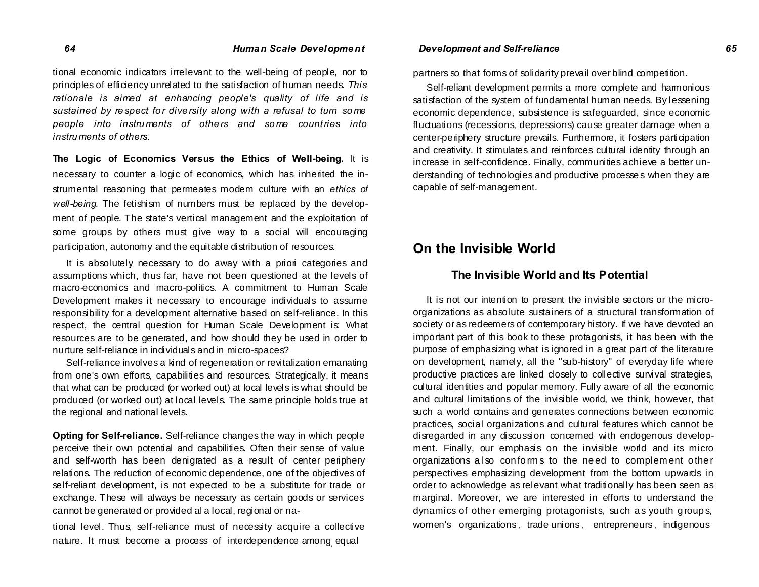tional economic indicators irrelevant to the well-being of people, nor to principles of efficiency unrelated to the satisfaction of human needs. *This rationale is aimed at enhancing people's quality of life and is sustained by respect for diversity along with a refusal to turn some people into instruments of others and some countries into instruments of others.*

**The Logic of Economics Versus the Ethics of Well-being.** It is necessary to counter a logic of economics, which has inherited the instrumental reasoning that permeates modern culture with an *ethics of well-being.* The fetishism of numbers must be replaced by the development of people. The state's vertical management and the exploitation of some groups by others must give way to a social will encouraging participation, autonomy and the equitable distribution of resources.

It is absolutely necessary to do away with a priori categories and assumptions which, thus far, have not been questioned at the levels of macro-economics and macro-politics. A commitment to Human Scale Development makes it necessary to encourage individuals to assume responsibility for a development alternative based on self-reliance. In this respect, the central question for Human Scale Development is: What resources are to be generated, and how should they be used in order to nurture self-reliance in individuals and in micro-spaces?

Self-reliance involves a kind of regeneration or revitalization emanating from one's own efforts, capabilities and resources. Strategically, it means that what can be produced (or worked out) at local levels is what should be produced (or worked out) at local levels. The same principle holds true at the regional and national levels.

**Opting for Self-reliance.** Self-reliance changes the way in which people perceive their own potential and capabilities. Often their sense of value and self-worth has been denigrated as a result of center periphery relations. The reduction of economic dependence, one of the objectives of self-reliant development, is not expected to be a substitute for trade or exchange. These will always be necessary as certain goods or services cannot be generated or provided al a local, regional or national level. Thus, self-reliance must of necessity acquire a collective nature. It must become a process of interdependence among equal partners so that forms of solidarity prevail over blind competition.

Self-reliant development permits a more complete and harmonious satisfaction of the system of fundamental human needs. By lessening economic dependence, subsistence is safeguarded, since economic fluctuations (recessions, depressions) cause greater damage when a center-periphery structure prevails. Furthermore, it fosters participation and creativity. It stimulates and reinforces cultural identity through an increase in self-confidence. Finally, communities achieve a better understanding of technologies and productive processes when they are capable of self-management.

## On the Invisible World

### The Invisible World and Its Potential

It is not our intention to present the invisible sectors or the micro-organizations as absolute sustainers of a structural transformation of society or as redeemers of contemporary history. If we have devoted an important part of this book to these protagonists, it has been with the purpose of emphasizing what is ignored in a great part of the literature on development, namely, all the "sub-history" of everyday life where productive practices are linked closely to collective survival strategies, cultural identities and popular memory. Fully aware of all the economic and cultural limitations of the invisible world, we think, however, that such a world contains and generates connections between economic practices, social organizations and cultural features which cannot be disregarded in any discussion concerned with endogenous development. Finally, our emphasis on the invisible world and its micro organizations also conforms to the need to complement other perspectives emphasizing development from the bottom upwards in order to acknowledge as relevant what traditionally has been seen as marginal. Moreover, we are interested in efforts to understand the dynamics of other emerging protagonists, such as youth groups, women's organizations, trade unions, entrepreneurs, indigenous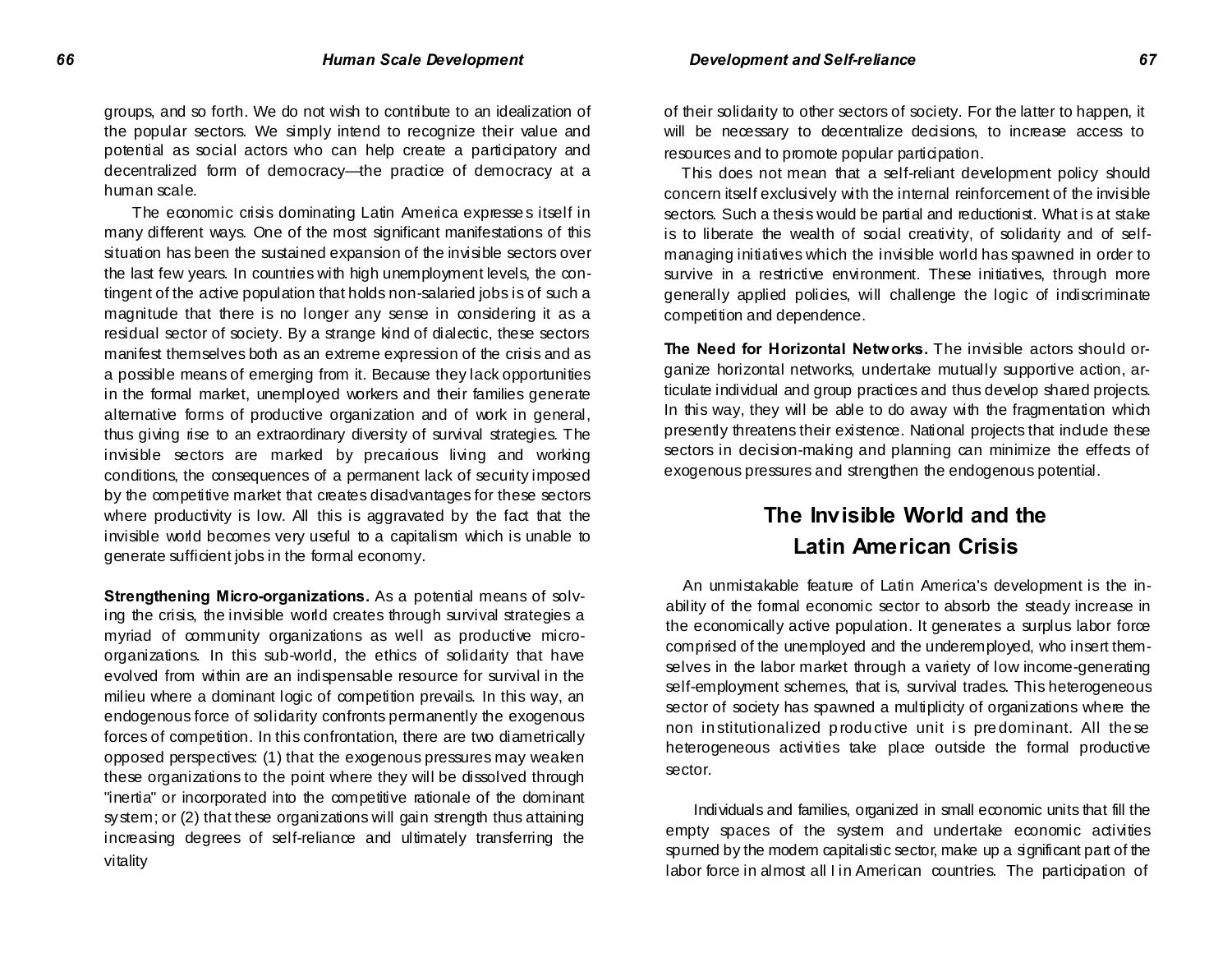groups, and so forth. We do not wish to contribute to an idealization of the popular sectors. We simply intend to recognize their value and potential as social actors who can help create a participatory and decentralized form of democracy—the practice of democracy at a human scale.

The economic crisis dominating Latin America expresses itself in many different ways. One of the most significant manifestations of this situation has been the sustained expansion of the invisible sectors over the last few years. In countries with high unemployment levels, the contingent of the active population that holds non-salaried jobs is of such a magnitude that there is no longer any sense in considering it as a residual sector of society. By a strange kind of dialectic, these sectors manifest themselves both as an extreme expression of the crisis and as a possible means of emerging from it. Because they lack opportunities in the formal market, unemployed workers and their families generate alternative forms of productive organization and of work in general, thus giving rise to an extraordinary diversity of survival strategies. The invisible sectors are marked by precarious living and working conditions, the consequences of a permanent lack of security imposed by the competitive market that creates disadvantages for these sectors where productivity is low. All this is aggravated by the fact that the invisible world becomes very useful to a capitalism which is unable to generate sufficient jobs in the formal economy.

**Strengthening Micro-organizations.** As a potential means of solving the crisis, the invisible world creates through survival strategies a myriad of community organizations as well as productive micro-organizations. In this sub-world, the ethics of solidarity that have evolved from within are an indispensable resource for survival in the milieu where a dominant logic of competition prevails. In this way, an endogenous force of solidarity confronts permanently the exogenous forces of competition. In this confrontation, there are two diametrically opposed perspectives: (1) that the exogenous pressures may weaken these organizations to the point where they will be dissolved through "inertia" or incorporated into the competitive rationale of the dominant system; or (2) that these organizations will gain strength thus attaining increasing degrees of self-reliance and ultimately transferring the vitality of their solidarity to other sectors of society. For the latter to happen, it will be necessary to decentralize decisions, to increase access to resources and to promote popular participation.

This does not mean that a self-reliant development policy should concern itself exclusively with the internal reinforcement of the invisible sectors. Such a thesis would be partial and reductionist. What is at stake is to liberate the wealth of social creativity, of solidarity and of self-managing initiatives which the invisible world has spawned in order to survive in a restrictive environment. These initiatives, through more generally applied policies, will challenge the logic of indiscriminate competition and dependence.

**The Need for Horizontal Networks.** The invisible actors should organize horizontal networks, undertake mutually supportive action, articulate individual and group practices and thus develop shared projects. In this way, they will be able to do away with the fragmentation which presently threatens their existence. National projects that include these sectors in decision-making and planning can minimize the effects of exogenous pressures and strengthen the endogenous potential.

## The Invisible World and the Latin American Crisis

An unmistakable feature of Latin America's development is the inability of the formal economic sector to absorb the steady increase in the economically active population. It generates a surplus labor force comprised of the unemployed and the underemployed, who insert themselves in the labor market through a variety of low income-generating self-employment schemes, that is, survival trades. This heterogeneous sector of society has spawned a multiplicity of organizations where the non institutionalized productive unit is predominant. All these heterogeneous activities take place outside the formal productive sector.

Individuals and families, organized in small economic units that fill the empty spaces of the system and undertake economic activities spurned by the modern capitalistic sector, make up a significant part of the labor force in almost all I in American countries. The participation of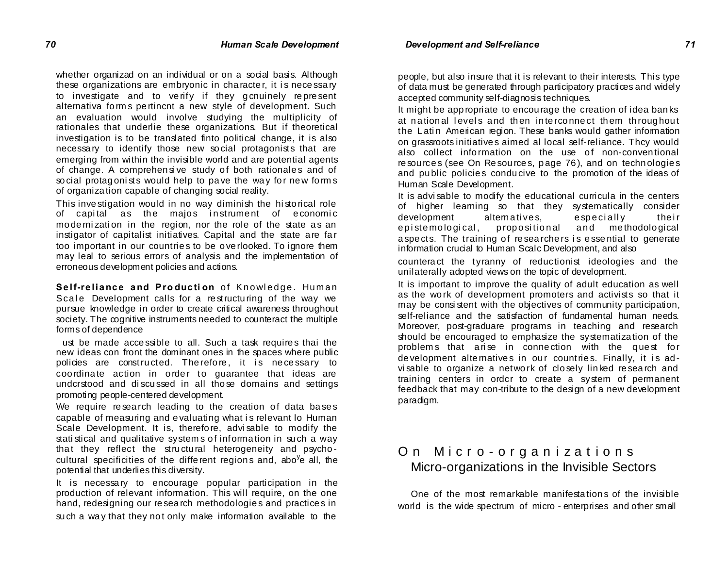whether organizad on an individual or on a social basis. Although these organizations are embryonic in character, it is necessary to investigate and to verify if they gcnuinely represent alternativa forms pertincnt a new style of development. Such an evaluation would involve studying the multiplicity of rationales that underlie these organizations. But if theoretical investigation is to be translated finto political change, it is also necessary to identify those new social protagonists that are emerging from within the invisible world and are potential agents of change. A comprehensive study of both rationales and of social protagonists would help to pave the way for new forms of organization capable of changing social reality.

This investigation would in no way diminish the historical role of capital as the majos instrument of economic modernization in the region, nor the role of the state as an instigator of capitalist initiatives. Capital and the state are far too important in our countries to be overlooked. To ignore them may leal to serious errors of analysis and the implementation of erroneous development policies and actions.

**Self-reliance and Production** of Knowledge. Human Scale Development calls for a restructuring of the way we pursue knowledge in order to create critical awareness throughout society. The cognitive instruments needed to counteract the multiple forms of dependence

ust be made accessible to all. Such a task requires thai the new ideas con front the dominant ones in the spaces where public policies are constructed. Therefore, it is necessary to coordinate action in order to guarantee that ideas are undcrstood and discussed in all those domains and settings promoting people-centered development.

We require research leading to the creation of data bases capable of measuring and evaluating what is relevant lo Human Scale Development. It is, therefore, advisable to modify the statistical and qualitative systems of information in such a way that they reflect the structural heterogeneity and psycho-cultural specificities of the different regions and, above all, the potential that underlies this diversity.

It is necessary to encourage popular participation in the production of relevant information. This will require, on the one hand, redesigning our research methodologies and practices in such a way that they not only make information available to the people, but also insure that it is relevant to their interests. This type of data must be generated through participatory practices and widely accepted community self-diagnosis techniques.

It might be appropriate to encourage the creation of idea banks at national levels and then interconnect them throughout the Latin American region. These banks would gather information on grassroots initiatives aimed al local self-reliance. Thcy would also collect information on the use of non-conventional resources (see On Resources, page 76), and on technologies and public policies conducive to the promotion of the ideas of Human Scale Development.

It is advisable to modify the educational curricula in the centers of higher learning so that they systematically consider development alternatives, especially their epistemological, propositional and methodological aspects. The training of researchers is essential to generate information crucial to Human Scalc Development, and also counteract the tyranny of reductionist ideologies and the unilaterally adopted views on the topic of development.

It is important to improve the quality of adult education as well as the work of development promoters and activists so that it may be consistent with the objectives of community participation, self-reliance and the satisfaction of fundamental human needs. Moreover, post-graduare programs in teaching and research should be encouraged to emphasize the systematization of the problems that arise in connection with the quest for development alternatives in our countries. Finally, it is ad-visable to organize a network of closely linked research and training centers in ordcr to create a system of permanent feedback that may con-tribute to the design of a new development paradigm.

## On Micro-organizations

### Micro-organizations in the Invisible Sectors

One of the most remarkable manifestations of the invisible world is the wide spectrum of micro - enterprises and other small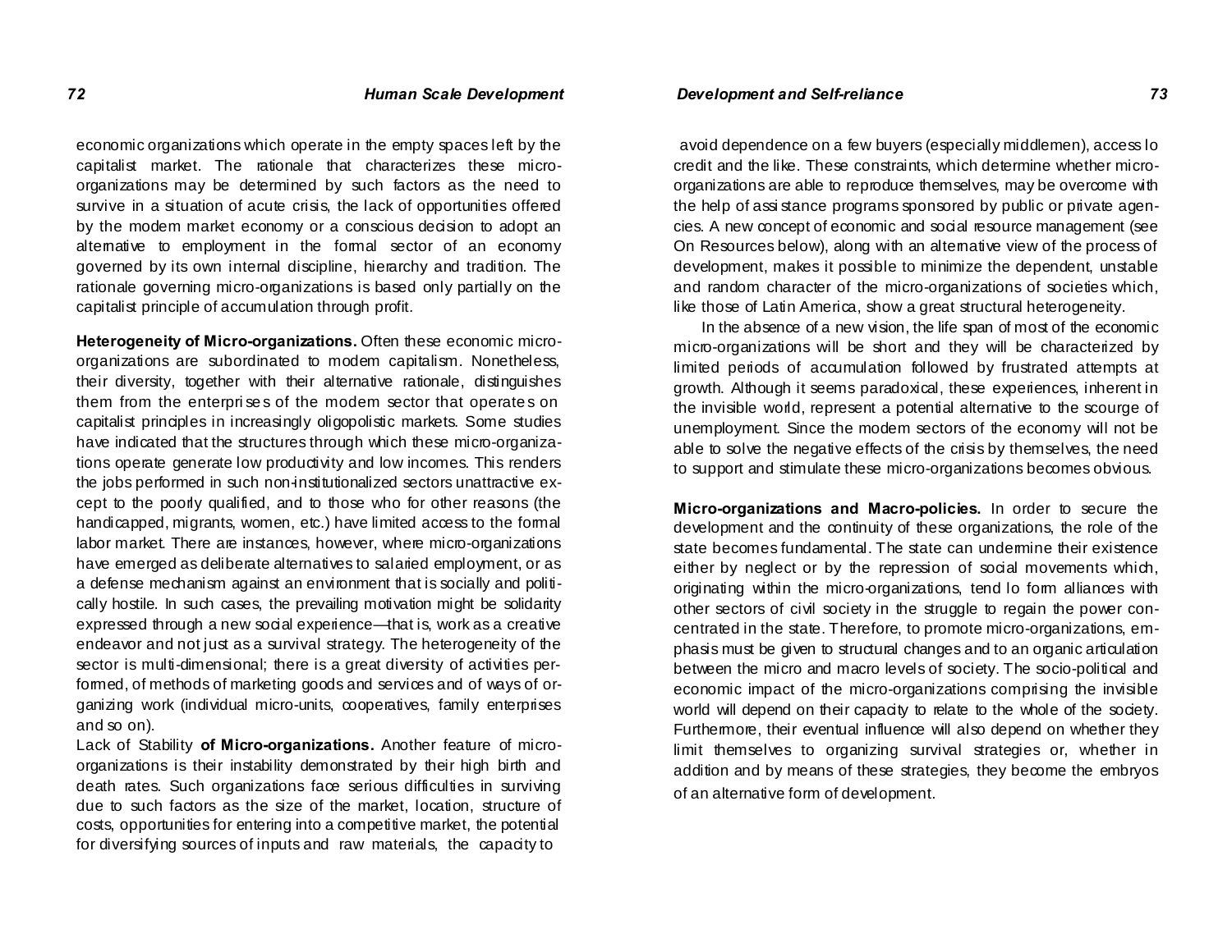economic organizations which operate in the empty spaces left by the capitalist market. The rationale that characterizes these micro-organizations may be determined by such factors as the need to survive in a situation of acute crisis, the lack of opportunities offered by the modern market economy or a conscious decision to adopt an alternative to employment in the formal sector of an economy governed by its own internal discipline, hierarchy and tradition. The rationale governing micro-organizations is based only partially on the capitalist principle of accumulation through profit.

**Heterogeneity of Micro-organizations.** Often these economic micro-organizations are subordinated to modern capitalism. Nonetheless, their diversity, together with their alternative rationale, distinguishes them from the enterprises of the modern sector that operates on capitalist principles in increasingly oligopolistic markets. Some studies have indicated that the structures through which these micro-organizations operate generate low productivity and low incomes. This renders the jobs performed in such non-institutionalized sectors unattractive except to the poorly qualified, and to those who for other reasons (the handicapped, migrants, women, etc.) have limited access to the formal labor market. There are instances, however, where micro-organizations have emerged as deliberate alternatives to salaried employment, or as a defense mechanism against an environment that is socially and politically hostile. In such cases, the prevailing motivation might be solidarity expressed through a new social experience—that is, work as a creative endeavor and not just as a survival strategy. The heterogeneity of the sector is multi-dimensional; there is a great diversity of activities performed, of methods of marketing goods and services and of ways of organizing work (individual micro-units, cooperatives, family enterprises and so on).

Lack of Stability **of Micro-organizations.** Another feature of micro-organizations is their instability demonstrated by their high birth and death rates. Such organizations face serious difficulties in surviving due to such factors as the size of the market, location, structure of costs, opportunities for entering into a competitive market, the potential for diversifying sources of inputs and raw materials, the capacity to avoid dependence on a few buyers (especially middlemen), access lo credit and the like. These constraints, which determine whether micro-organizations are able to reproduce themselves, may be overcome with the help of assistance programs sponsored by public or private agencies. A new concept of economic and social resource management (see On Resources below), along with an alternative view of the process of development, makes it possible to minimize the dependent, unstable and random character of the micro-organizations of societies which, like those of Latin America, show a great structural heterogeneity.

In the absence of a new vision, the life span of most of the economic micro-organizations will be short and they will be characterized by limited periods of accumulation followed by frustrated attempts at growth. Although it seems paradoxical, these experiences, inherent in the invisible world, represent a potential alternative to the scourge of unemployment. Since the modern sectors of the economy will not be able to solve the negative effects of the crisis by themselves, the need to support and stimulate these micro-organizations becomes obvious.

**Micro-organizations and Macro-policies.** In order to secure the development and the continuity of these organizations, the role of the state becomes fundamental. The state can undermine their existence either by neglect or by the repression of social movements which, originating within the micro-organizations, tend lo form alliances with other sectors of civil society in the struggle to regain the power concentrated in the state. Therefore, to promote micro-organizations, emphasis must be given to structural changes and to an organic articulation between the micro and macro levels of society. The socio-political and economic impact of the micro-organizations comprising the invisible world will depend on their capacity to relate to the whole of the society. Furthermore, their eventual influence will also depend on whether they limit themselves to organizing survival strategies or, whether in addition and by means of these strategies, they become the embryos of an alternative form of development.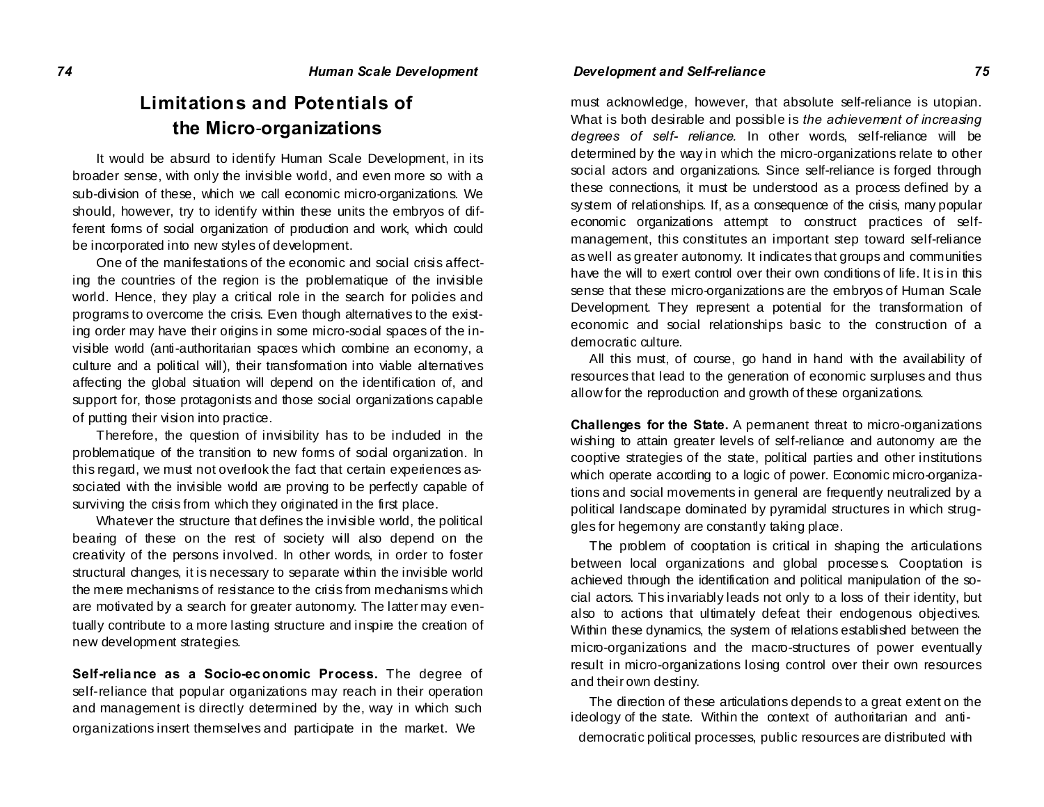## Limitations and Potentials of the Micro-organizations

It would be absurd to identify Human Scale Development, in its broader sense, with only the invisible world, and even more so with a sub-division of these, which we call economic micro-organizations. We should, however, try to identify within these units the embryos of different forms of social organization of production and work, which could be incorporated into new styles of development.

One of the manifestations of the economic and social crisis affecting the countries of the region is the problematique of the invisible world. Hence, they play a critical role in the search for policies and programs to overcome the crisis. Even though alternatives to the existing order may have their origins in some micro-social spaces of the invisible world (anti-authoritarian spaces which combine an economy, a culture and a political will), their transformation into viable alternatives affecting the global situation will depend on the identification of, and support for, those protagonists and those social organizations capable of putting their vision into practice.

Therefore, the question of invisibility has to be included in the problematique of the transition to new forms of social organization. In this regard, we must not overlook the fact that certain experiences associated with the invisible world are proving to be perfectly capable of surviving the crisis from which they originated in the first place.

Whatever the structure that defines the invisible world, the political bearing of these on the rest of society will also depend on the creativity of the persons involved. In other words, in order to foster structural changes, it is necessary to separate within the invisible world the mere mechanisms of resistance to the crisis from mechanisms which are motivated by a search for greater autonomy. The latter may eventually contribute to a more lasting structure and inspire the creation of new development strategies.

**Self-reliance as a Socio-economic Process.** The degree of self-reliance that popular organizations may reach in their operation and management is directly determined by the, way in which such organizations insert themselves and participate in the market. We must acknowledge, however, that absolute self-reliance is utopian. What is both desirable and possible is *the achievement of increasing degrees of self- reliance.* In other words, self-reliance will be determined by the way in which the micro-organizations relate to other social actors and organizations. Since self-reliance is forged through these connections, it must be understood as a process defined by a system of relationships. If, as a consequence of the crisis, many popular economic organizations attempt to construct practices of self-management, this constitutes an important step toward self-reliance as well as greater autonomy. It indicates that groups and communities have the will to exert control over their own conditions of life. It is in this sense that these micro-organizations are the embryos of Human Scale Development. They represent a potential for the transformation of economic and social relationships basic to the construction of a democratic culture.

All this must, of course, go hand in hand with the availability of resources that lead to the generation of economic surpluses and thus allow for the reproduction and growth of these organizations.

**Challenges for the State.** A permanent threat to micro-organizations wishing to attain greater levels of self-reliance and autonomy are the cooptive strategies of the state, political parties and other institutions which operate according to a logic of power. Economic micro-organizations and social movements in general are frequently neutralized by a political landscape dominated by pyramidal structures in which struggles for hegemony are constantly taking place.

The problem of cooptation is critical in shaping the articulations between local organizations and global processes. Cooptation is achieved through the identification and political manipulation of the social actors. This invariably leads not only to a loss of their identity, but also to actions that ultimately defeat their endogenous objectives. Within these dynamics, the system of relations established between the micro-organizations and the macro-structures of power eventually result in micro-organizations losing control over their own resources and their own destiny.

The direction of these articulations depends to a great extent on the ideology of the state. Within the context of authoritarian and anti-democratic political processes, public resources are distributed with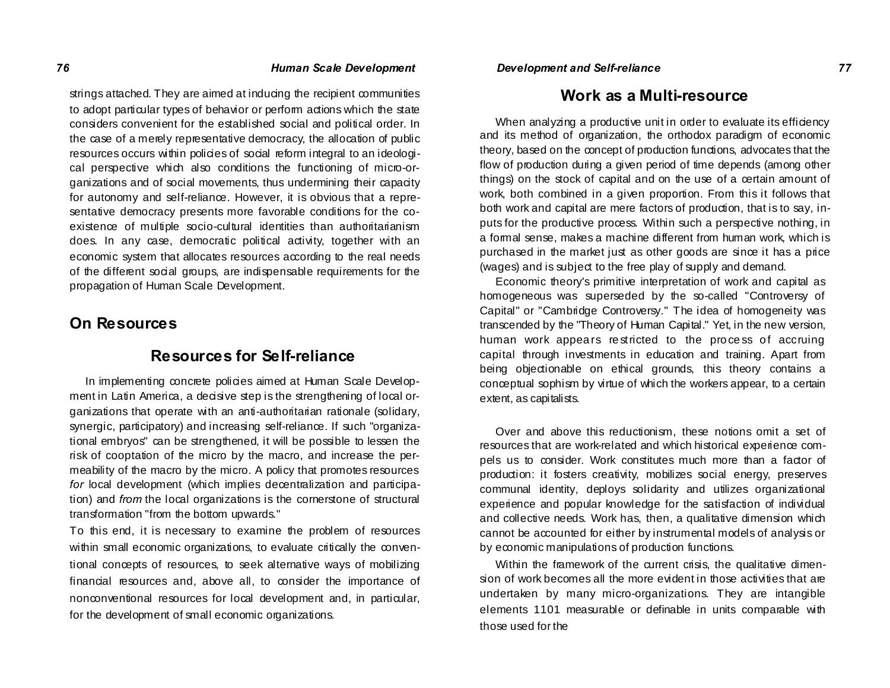strings attached. They are aimed at inducing the recipient communities to adopt particular types of behavior or perform actions which the state considers convenient for the established social and political order. In the case of a merely representative democracy, the allocation of public resources occurs within policies of social reform integral to an ideological perspective which also conditions the functioning of micro-organizations and of social movements, thus undermining their capacity for autonomy and self-reliance. However, it is obvious that a representative democracy presents more favorable conditions for the coexistence of multiple socio-cultural identities than authoritarianism does. In any case, democratic political activity, together with an economic system that allocates resources according to the real needs of the different social groups, are indispensable requirements for the propagation of Human Scale Development.

## On Resources

### Resources for Self-reliance

In implementing concrete policies aimed at Human Scale Development in Latin America, a decisive step is the strengthening of local organizations that operate with an anti-authoritarian rationale (solidary, synergic, participatory) and increasing self-reliance. If such "organizational embryos" can be strengthened, it will be possible to lessen the risk of cooptation of the micro by the macro, and increase the permeability of the macro by the micro. A policy that promotes resources *for* local development (which implies decentralization and participation) and *from* the local organizations is the cornerstone of structural transformation "from the bottom upwards."

To this end, it is necessary to examine the problem of resources within small economic organizations, to evaluate critically the conventional concepts of resources, to seek alternative ways of mobilizing financial resources and, above all, to consider the importance of nonconventional resources for local development and, in particular, for the development of small economic organizations.

### Work as a Multi-resource

When analyzing a productive unit in order to evaluate its efficiency and its method of organization, the orthodox paradigm of economic theory, based on the concept of production functions, advocates that the flow of production during a given period of time depends (among other things) on the stock of capital and on the use of a certain amount of work, both combined in a given proportion. From this it follows that both work and capital are mere factors of production, that is to say, inputs for the productive process. Within such a perspective nothing, in a formal sense, makes a machine different from human work, which is purchased in the market just as other goods are since it has a price (wages) and is subject to the free play of supply and demand.

Economic theory's primitive interpretation of work and capital as homogeneous was superseded by the so-called "Controversy of Capital" or "Cambridge Controversy." The idea of homogeneity was transcended by the "Theory of Human Capital." Yet, in the new version, human work appears restricted to the process of accruing capital through investments in education and training. Apart from being objectionable on ethical grounds, this theory contains a conceptual sophism by virtue of which the workers appear, to a certain extent, as capitalists.

Over and above this reductionism, these notions omit a set of resources that are work-related and which historical experience compels us to consider. Work constitutes much more than a factor of production: it fosters creativity, mobilizes social energy, preserves communal identity, deploys solidarity and utilizes organizational experience and popular knowledge for the satisfaction of individual and collective needs. Work has, then, a qualitative dimension which cannot be accounted for either by instrumental models of analysis or by economic manipulations of production functions.

Within the framework of the current crisis, the qualitative dimension of work becomes all the more evident in those activities that are undertaken by many micro-organizations. They are intangible elements 1101 measurable or definable in units comparable with those used for the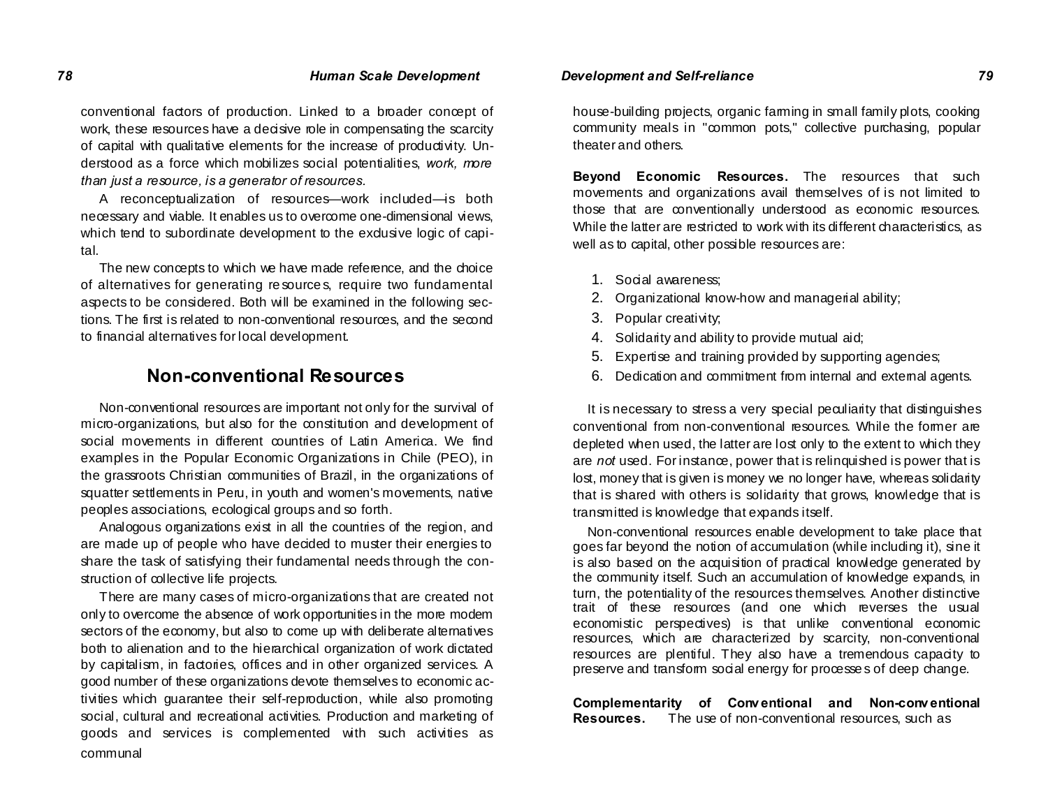conventional factors of production. Linked to a broader concept of work, these resources have a decisive role in compensating the scarcity of capital with qualitative elements for the increase of productivity. Understood as a force which mobilizes social potentialities, *work, more than just a resource, is a generator of resources.*

A reconceptualization of resources—work included—is both necessary and viable. It enables us to overcome one-dimensional views, which tend to subordinate development to the exclusive logic of capital.

The new concepts to which we have made reference, and the choice of alternatives for generating resources, require two fundamental aspects to be considered. Both will be examined in the following sections. The first is related to non-conventional resources, and the second to financial alternatives for local development.

## Non-conventional Resources

Non-conventional resources are important not only for the survival of micro-organizations, but also for the constitution and development of social movements in different countries of Latin America. We find examples in the Popular Economic Organizations in Chile (PEO), in the grassroots Christian communities of Brazil, in the organizations of squatter settlements in Peru, in youth and women's movements, native peoples associations, ecological groups and so forth.

Analogous organizations exist in all the countries of the region, and are made up of people who have decided to muster their energies to share the task of satisfying their fundamental needs through the construction of collective life projects.

There are many cases of micro-organizations that are created not only to overcome the absence of work opportunities in the more modern sectors of the economy, but also to come up with deliberate alternatives both to alienation and to the hierarchical organization of work dictated by capitalism, in factories, offices and in other organized services. A good number of these organizations devote themselves to economic activities which guarantee their self-reproduction, while also promoting social, cultural and recreational activities. Production and marketing of goods and services is complemented with such activities as communal house-building projects, organic farming in small family plots, cooking community meals in "common pots," collective purchasing, popular theater and others.

**Beyond Economic Resources.** The resources that such movements and organizations avail themselves of is not limited to those that are conventionally understood as economic resources. While the latter are restricted to work with its different characteristics, as well as to capital, other possible resources are:

1. Social awareness;
2. Organizational know-how and managerial ability;
3. Popular creativity;
4. Solidarity and ability to provide mutual aid;
5. Expertise and training provided by supporting agencies;
6. Dedication and commitment from internal and external agents.

It is necessary to stress a very special peculiarity that distinguishes conventional from non-conventional resources. While the former are depleted when used, the latter are lost only to the extent to which they are *not* used. For instance, power that is relinquished is power that is lost, money that is given is money we no longer have, whereas solidarity that is shared with others is solidarity that grows, knowledge that is transmitted is knowledge that expands itself.

Non-conventional resources enable development to take place that goes far beyond the notion of accumulation (while including it), sine it is also based on the acquisition of practical knowledge generated by the community itself. Such an accumulation of knowledge expands, in turn, the potentiality of the resources themselves. Another distinctive trait of these resources (and one which reverses the usual economistic perspectives) is that unlike conventional economic resources, which are characterized by scarcity, non-conventional resources are plentiful. They also have a tremendous capacity to preserve and transform social energy for processes of deep change.

**Complementarity of Conventional and Non-conventional Resources.** The use of non-conventional resources, such as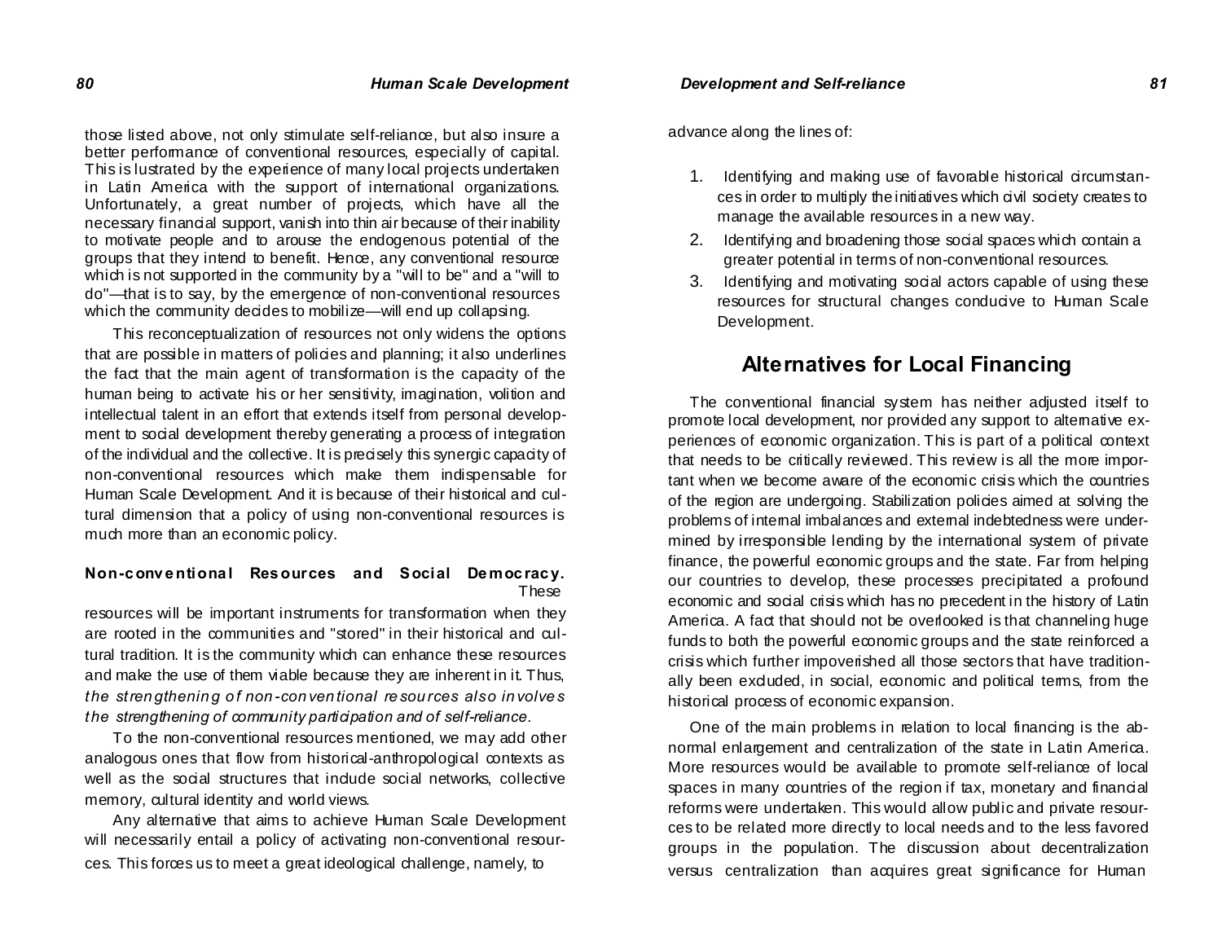those listed above, not only stimulate self-reliance, but also insure a better performance of conventional resources, especially of capital. This is lustrated by the experience of many local projects undertaken in Latin America with the support of international organizations. Unfortunately, a great number of projects, which have all the necessary financial support, vanish into thin air because of their inability to motivate people and to arouse the endogenous potential of the groups that they intend to benefit. Hence, any conventional resource which is not supported in the community by a "will to be" and a "will to do"—that is to say, by the emergence of non-conventional resources which the community decides to mobilize—will end up collapsing.

This reconceptualization of resources not only widens the options that are possible in matters of policies and planning; it also underlines the fact that the main agent of transformation is the capacity of the human being to activate his or her sensitivity, imagination, volition and intellectual talent in an effort that extends itself from personal development to social development thereby generating a process of integration of the individual and the collective. It is precisely this synergic capacity of non-conventional resources which make them indispensable for Human Scale Development. And it is because of their historical and cultural dimension that a policy of using non-conventional resources is much more than an economic policy.

**Non-conventional Resources and Social Democracy.** These resources will be important instruments for transformation when they are rooted in the communities and "stored" in their historical and cultural tradition. It is the community which can enhance these resources and make the use of them viable because they are inherent in it. Thus, *the strengthening of non-conventional resources also involves the strengthening of community participation and of self-reliance.*

To the non-conventional resources mentioned, we may add other analogous ones that flow from historical-anthropological contexts as well as the social structures that include social networks, collective memory, cultural identity and world views.

Any alternative that aims to achieve Human Scale Development will necessarily entail a policy of activating non-conventional resources. This forces us to meet a great ideological challenge, namely, to advance along the lines of:

1. Identifying and making use of favorable historical circumstances in order to multiply the initiatives which civil society creates to manage the available resources in a new way.
2. Identifying and broadening those social spaces which contain a greater potential in terms of non-conventional resources.
3. Identifying and motivating social actors capable of using these resources for structural changes conducive to Human Scale Development.

## Alternatives for Local Financing

The conventional financial system has neither adjusted itself to promote local development, nor provided any support to alternative experiences of economic organization. This is part of a political context that needs to be critically reviewed. This review is all the more important when we become aware of the economic crisis which the countries of the region are undergoing. Stabilization policies aimed at solving the problems of internal imbalances and external indebtedness were undermined by irresponsible lending by the international system of private finance, the powerful economic groups and the state. Far from helping our countries to develop, these processes precipitated a profound economic and social crisis which has no precedent in the history of Latin America. A fact that should not be overlooked is that channeling huge funds to both the powerful economic groups and the state reinforced a crisis which further impoverished all those sectors that have traditionally been excluded, in social, economic and political terms, from the historical process of economic expansion.

One of the main problems in relation to local financing is the abnormal enlargement and centralization of the state in Latin America. More resources would be available to promote self-reliance of local spaces in many countries of the region if tax, monetary and financial reforms were undertaken. This would allow public and private resources to be related more directly to local needs and to the less favored groups in the population. The discussion about decentralization versus centralization than acquires great significance for Human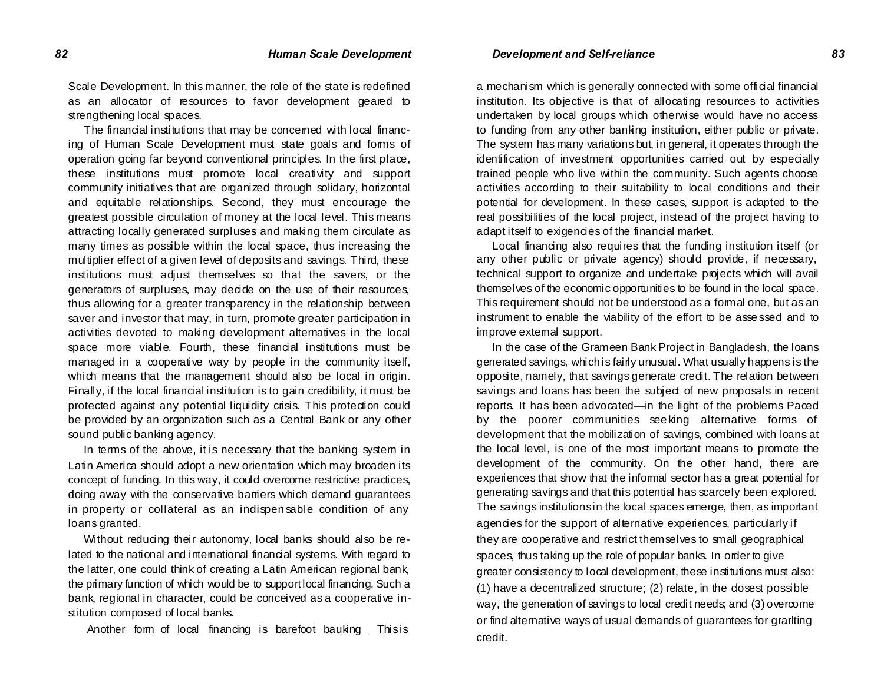Scale Development. In this manner, the role of the state is redefined as an allocator of resources to favor development geared to strengthening local spaces.

The financial institutions that may be concerned with local financing of Human Scale Development must state goals and forms of operation going far beyond conventional principles. In the first place, these institutions must promote local creativity and support community initiatives that are organized through solidary, horizontal and equitable relationships. Second, they must encourage the greatest possible circulation of money at the local level. This means attracting locally generated surpluses and making them circulate as many times as possible within the local space, thus increasing the multiplier effect of a given level of deposits and savings. Third, these institutions must adjust themselves so that the savers, or the generators of surpluses, may decide on the use of their resources, thus allowing for a greater transparency in the relationship between saver and investor that may, in turn, promote greater participation in activities devoted to making development alternatives in the local space more viable. Fourth, these financial institutions must be managed in a cooperative way by people in the community itself, which means that the management should also be local in origin. Finally, if the local financial institution is to gain credibility, it must be protected against any potential liquidity crisis. This protection could be provided by an organization such as a Central Bank or any other sound public banking agency.

In terms of the above, it is necessary that the banking system in Latin America should adopt a new orientation which may broaden its concept of funding. In this way, it could overcome restrictive practices, doing away with the conservative barriers which demand guarantees in property or collateral as an indispensable condition of any loans granted.

Without reducing their autonomy, local banks should also be related to the national and international financial systems. With regard to the latter, one could think of creating a Latin American regional bank, the primary function of which would be to support local financing. Such a bank, regional in character, could be conceived as a cooperative institution composed of local banks.

Another form of local financing is barefoot bauking. This is a mechanism which is generally connected with some official financial institution. Its objective is that of allocating resources to activities undertaken by local groups which otherwise would have no access to funding from any other banking institution, either public or private. The system has many variations but, in general, it operates through the identification of investment opportunities carried out by especially trained people who live within the community. Such agents choose activities according to their suitability to local conditions and their potential for development. In these cases, support is adapted to the real possibilities of the local project, instead of the project having to adapt itself to exigencies of the financial market.

Local financing also requires that the funding institution itself (or any other public or private agency) should provide, if necessary, technical support to organize and undertake projects which will avail themselves of the economic opportunities to be found in the local space. This requirement should not be understood as a formal one, but as an instrument to enable the viability of the effort to be assessed and to improve external support.

In the case of the Grameen Bank Project in Bangladesh, the loans generated savings, which is fairly unusual. What usually happens is the opposite, namely, that savings generate credit. The relation between savings and loans has been the subject of new proposals in recent reports. It has been advocated—in the light of the problems Paced by the poorer communities seeking alternative forms of development that the mobilization of savings, combined with loans at the local level, is one of the most important means to promote the development of the community. On the other hand, there are experiences that show that the informal sector has a great potential for generating savings and that this potential has scarcely been explored. The savings institutions in the local spaces emerge, then, as important agencies for the support of alternative experiences, particularly if they are cooperative and restrict themselves to small geographical spaces, thus taking up the role of popular banks. In order to give greater consistency to local development, these institutions must also: (1) have a decentralized structure; (2) relate, in the closest possible way, the generation of savings to local credit needs; and (3) overcome or find alternative ways of usual demands of guarantees for grarlting credit.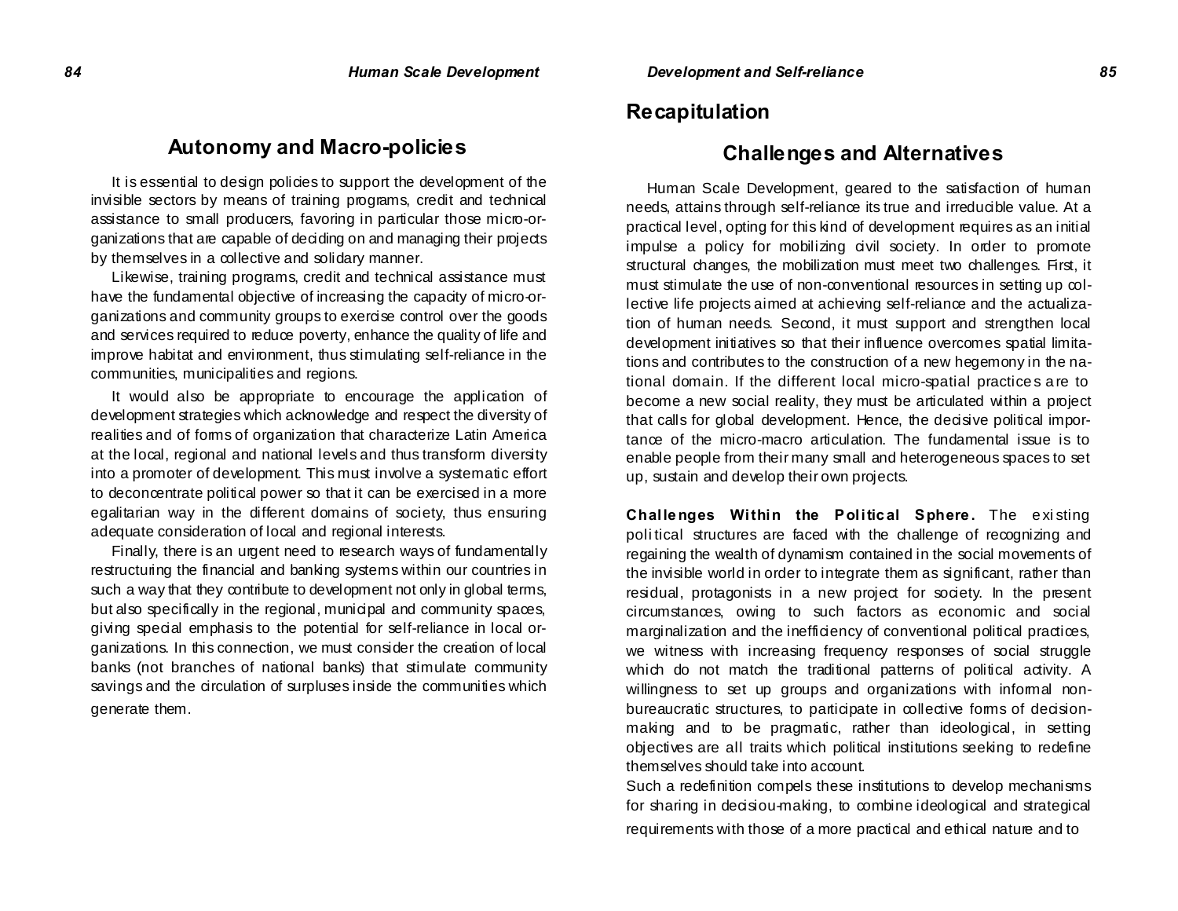## Autonomy and Macro-policies

It is essential to design policies to support the development of the invisible sectors by means of training programs, credit and technical assistance to small producers, favoring in particular those micro-organizations that are capable of deciding on and managing their projects by themselves in a collective and solidary manner.

Likewise, training programs, credit and technical assistance must have the fundamental objective of increasing the capacity of micro-organizations and community groups to exercise control over the goods and services required to reduce poverty, enhance the quality of life and improve habitat and environment, thus stimulating self-reliance in the communities, municipalities and regions.

It would also be appropriate to encourage the application of development strategies which acknowledge and respect the diversity of realities and of forms of organization that characterize Latin America at the local, regional and national levels and thus transform diversity into a promoter of development. This must involve a systematic effort to deconcentrate political power so that it can be exercised in a more egalitarian way in the different domains of society, thus ensuring adequate consideration of local and regional interests.

Finally, there is an urgent need to research ways of fundamentally restructuring the financial and banking systems within our countries in such a way that they contribute to development not only in global terms, but also specifically in the regional, municipal and community spaces, giving special emphasis to the potential for self-reliance in local organizations. In this connection, we must consider the creation of local banks (not branches of national banks) that stimulate community savings and the circulation of surpluses inside the communities which generate them.

## Recapitulation

## Challenges and Alternatives

Human Scale Development, geared to the satisfaction of human needs, attains through self-reliance its true and irreducible value. At a practical level, opting for this kind of development requires as an initial impulse a policy for mobilizing civil society. In order to promote structural changes, the mobilization must meet two challenges. First, it must stimulate the use of non-conventional resources in setting up collective life projects aimed at achieving self-reliance and the actualization of human needs. Second, it must support and strengthen local development initiatives so that their influence overcomes spatial limitations and contributes to the construction of a new hegemony in the national domain. If the different local micro-spatial practices are to become a new social reality, they must be articulated within a project that calls for global development. Hence, the decisive political importance of the micro-macro articulation. The fundamental issue is to enable people from their many small and heterogeneous spaces to set up, sustain and develop their own projects.

**Challenges Within the Political Sphere.** The existing political structures are faced with the challenge of recognizing and regaining the wealth of dynamism contained in the social movements of the invisible world in order to integrate them as significant, rather than residual, protagonists in a new project for society. In the present circumstances, owing to such factors as economic and social marginalization and the inefficiency of conventional political practices, we witness with increasing frequency responses of social struggle which do not match the traditional patterns of political activity. A willingness to set up groups and organizations with informal non-bureaucratic structures, to participate in collective forms of decision-making and to be pragmatic, rather than ideological, in setting objectives are all traits which political institutions seeking to redefine themselves should take into account.

Such a redefinition compels these institutions to develop mechanisms for sharing in decisiou-making, to combine ideological and strategical requirements with those of a more practical and ethical nature and to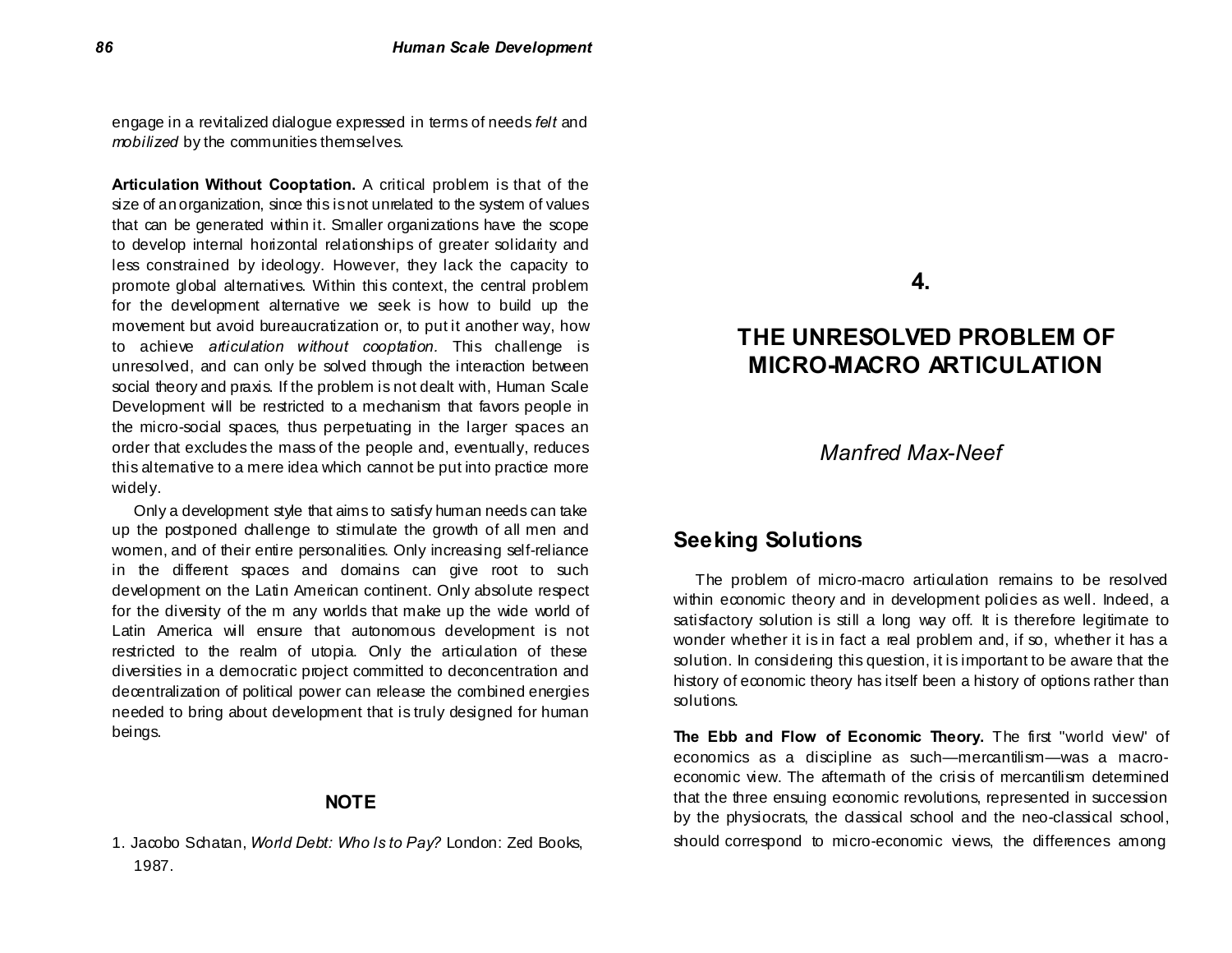engage in a revitalized dialogue expressed in terms of needs *felt* and *mobilized* by the communities themselves.

**Articulation Without Cooptation.** A critical problem is that of the size of an organization, since this is not unrelated to the system of values that can be generated within it. Smaller organizations have the scope to develop internal horizontal relationships of greater solidarity and less constrained by ideology. However, they lack the capacity to promote global alternatives. Within this context, the central problem for the development alternative we seek is how to build up the movement but avoid bureaucratization or, to put it another way, how to achieve *articulation without cooptation*. This challenge is unresolved, and can only be solved through the interaction between social theory and praxis. If the problem is not dealt with, Human Scale Development will be restricted to a mechanism that favors people in the micro-social spaces, thus perpetuating in the larger spaces an order that excludes the mass of the people and, eventually, reduces this alternative to a mere idea which cannot be put into practice more widely.

Only a development style that aims to satisfy human needs can take up the postponed challenge to stimulate the growth of all men and women, and of their entire personalities. Only increasing self-reliance in the different spaces and domains can give root to such development on the Latin American continent. Only absolute respect for the diversity of the many worlds that make up the wide world of Latin America will ensure that autonomous development is not restricted to the realm of utopia. Only the articulation of these diversities in a democratic project committed to deconcentration and decentralization of political power can release the combined energies needed to bring about development that is truly designed for human beings.

### NOTE

1. Jacobo Schatan, *World Debt: Who Is to Pay?* London: Zed Books, 1987.

# 4.

# THE UNRESOLVED PROBLEM OF MICRO-MACRO ARTICULATION

*Manfred Max-Neef*

## Seeking Solutions

The problem of micro-macro articulation remains to be resolved within economic theory and in development policies as well. Indeed, a satisfactory solution is still a long way off. It is therefore legitimate to wonder whether it is in fact a real problem and, if so, whether it has a solution. In considering this question, it is important to be aware that the history of economic theory has itself been a history of options rather than solutions.

**The Ebb and Flow of Economic Theory.** The first "world view" of economics as a discipline as such—mercantilism—was a macro-economic view. The aftermath of the crisis of mercantilism determined that the three ensuing economic revolutions, represented in succession by the physiocrats, the classical school and the neo-classical school, should correspond to micro-economic views, the differences among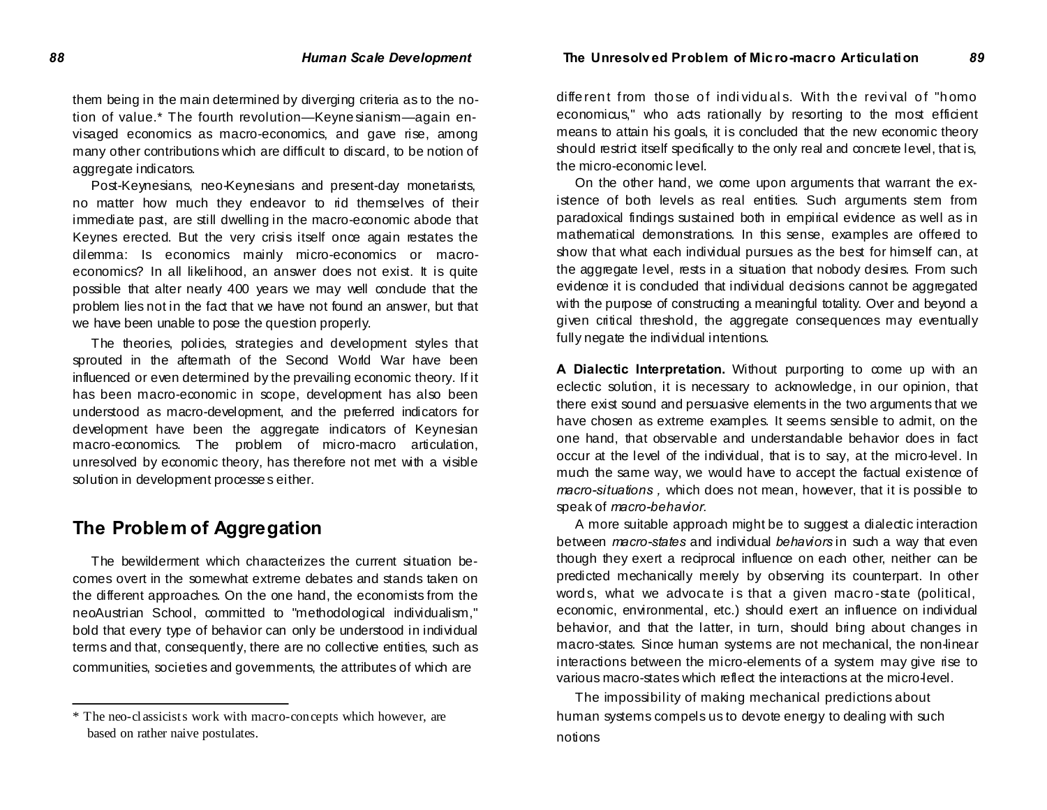them being in the main determined by diverging criteria as to the notion of value.* The fourth revolution—Keynesianism—again envisaged economics as macro-economics, and gave rise, among many other contributions which are difficult to discard, to be notion of aggregate indicators.

Post-Keynesians, neo-Keynesians and present-day monetarists, no matter how much they endeavor to rid themselves of their immediate past, are still dwelling in the macro-economic abode that Keynes erected. But the very crisis itself once again restates the dilemma: Is economics mainly micro-economics or macro-economics? In all likelihood, an answer does not exist. It is quite possible that alter nearly 400 years we may well conclude that the problem lies not in the fact that we have not found an answer, but that we have been unable to pose the question properly.

The theories, policies, strategies and development styles that sprouted in the aftermath of the Second World War have been influenced or even determined by the prevailing economic theory. If it has been macro-economic in scope, development has also been understood as macro-development, and the preferred indicators for development have been the aggregate indicators of Keynesian macro-economics. The problem of micro-macro articulation, unresolved by economic theory, has therefore not met with a visible solution in development processes either.

## The Problem of Aggregation

The bewilderment which characterizes the current situation becomes overt in the somewhat extreme debates and stands taken on the different approaches. On the one hand, the economists from the neoAustrian School, committed to "methodological individualism," bold that every type of behavior can only be understood in individual terms and that, consequently, there are no collective entities, such as communities, societies and governments, the attributes of which are different from those of individuals. With the revival of "homo economicus," who acts rationally by resorting to the most efficient means to attain his goals, it is concluded that the new economic theory should restrict itself specifically to the only real and concrete level, that is, the micro-economic level.

On the other hand, we come upon arguments that warrant the existence of both levels as real entities. Such arguments stem from paradoxical findings sustained both in empirical evidence as well as in mathematical demonstrations. In this sense, examples are offered to show that what each individual pursues as the best for himself can, at the aggregate level, rests in a situation that nobody desires. From such evidence it is concluded that individual decisions cannot be aggregated with the purpose of constructing a meaningful totality. Over and beyond a given critical threshold, the aggregate consequences may eventually fully negate the individual intentions.

**A Dialectic Interpretation.** Without purporting to come up with an eclectic solution, it is necessary to acknowledge, in our opinion, that there exist sound and persuasive elements in the two arguments that we have chosen as extreme examples. It seems sensible to admit, on the one hand, that observable and understandable behavior does in fact occur at the level of the individual, that is to say, at the micro-level. In much the same way, we would have to accept the factual existence of *macro-situations ,* which does not mean, however, that it is possible to speak of *macro-behavior.*

A more suitable approach might be to suggest a dialectic interaction between *macro-states* and individual *behaviors* in such a way that even though they exert a reciprocal influence on each other, neither can be predicted mechanically merely by observing its counterpart. In other words, what we advocate is that a given macro-state (political, economic, environmental, etc.) should exert an influence on individual behavior, and that the latter, in turn, should bring about changes in macro-states. Since human systems are not mechanical, the non-linear interactions between the micro-elements of a system may give rise to various macro-states which reflect the interactions at the micro-level.

The impossibility of making mechanical predictions about human systems compels us to devote energy to dealing with such notions

---

\* The neo-classicists work with macro-concepts which however, are based on rather naive postulates.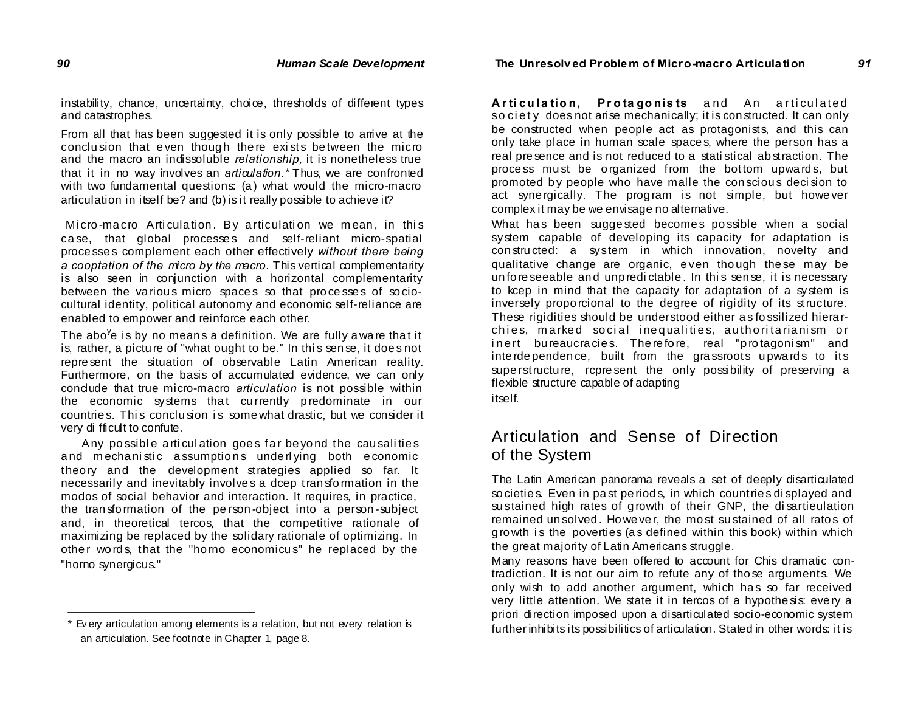instability, chance, uncertainty, choice, thresholds of different types and catastrophes.

From all that has been suggested it is only possible to arrive at the conclusion that even though there exists between the micro and the macro an indissoluble *relationship,* it is nonetheless true that it in no way involves an *articulation.** Thus, we are confronted with two fundamental questions: (a) what would the micro-macro articulation in itself be? and (b) is it really possible to achieve it?

**Micro-macro Articulation.** By articulation we mean, in this case, that global processes and self-reliant micro-spatial processes complement each other effectively *without there being a cooptation of the micro by the macro.* This vertical complementarity is also seen in conjunction with a horizontal complementarity between the various micro spaces so that processes of socio-cultural identity, political autonomy and economic self-reliance are enabled to empower and reinforce each other.

The above is by no means a definition. We are fully aware that it is, rather, a picture of "what ought to be." In this sense, it does not represent the situation of observable Latin American reality. Furthermore, on the basis of accumulated evidence, we can only conclude that true micro-macro *articulation* is not possible within the economic systems that currently predominate in our countries. This conclusion is somewhat drastic, but we consider it very difficult to confute.

Any possible articulation goes far beyond the causalities and mechanistic assumptions underlying both economic theory and the development strategies applied so far. It necessarily and inevitably involves a dcep transformation in the modos of social behavior and interaction. It requires, in practice, the transformation of the person-object into a person-subject and, in theoretical tercos, that the competitive rationale of maximizing be replaced by the solidary rationale of optimizing. In other words, that the "horno economicus" he replaced by the "horno synergicus."

\* Every articulation among elements is a relation, but not every relation is an articulation. See footnote in Chapter 1, page 8.

**Articulation, Protagonists and** An articulated society does not arise mechanically; it is constructed. It can only be constructed when people act as protagonists, and this can only take place in human scale spaces, where the person has a real presence and is not reduced to a statistical abstraction. The process must be organized from the bottom upwards, but promoted by people who have malle the conscious decision to act synergically. The program is not simple, but however complex it may be we envisage no alternative.

What has been suggested becomes possible when a social system capable of developing its capacity for adaptation is constructed: a system in which innovation, novelty and qualitative change are organic, even though these may be unforeseeable and unpredictable. In this sense, it is necessary to kcep in mind that the capacity for adaptation of a system is inversely proporcional to the degree of rigidity of its structure. These rigidities should be understood either as fossilized hierarchies, marked social inequalities, authoritarianism or inert bureaucracies. Therefore, real "protagonism" and interdependence, built from the grassroots upwards to its superstructure, rcpresent the only possibility of preserving a flexible structure capable of adapting itself.

## Articulation and Sense of Direction of the System

The Latin American panorama reveals a set of deeply disarticulated societies. Even in past periods, in which countries displayed and sustained high rates of growth of their GNP, the disartieulation remained unsolved. However, the most sustained of all ratos of growth is the poverties (as defined within this book) within which the great majority of Latin Americans struggle.

Many reasons have been offered to account for Chis dramatic contradiction. It is not our aim to refute any of those arguments. We only wish to add another argument, which has so far received very little attention. We state it in tercos of a hypothesis: every a priori direction imposed upon a disarticulated socio-economic system further inhibits its possibilitics of articulation. Stated in other words: it is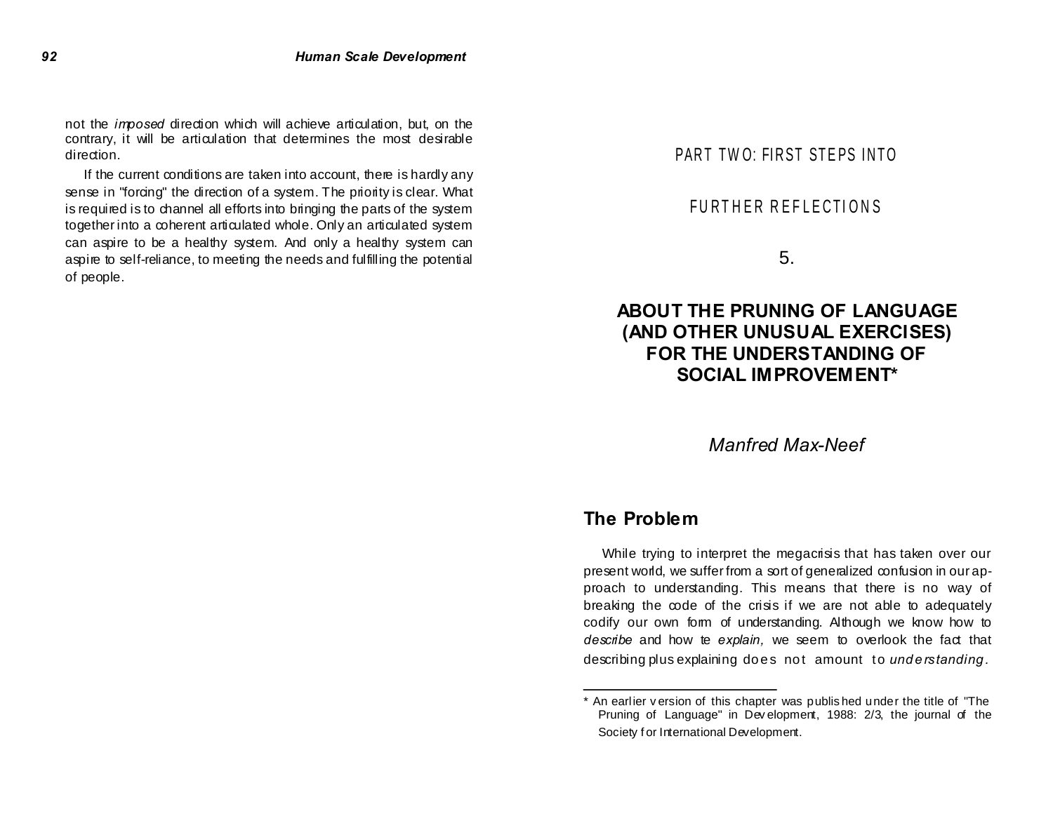not the *imposed* direction which will achieve articulation, but, on the contrary, it will be articulation that determines the most desirable direction.

If the current conditions are taken into account, there is hardly any sense in "forcing" the direction of a system. The priority is clear. What is required is to channel all efforts into bringing the parts of the system together into a coherent articulated whole. Only an articulated system can aspire to be a healthy system. And only a healthy system can aspire to self-reliance, to meeting the needs and fulfilling the potential of people.

# PART TWO: FIRST STEPS INTO FURTHER REFLECTIONS

## 5.

## ABOUT THE PRUNING OF LANGUAGE (AND OTHER UNUSUAL EXERCISES) FOR THE UNDERSTANDING OF SOCIAL IMPROVEMENT*

*Manfred Max-Neef*

### The Problem

While trying to interpret the megacrisis that has taken over our present world, we suffer from a sort of generalized confusion in our approach to understanding. This means that there is no way of breaking the code of the crisis if we are not able to adequately codify our own form of understanding. Although we know how to *describe* and how te *explain,* we seem to overlook the fact that describing plus explaining does not amount to *understanding*.

---

\* An earlier version of this chapter was published under the title of "The Pruning of Language" in Development, 1988: 2/3, the journal of the Society for International Development.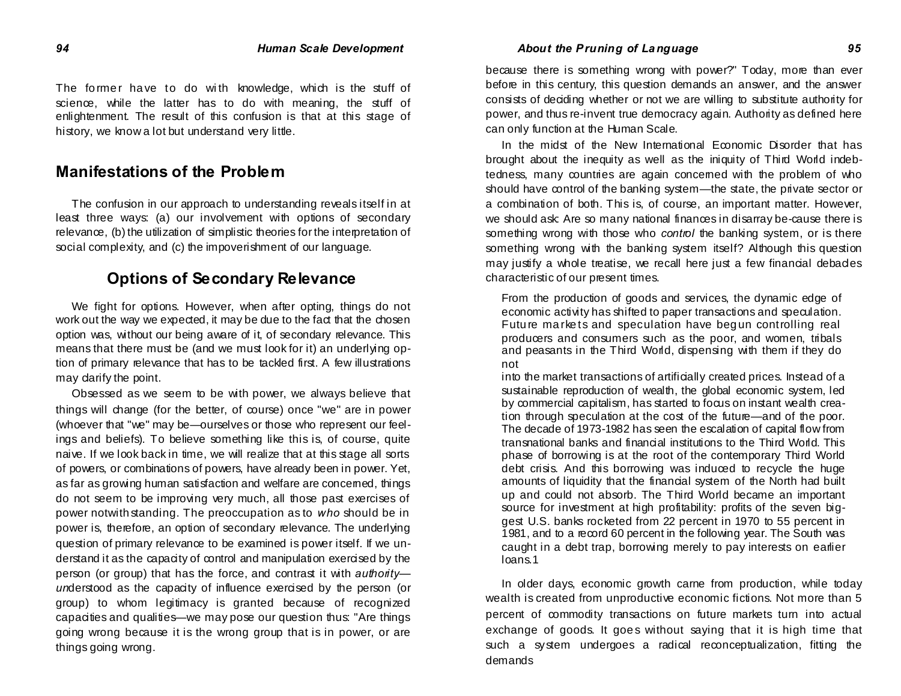The former have to do with knowledge, which is the stuff of science, while the latter has to do with meaning, the stuff of enlightenment. The result of this confusion is that at this stage of history, we know a lot but understand very little.

## Manifestations of the Problem

The confusion in our approach to understanding reveals itself in at least three ways: (a) our involvement with options of secondary relevance, (b) the utilization of simplistic theories for the interpretation of social complexity, and (c) the impoverishment of our language.

### Options of Secondary Relevance

We fight for options. However, when after opting, things do not work out the way we expected, it may be due to the fact that the chosen option was, without our being aware of it, of secondary relevance. This means that there must be (and we must look for it) an underlying option of primary relevance that has to be tackled first. A few illustrations may clarify the point.

Obsessed as we seem to be with power, we always believe that things will change (for the better, of course) once "we" are in power (whoever that "we" may be—ourselves or those who represent our feelings and beliefs). To believe something like this is, of course, quite naive. If we look back in time, we will realize that at this stage all sorts of powers, or combinations of powers, have already been in power. Yet, as far as growing human satisfaction and welfare are concerned, things do not seem to be improving very much, all those past exercises of power notwithstanding. The preoccupation as to *who* should be in power is, therefore, an option of secondary relevance. The underlying question of primary relevance to be examined is power itself. If we understand it as the capacity of control and manipulation exercised by the person (or group) that has the force, and contrast it with *authority*—*un*derstood as the capacity of influence exercised by the person (or group) to whom legitimacy is granted because of recognized capacities and qualities—we may pose our question thus: "Are things going wrong because it is the wrong group that is in power, or are things going wrong because there is something wrong with power?" Today, more than ever before in this century, this question demands an answer, and the answer consists of deciding whether or not we are willing to substitute authority for power, and thus re-invent true democracy again. Authority as defined here can only function at the Human Scale.

In the midst of the New International Economic Disorder that has brought about the inequity as well as the iniquity of Third World indebtedness, many countries are again concerned with the problem of who should have control of the banking system—the state, the private sector or a combination of both. This is, of course, an important matter. However, we should ask: Are so many national finances in disarray be-cause there is something wrong with those who *control* the banking system, or is there something wrong with the banking system itself? Although this question may justify a whole treatise, we recall here just a few financial debacles characteristic of our present times.

> From the production of goods and services, the dynamic edge of economic activity has shifted to paper transactions and speculation. Future markets and speculation have begun controlling real producers and consumers such as the poor, and women, tribals and peasants in the Third World, dispensing with them if they do not into the market transactions of artificially created prices. Instead of a sustainable reproduction of wealth, the global economic system, led by commercial capitalism, has started to focus on instant wealth creation through speculation at the cost of the future—and of the poor. The decade of 1973-1982 has seen the escalation of capital flow from transnational banks and financial institutions to the Third World. This phase of borrowing is at the root of the contemporary Third World debt crisis. And this borrowing was induced to recycle the huge amounts of liquidity that the financial system of the North had built up and could not absorb. The Third World became an important source for investment at high profitability: profits of the seven biggest U.S. banks rocketed from 22 percent in 1970 to 55 percent in 1981, and to a record 60 percent in the following year. The South was caught in a debt trap, borrowing merely to pay interests on earlier loans.1

In older days, economic growth carne from production, while today wealth is created from unproductive economic fictions. Not more than 5 percent of commodity transactions on future markets turn into actual exchange of goods. It goes without saying that it is high time that such a system undergoes a radical reconceptualization, fitting the demands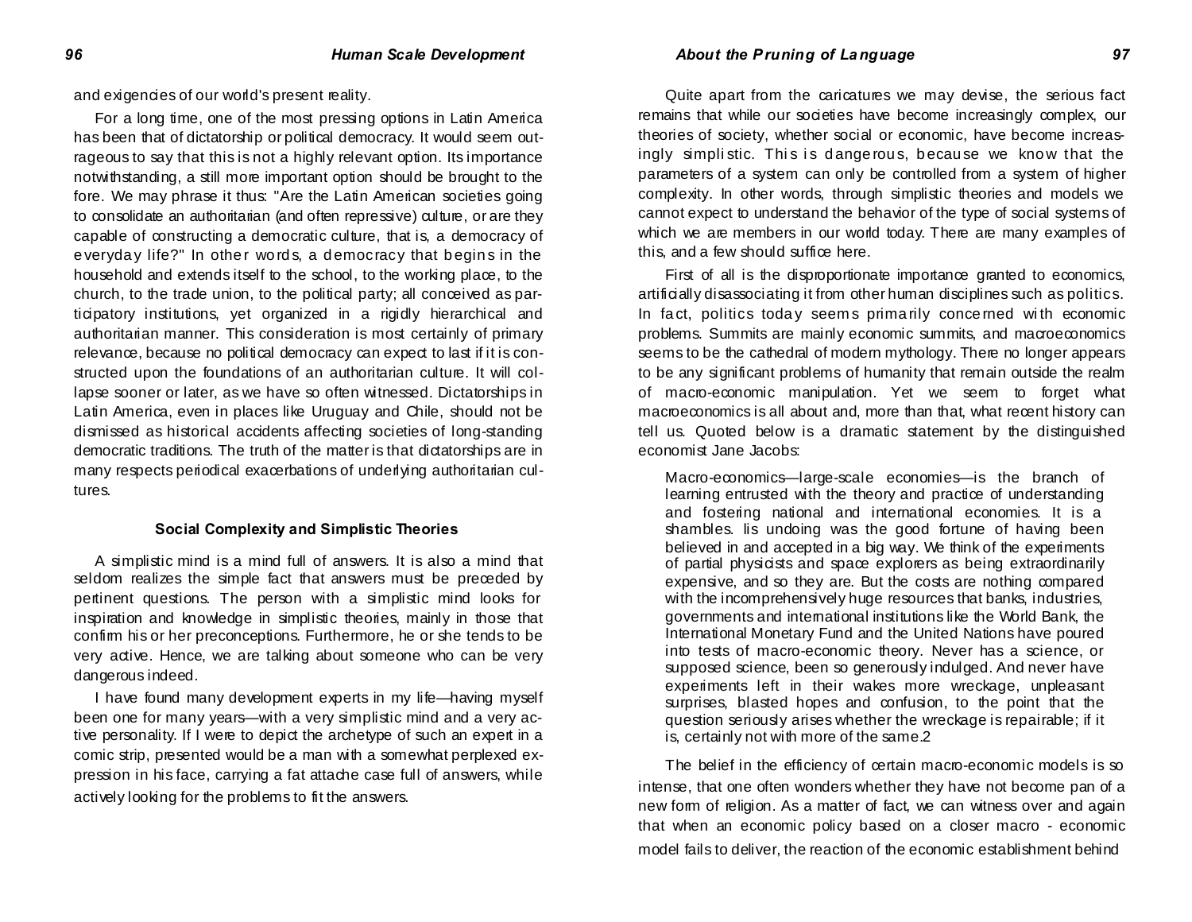and exigencies of our world's present reality.

For a long time, one of the most pressing options in Latin America has been that of dictatorship or political democracy. It would seem outrageous to say that this is not a highly relevant option. Its importance notwithstanding, a still more important option should be brought to the fore. We may phrase it thus: "Are the Latin American societies going to consolidate an authoritarian (and often repressive) culture, or are they capable of constructing a democratic culture, that is, a democracy of everyday life?" In other words, a democracy that begins in the household and extends itself to the school, to the working place, to the church, to the trade union, to the political party; all conceived as participatory institutions, yet organized in a rigidly hierarchical and authoritarian manner. This consideration is most certainly of primary relevance, because no political democracy can expect to last if it is constructed upon the foundations of an authoritarian culture. It will collapse sooner or later, as we have so often witnessed. Dictatorships in Latin America, even in places like Uruguay and Chile, should not be dismissed as historical accidents affecting societies of long-standing democratic traditions. The truth of the matter is that dictatorships are in many respects periodical exacerbations of underlying authoritarian cultures.

### Social Complexity and Simplistic Theories

A simplistic mind is a mind full of answers. It is also a mind that seldom realizes the simple fact that answers must be preceded by pertinent questions. The person with a simplistic mind looks for inspiration and knowledge in simplistic theories, mainly in those that confirm his or her preconceptions. Furthermore, he or she tends to be very active. Hence, we are talking about someone who can be very dangerous indeed.

I have found many development experts in my life—having myself been one for many years—with a very simplistic mind and a very active personality. If I were to depict the archetype of such an expert in a comic strip, presented would be a man with a somewhat perplexed expression in his face, carrying a fat attache case full of answers, while actively looking for the problems to fit the answers.

Quite apart from the caricatures we may devise, the serious fact remains that while our societies have become increasingly complex, our theories of society, whether social or economic, have become increasingly simplistic. This is dangerous, because we know that the parameters of a system can only be controlled from a system of higher complexity. In other words, through simplistic theories and models we cannot expect to understand the behavior of the type of social systems of which we are members in our world today. There are many examples of this, and a few should suffice here.

First of all is the disproportionate importance granted to economics, artificially disassociating it from other human disciplines such as politics. In fact, politics today seems primarily concerned with economic problems. Summits are mainly economic summits, and macroeconomics seems to be the cathedral of modern mythology. There no longer appears to be any significant problems of humanity that remain outside the realm of macro-economic manipulation. Yet we seem to forget what macroeconomics is all about and, more than that, what recent history can tell us. Quoted below is a dramatic statement by the distinguished economist Jane Jacobs:

> Macro-economics—large-scale economies—is the branch of learning entrusted with the theory and practice of understanding and fostering national and international economies. It is a shambles. lis undoing was the good fortune of having been believed in and accepted in a big way. We think of the experiments of partial physicists and space explorers as being extraordinarily expensive, and so they are. But the costs are nothing compared with the incomprehensively huge resources that banks, industries, governments and international institutions like the World Bank, the International Monetary Fund and the United Nations have poured into tests of macro-economic theory. Never has a science, or supposed science, been so generously indulged. And never have experiments left in their wakes more wreckage, unpleasant surprises, blasted hopes and confusion, to the point that the question seriously arises whether the wreckage is repairable; if it is, certainly not with more of the same.2

The belief in the efficiency of certain macro-economic models is so intense, that one often wonders whether they have not become pan of a new form of religion. As a matter of fact, we can witness over and again that when an economic policy based on a closer macro - economic model fails to deliver, the reaction of the economic establishment behind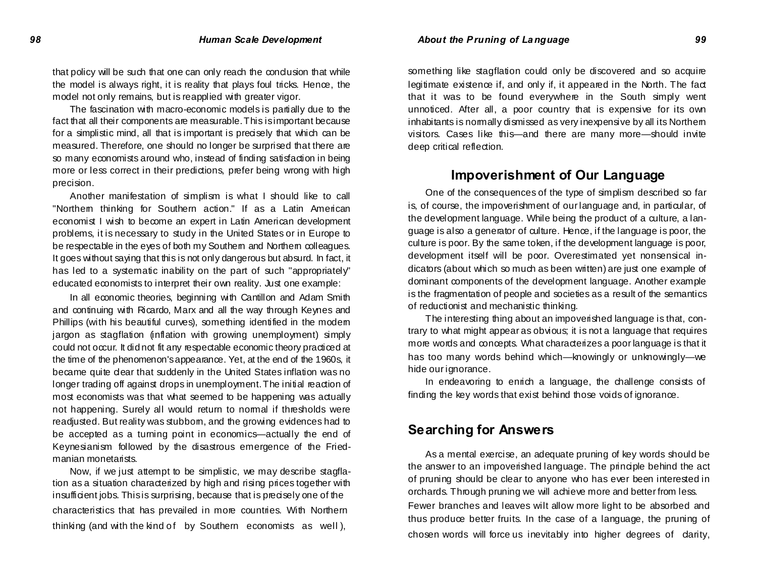that policy will be such that one can only reach the conclusion that while the model is always right, it is reality that plays foul tricks. Hence, the model not only remains, but is reapplied with greater vigor.

The fascination with macro-economic models is partially due to the fact that all their components are measurable. This is important because for a simplistic mind, all that is important is precisely that which can be measured. Therefore, one should no longer be surprised that there are so many economists around who, instead of finding satisfaction in being more or less correct in their predictions, prefer being wrong with high precision.

Another manifestation of simplism is what I should like to call "Northern thinking for Southern action." If as a Latin American economist I wish to become an expert in Latin American development problems, it is necessary to study in the United States or in Europe to be respectable in the eyes of both my Southern and Northern colleagues. It goes without saying that this is not only dangerous but absurd. In fact, it has led to a systematic inability on the part of such "appropriately" educated economists to interpret their own reality. Just one example:

In all economic theories, beginning with Cantillon and Adam Smith and continuing with Ricardo, Marx and all the way through Keynes and Phillips (with his beautiful curves), something identified in the modern jargon as stagflation (inflation with growing unemployment) simply could not occur. It did not fit any respectable economic theory practiced at the time of the phenomenon's appearance. Yet, at the end of the 1960s, it became quite clear that suddenly in the United States inflation was no longer trading off against drops in unemployment. The initial reaction of most economists was that what seemed to be happening was actually not happening. Surely all would return to normal if thresholds were readjusted. But reality was stubborn, and the growing evidences had to be accepted as a turning point in economics—actually the end of Keynesianism followed by the disastrous emergence of the Friedmanian monetarists.

Now, if we just attempt to be simplistic, we may describe stagflation as a situation characterized by high and rising prices together with insufficient jobs. This is surprising, because that is precisely one of the characteristics that has prevailed in more countries. With Northern thinking (and with the kind of by Southern economists as well), something like stagflation could only be discovered and so acquire legitimate existence if, and only if, it appeared in the North. The fact that it was to be found everywhere in the South simply went unnoticed. After all, a poor country that is expensive for its own inhabitants is normally dismissed as very inexpensive by all its Northern visitors. Cases like this—and there are many more—should invite deep critical reflection.

## Impoverishment of Our Language

One of the consequences of the type of simplism described so far is, of course, the impoverishment of our language and, in particular, of the development language. While being the product of a culture, a language is also a generator of culture. Hence, if the language is poor, the culture is poor. By the same token, if the development language is poor, development itself will be poor. Overestimated yet nonsensical indicators (about which so much as been written) are just one example of dominant components of the development language. Another example is the fragmentation of people and societies as a result of the semantics of reductionist and mechanistic thinking.

The interesting thing about an impoverished language is that, contrary to what might appear as obvious; it is not a language that requires more words and concepts. What characterizes a poor language is that it has too many words behind which—knowingly or unknowingly—we hide our ignorance.

In endeavoring to enrich a language, the challenge consists of finding the key words that exist behind those voids of ignorance.

## Searching for Answers

As a mental exercise, an adequate pruning of key words should be the answer to an impoverished language. The principle behind the act of pruning should be clear to anyone who has ever been interested in orchards. Through pruning we will achieve more and better from less. Fewer branches and leaves wilt allow more light to be absorbed and thus produce better fruits. In the case of a language, the pruning of chosen words will force us inevitably into higher degrees of clarity,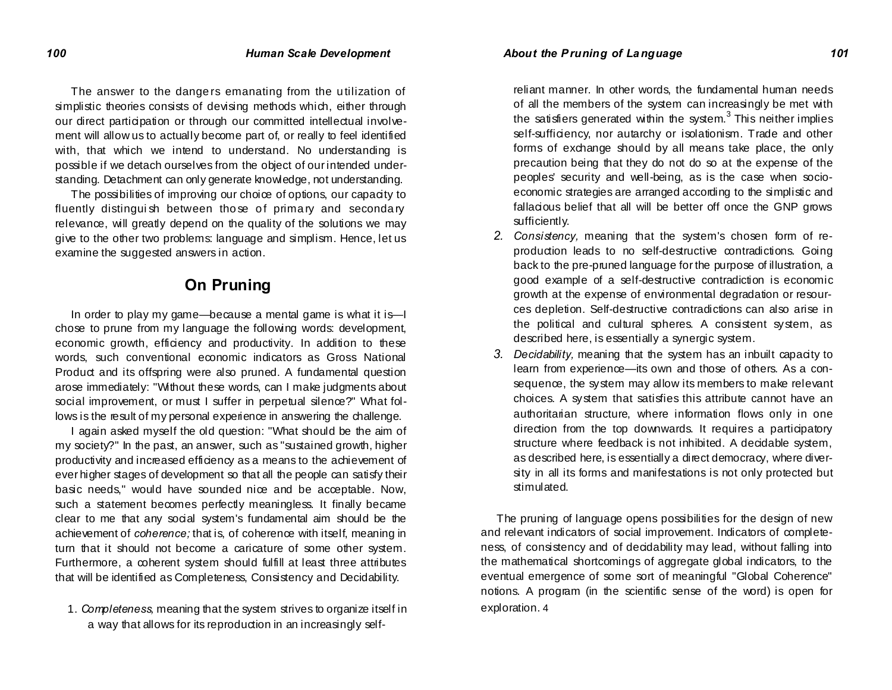The answer to the dangers emanating from the utilization of simplistic theories consists of devising methods which, either through our direct participation or through our committed intellectual involvement will allow us to actually become part of, or really to feel identified with, that which we intend to understand. No understanding is possible if we detach ourselves from the object of our intended understanding. Detachment can only generate knowledge, not understanding.

The possibilities of improving our choice of options, our capacity to fluently distinguish between those of primary and secondary relevance, will greatly depend on the quality of the solutions we may give to the other two problems: language and simplism. Hence, let us examine the suggested answers in action.

## On Pruning

In order to play my game—because a mental game is what it is—I chose to prune from my language the following words: development, economic growth, efficiency and productivity. In addition to these words, such conventional economic indicators as Gross National Product and its offspring were also pruned. A fundamental question arose immediately: "Without these words, can I make judgments about social improvement, or must I suffer in perpetual silence?" What follows is the result of my personal experience in answering the challenge.

I again asked myself the old question: "What should be the aim of my society?" In the past, an answer, such as "sustained growth, higher productivity and increased efficiency as a means to the achievement of ever higher stages of development so that all the people can satisfy their basic needs," would have sounded nice and be acceptable. Now, such a statement becomes perfectly meaningless. It finally became clear to me that any social system's fundamental aim should be the achievement of *coherence;* that is, of coherence with itself, meaning in turn that it should not become a caricature of some other system. Furthermore, a coherent system should fulfill at least three attributes that will be identified as Completeness, Consistency and Decidability.

1. *Completeness,* meaning that the system strives to organize itself in a way that allows for its reproduction in an increasingly self-reliant manner. In other words, the fundamental human needs of all the members of the system can increasingly be met with the satisfiers generated within the system.[3] This neither implies self-sufficiency, nor autarchy or isolationism. Trade and other forms of exchange should by all means take place, the only precaution being that they do not do so at the expense of the peoples' security and well-being, as is the case when socio-economic strategies are arranged according to the simplistic and fallacious belief that all will be better off once the GNP grows sufficiently.
2. *Consistency,* meaning that the system's chosen form of reproduction leads to no self-destructive contradictions. Going back to the pre-pruned language for the purpose of illustration, a good example of a self-destructive contradiction is economic growth at the expense of environmental degradation or resources depletion. Self-destructive contradictions can also arise in the political and cultural spheres. A consistent system, as described here, is essentially a synergic system.
3. *Decidability,* meaning that the system has an inbuilt capacity to learn from experience—its own and those of others. As a consequence, the system may allow its members to make relevant choices. A system that satisfies this attribute cannot have an authoritarian structure, where information flows only in one direction from the top downwards. It requires a participatory structure where feedback is not inhibited. A decidable system, as described here, is essentially a direct democracy, where diversity in all its forms and manifestations is not only protected but stimulated.

The pruning of language opens possibilities for the design of new and relevant indicators of social improvement. Indicators of completeness, of consistency and of decidability may lead, without falling into the mathematical shortcomings of aggregate global indicators, to the eventual emergence of some sort of meaningful "Global Coherence" notions. A program (in the scientific sense of the word) is open for exploration.[4]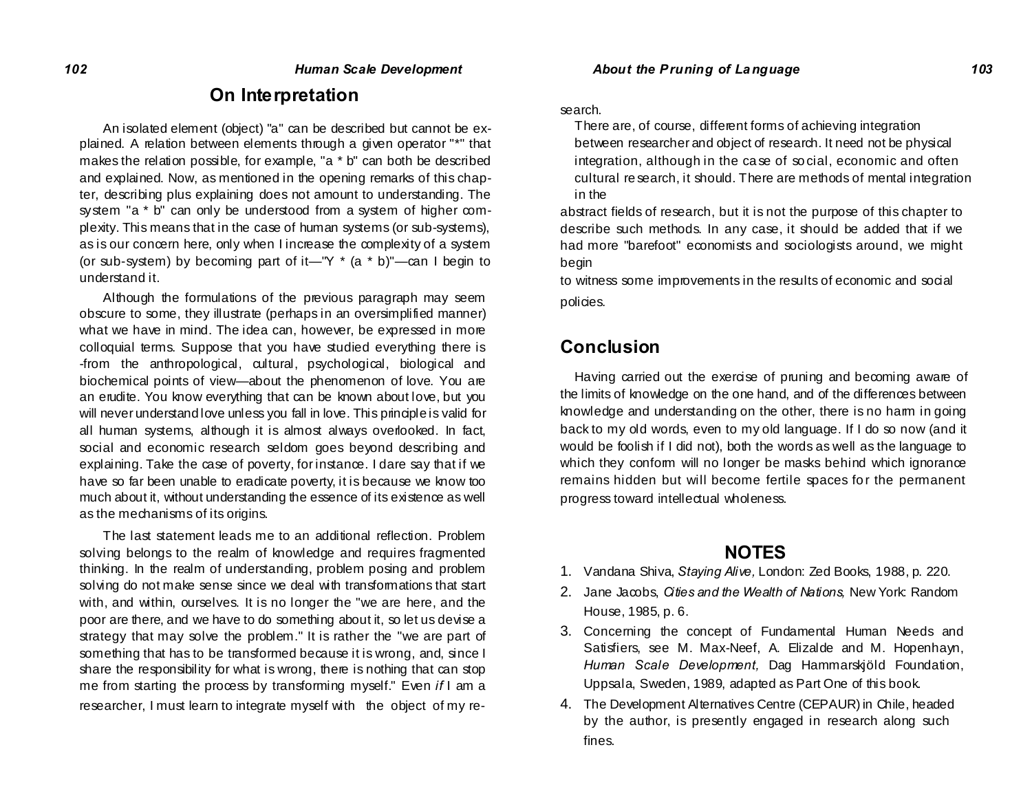## On Interpretation

An isolated element (object) "a" can be described but cannot be explained. A relation between elements through a given operator "*" that makes the relation possible, for example, "a * b" can both be described and explained. Now, as mentioned in the opening remarks of this chapter, describing plus explaining does not amount to understanding. The system "a * b" can only be understood from a system of higher complexity. This means that in the case of human systems (or sub-systems), as is our concern here, only when I increase the complexity of a system (or sub-system) by becoming part of it—"Y * (a * b)"—can I begin to understand it.

Although the formulations of the previous paragraph may seem obscure to some, they illustrate (perhaps in an oversimplified manner) what we have in mind. The idea can, however, be expressed in more colloquial terms. Suppose that you have studied everything there is -from the anthropological, cultural, psychological, biological and biochemical points of view—about the phenomenon of love. You are an erudite. You know everything that can be known about love, but you will never understand love unless you fall in love. This principle is valid for all human systems, although it is almost always overlooked. In fact, social and economic research seldom goes beyond describing and explaining. Take the case of poverty, for instance. I dare say that if we have so far been unable to eradicate poverty, it is because we know too much about it, without understanding the essence of its existence as well as the mechanisms of its origins.

The last statement leads me to an additional reflection. Problem solving belongs to the realm of knowledge and requires fragmented thinking. In the realm of understanding, problem posing and problem solving do not make sense since we deal with transformations that start with, and within, ourselves. It is no longer the "we are here, and the poor are there, and we have to do something about it, so let us devise a strategy that may solve the problem." It is rather the "we are part of something that has to be transformed because it is wrong, and, since I share the responsibility for what is wrong, there is nothing that can stop me from starting the process by transforming myself." Even *if* I am a researcher, I must learn to integrate myself with the object of my research.

There are, of course, different forms of achieving integration between researcher and object of research. It need not be physical integration, although in the case of social, economic and often cultural research, it should. There are methods of mental integration in the abstract fields of research, but it is not the purpose of this chapter to describe such methods. In any case, it should be added that if we had more "barefoot" economists and sociologists around, we might begin to witness some improvements in the results of economic and social policies.

## Conclusion

Having carried out the exercise of pruning and becoming aware of the limits of knowledge on the one hand, and of the differences between knowledge and understanding on the other, there is no harm in going back to my old words, even to my old language. If I do so now (and it would be foolish if I did not), both the words as well as the language to which they conform will no longer be masks behind which ignorance remains hidden but will become fertile spaces for the permanent progress toward intellectual wholeness.

## NOTES

1. Vandana Shiva, *Staying Alive,* London: Zed Books, 1988, p. 220.
2. Jane Jacobs, *Cities and the Wealth of Nations,* New York: Random House, 1985, p. 6.
3. Concerning the concept of Fundamental Human Needs and Satisfiers, see M. Max-Neef, A. Elizalde and M. Hopenhayn, *Human Scale Development,* Dag Hammarskjöld Foundation, Uppsala, Sweden, 1989, adapted as Part One of this book.
4. The Development Alternatives Centre (CEPAUR) in Chile, headed by the author, is presently engaged in research along such fines.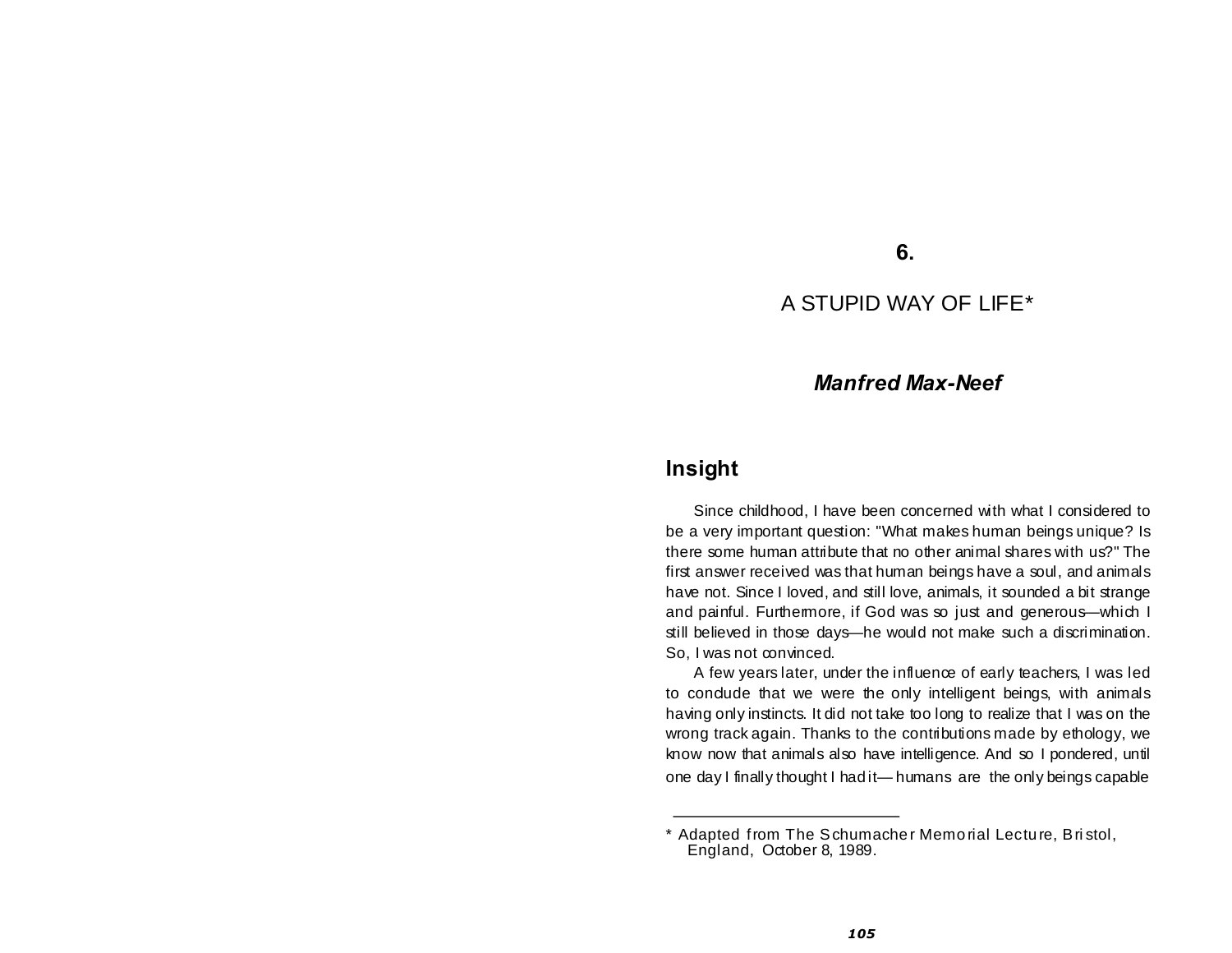# 6.

# A STUPID WAY OF LIFE*

### *Manfred Max-Neef*

## Insight

Since childhood, I have been concerned with what I considered to be a very important question: "What makes human beings unique? Is there some human attribute that no other animal shares with us?" The first answer received was that human beings have a soul, and animals have not. Since I loved, and still love, animals, it sounded a bit strange and painful. Furthermore, if God was so just and generous—which I still believed in those days—he would not make such a discrimination. So, I was not convinced.

A few years later, under the influence of early teachers, I was led to conclude that we were the only intelligent beings, with animals having only instincts. It did not take too long to realize that I was on the wrong track again. Thanks to the contributions made by ethology, we know now that animals also have intelligence. And so I pondered, until one day I finally thought I had it— humans are the only beings capable

---

* Adapted from The Schumacher Memorial Lecture, Bristol, England, October 8, 1989.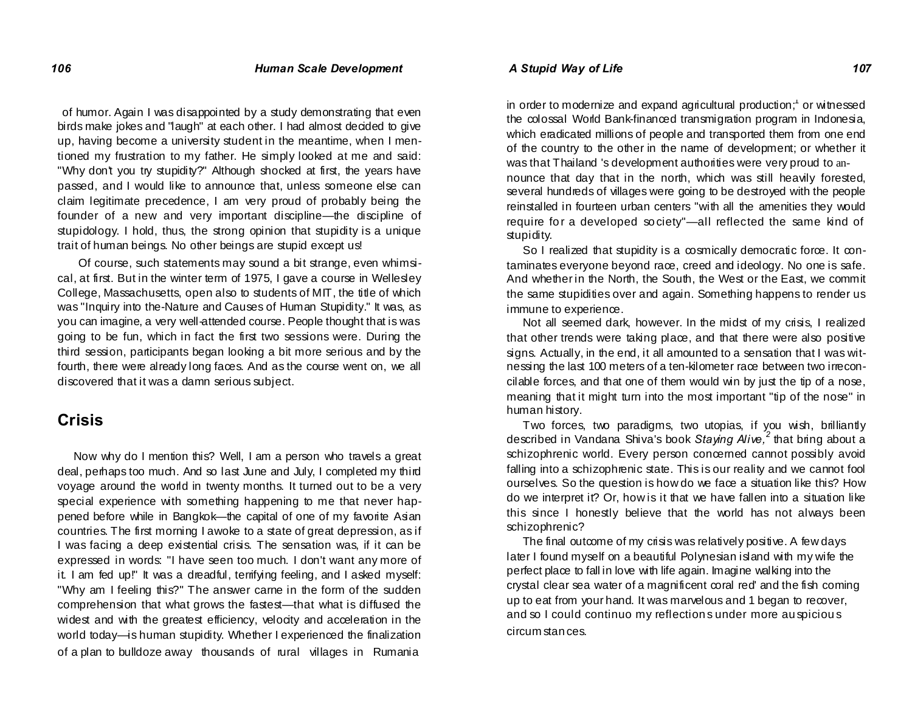of humor. Again I was disappointed by a study demonstrating that even birds make jokes and "laugh" at each other. I had almost decided to give up, having become a university student in the meantime, when I mentioned my frustration to my father. He simply looked at me and said: "Why don't you try stupidity?" Although shocked at first, the years have passed, and I would like to announce that, unless someone else can claim legitimate precedence, I am very proud of probably being the founder of a new and very important discipline—the discipline of stupidology. I hold, thus, the strong opinion that stupidity is a unique trait of human beings. No other beings are stupid except us!

Of course, such statements may sound a bit strange, even whimsical, at first. But in the winter term of 1975, I gave a course in Wellesley College, Massachusetts, open also to students of MIT, the title of which was "Inquiry into the-Nature and Causes of Human Stupidity." It was, as you can imagine, a very well-attended course. People thought that is was going to be fun, which in fact the first two sessions were. During the third session, participants began looking a bit more serious and by the fourth, there were already long faces. And as the course went on, we all discovered that it was a damn serious subject.

## Crisis

Now why do I mention this? Well, I am a person who travels a great deal, perhaps too much. And so last June and July, I completed my third voyage around the world in twenty months. It turned out to be a very special experience with something happening to me that never happened before while in Bangkok—the capital of one of my favorite Asian countries. The first morning I awoke to a state of great depression, as if I was facing a deep existential crisis. The sensation was, if it can be expressed in words: "I have seen too much. I don't want any more of it. I am fed up!" It was a dreadful, terrifying feeling, and I asked myself: "Why am I feeling this?" The answer carne in the form of the sudden comprehension that what grows the fastest—that what is diffused the widest and with the greatest efficiency, velocity and acceleration in the world today—is human stupidity. Whether I experienced the finalization of a plan to bulldoze away thousands of rural villages in Rumania in order to modernize and expand agricultural production;[1] or witnessed the colossal World Bank-financed transmigration program in Indonesia, which eradicated millions of people and transported them from one end of the country to the other in the name of development; or whether it was that Thailand 's development authorities were very proud to announce that day that in the north, which was still heavily forested, several hundreds of villages were going to be destroyed with the people reinstalled in fourteen urban centers "with all the amenities they would require for a developed society"—all reflected the same kind of stupidity.

So I realized that stupidity is a cosmically democratic force. It contaminates everyone beyond race, creed and ideology. No one is safe. And whether in the North, the South, the West or the East, we commit the same stupidities over and again. Something happens to render us immune to experience.

Not all seemed dark, however. In the midst of my crisis, I realized that other trends were taking place, and that there were also positive signs. Actually, in the end, it all amounted to a sensation that I was witnessing the last 100 meters of a ten-kilometer race between two irreconcilable forces, and that one of them would win by just the tip of a nose, meaning that it might turn into the most important "tip of the nose" in human history.

Two forces, two paradigms, two utopias, if you wish, brilliantly described in Vandana Shiva's book *Staying Alive,*[2] that bring about a schizophrenic world. Every person concerned cannot possibly avoid falling into a schizophrenic state. This is our reality and we cannot fool ourselves. So the question is how do we face a situation like this? How do we interpret it? Or, how is it that we have fallen into a situation like this since I honestly believe that the world has not always been schizophrenic?

The final outcome of my crisis was relatively positive. A few days later I found myself on a beautiful Polynesian island with my wife the perfect place to fall in love with life again. Imagine walking into the crystal clear sea water of a magnificent coral red' and the fish coming up to eat from your hand. It was marvelous and 1 began to recover, and so I could continuo my reflections under more auspicious circumstances.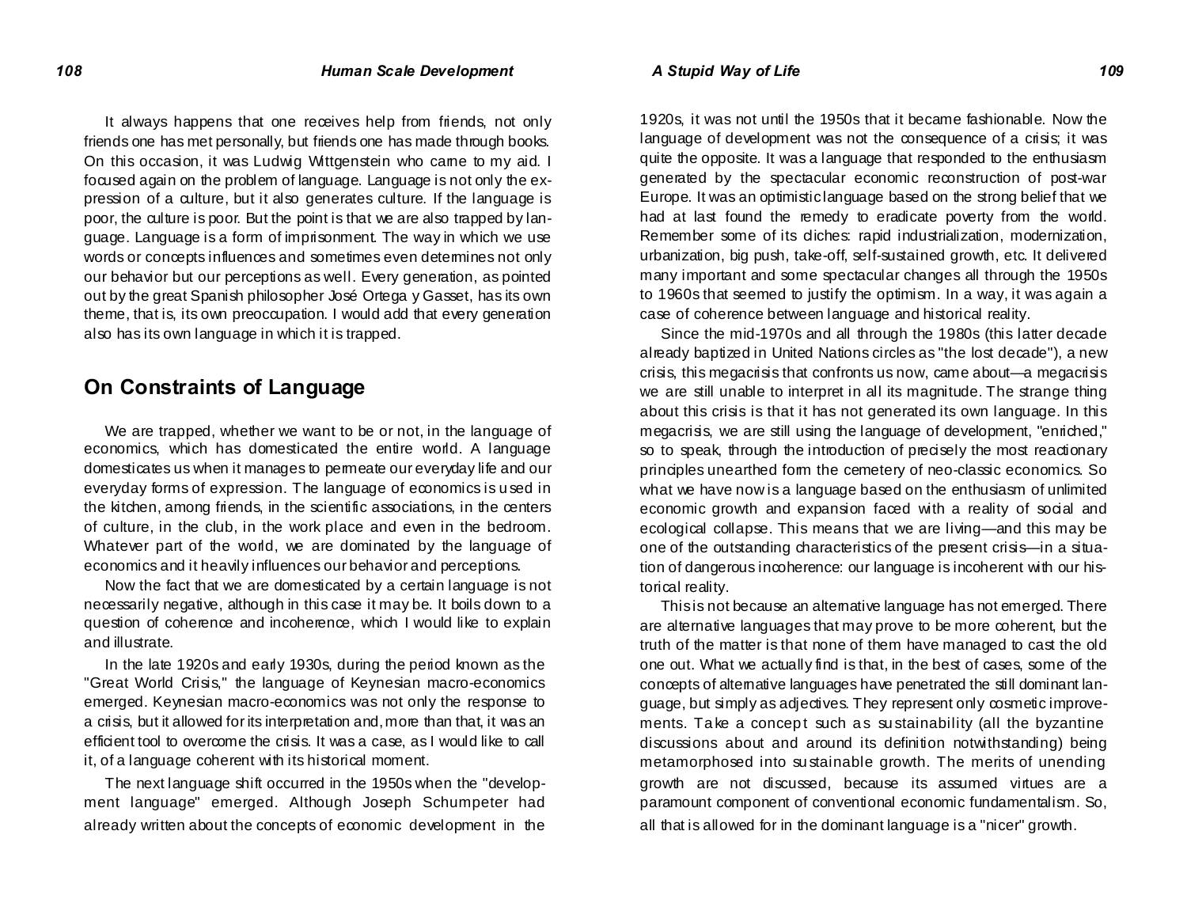It always happens that one receives help from friends, not only friends one has met personally, but friends one has made through books. On this occasion, it was Ludwig Wittgenstein who came to my aid. I focused again on the problem of language. Language is not only the expression of a culture, but it also generates culture. If the language is poor, the culture is poor. But the point is that we are also trapped by language. Language is a form of imprisonment. The way in which we use words or concepts influences and sometimes even determines not only our behavior but our perceptions as well. Every generation, as pointed out by the great Spanish philosopher José Ortega y Gasset, has its own theme, that is, its own preoccupation. I would add that every generation also has its own language in which it is trapped.

## On Constraints of Language

We are trapped, whether we want to be or not, in the language of economics, which has domesticated the entire world. A language domesticates us when it manages to permeate our everyday life and our everyday forms of expression. The language of economics is used in the kitchen, among friends, in the scientific associations, in the centers of culture, in the club, in the work place and even in the bedroom. Whatever part of the world, we are dominated by the language of economics and it heavily influences our behavior and perceptions.

Now the fact that we are domesticated by a certain language is not necessarily negative, although in this case it may be. It boils down to a question of coherence and incoherence, which I would like to explain and illustrate.

In the late 1920s and early 1930s, during the period known as the "Great World Crisis," the language of Keynesian macro-economics emerged. Keynesian macro-economics was not only the response to a crisis, but it allowed for its interpretation and, more than that, it was an efficient tool to overcome the crisis. It was a case, as I would like to call it, of a language coherent with its historical moment.

The next language shift occurred in the 1950s when the "development language" emerged. Although Joseph Schumpeter had already written about the concepts of economic development in the 1920s, it was not until the 1950s that it became fashionable. Now the language of development was not the consequence of a crisis; it was quite the opposite. It was a language that responded to the enthusiasm generated by the spectacular economic reconstruction of post-war Europe. It was an optimistic language based on the strong belief that we had at last found the remedy to eradicate poverty from the world. Remember some of its cliches: rapid industrialization, modernization, urbanization, big push, take-off, self-sustained growth, etc. It delivered many important and some spectacular changes all through the 1950s to 1960s that seemed to justify the optimism. In a way, it was again a case of coherence between language and historical reality.

Since the mid-1970s and all through the 1980s (this latter decade already baptized in United Nations circles as "the lost decade"), a new crisis, this megacrisis that confronts us now, came about—a megacrisis we are still unable to interpret in all its magnitude. The strange thing about this crisis is that it has not generated its own language. In this megacrisis, we are still using the language of development, "enriched," so to speak, through the introduction of precisely the most reactionary principles unearthed from the cemetery of neo-classic economics. So what we have now is a language based on the enthusiasm of unlimited economic growth and expansion faced with a reality of social and ecological collapse. This means that we are living—and this may be one of the outstanding characteristics of the present crisis—in a situation of dangerous incoherence: our language is incoherent with our historical reality.

This is not because an alternative language has not emerged. There are alternative languages that may prove to be more coherent, but the truth of the matter is that none of them have managed to cast the old one out. What we actually find is that, in the best of cases, some of the concepts of alternative languages have penetrated the still dominant language, but simply as adjectives. They represent only cosmetic improvements. Take a concept such as sustainability (all the byzantine discussions about and around its definition notwithstanding) being metamorphosed into sustainable growth. The merits of unending growth are not discussed, because its assumed virtues are a paramount component of conventional economic fundamentalism. So, all that is allowed for in the dominant language is a "nicer" growth.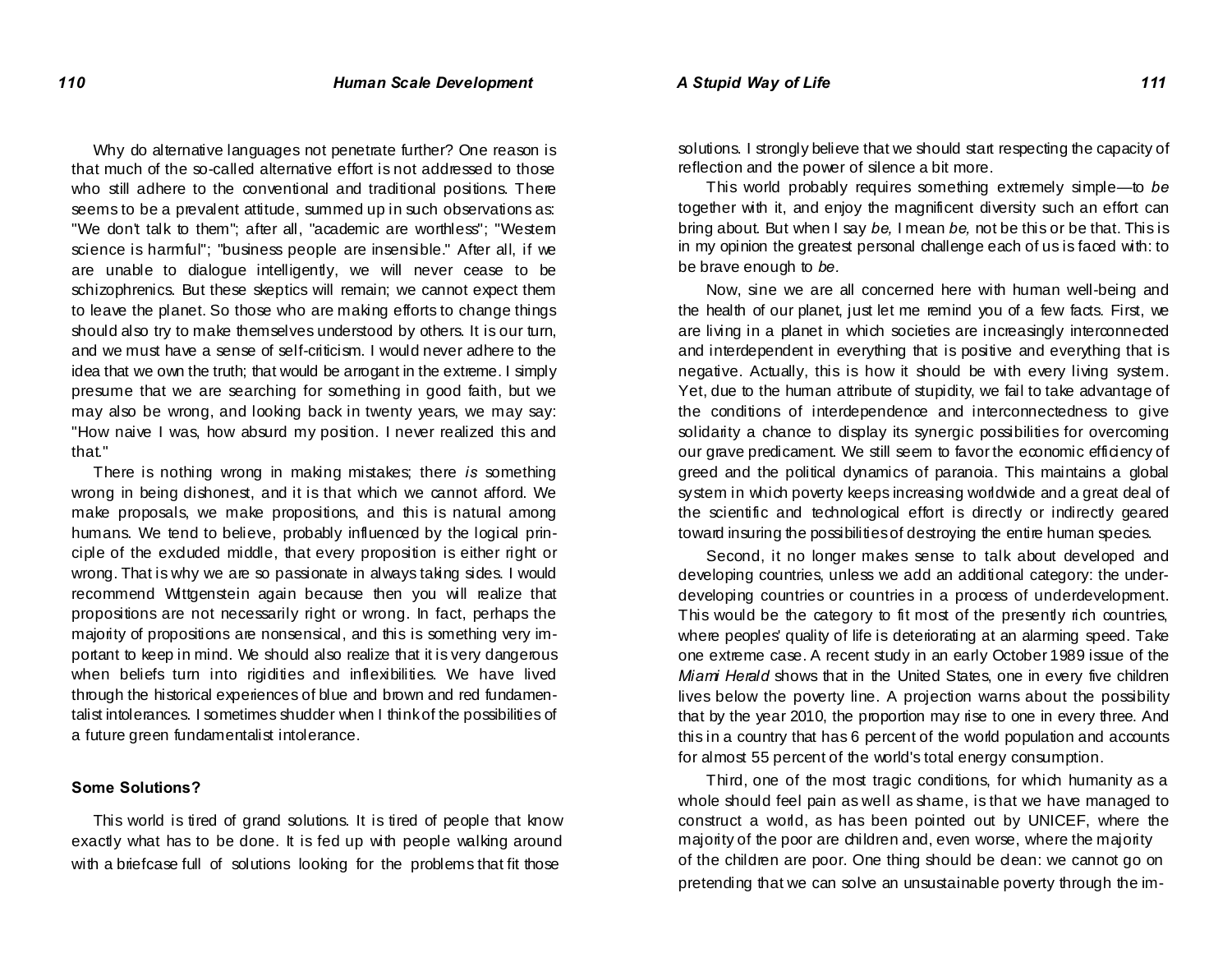Why do alternative languages not penetrate further? One reason is that much of the so-called alternative effort is not addressed to those who still adhere to the conventional and traditional positions. There seems to be a prevalent attitude, summed up in such observations as: "We don't talk to them"; after all, "academic are worthless"; "Western science is harmful"; "business people are insensible." After all, if we are unable to dialogue intelligently, we will never cease to be schizophrenics. But these skeptics will remain; we cannot expect them to leave the planet. So those who are making efforts to change things should also try to make themselves understood by others. It is our turn, and we must have a sense of self-criticism. I would never adhere to the idea that we own the truth; that would be arrogant in the extreme. I simply presume that we are searching for something in good faith, but we may also be wrong, and looking back in twenty years, we may say: "How naive I was, how absurd my position. I never realized this and that."

There is nothing wrong in making mistakes; there *is* something wrong in being dishonest, and it is that which we cannot afford. We make proposals, we make propositions, and this is natural among humans. We tend to believe, probably influenced by the logical principle of the excluded middle, that every proposition is either right or wrong. That is why we are so passionate in always taking sides. I would recommend Wittgenstein again because then you will realize that propositions are not necessarily right or wrong. In fact, perhaps the majority of propositions are nonsensical, and this is something very important to keep in mind. We should also realize that it is very dangerous when beliefs turn into rigidities and inflexibilities. We have lived through the historical experiences of blue and brown and red fundamentalist intolerances. I sometimes shudder when I think of the possibilities of a future green fundamentalist intolerance.

## Some Solutions?

This world is tired of grand solutions. It is tired of people that know exactly what has to be done. It is fed up with people walking around with a briefcase full of solutions looking for the problems that fit those solutions. I strongly believe that we should start respecting the capacity of reflection and the power of silence a bit more.

This world probably requires something extremely simple—to *be* together with it, and enjoy the magnificent diversity such an effort can bring about. But when I say *be,* I mean *be,* not be this or be that. This is in my opinion the greatest personal challenge each of us is faced with: to be brave enough to *be.*

Now, sine we are all concerned here with human well-being and the health of our planet, just let me remind you of a few facts. First, we are living in a planet in which societies are increasingly interconnected and interdependent in everything that is positive and everything that is negative. Actually, this is how it should be with every living system. Yet, due to the human attribute of stupidity, we fail to take advantage of the conditions of interdependence and interconnectedness to give solidarity a chance to display its synergic possibilities for overcoming our grave predicament. We still seem to favor the economic efficiency of greed and the political dynamics of paranoia. This maintains a global system in which poverty keeps increasing worldwide and a great deal of the scientific and technological effort is directly or indirectly geared toward insuring the possibilities of destroying the entire human species.

Second, it no longer makes sense to talk about developed and developing countries, unless we add an additional category: the underdeveloping countries or countries in a process of underdevelopment. This would be the category to fit most of the presently rich countries, where peoples' quality of life is deteriorating at an alarming speed. Take one extreme case. A recent study in an early October 1989 issue of the *Miami Herald* shows that in the United States, one in every five children lives below the poverty line. A projection warns about the possibility that by the year 2010, the proportion may rise to one in every three. And this in a country that has 6 percent of the world population and accounts for almost 55 percent of the world's total energy consumption.

Third, one of the most tragic conditions, for which humanity as a whole should feel pain as well as shame, is that we have managed to construct a world, as has been pointed out by UNICEF, where the majority of the poor are children and, even worse, where the majority of the children are poor. One thing should be clean: we cannot go on pretending that we can solve an unsustainable poverty through the im-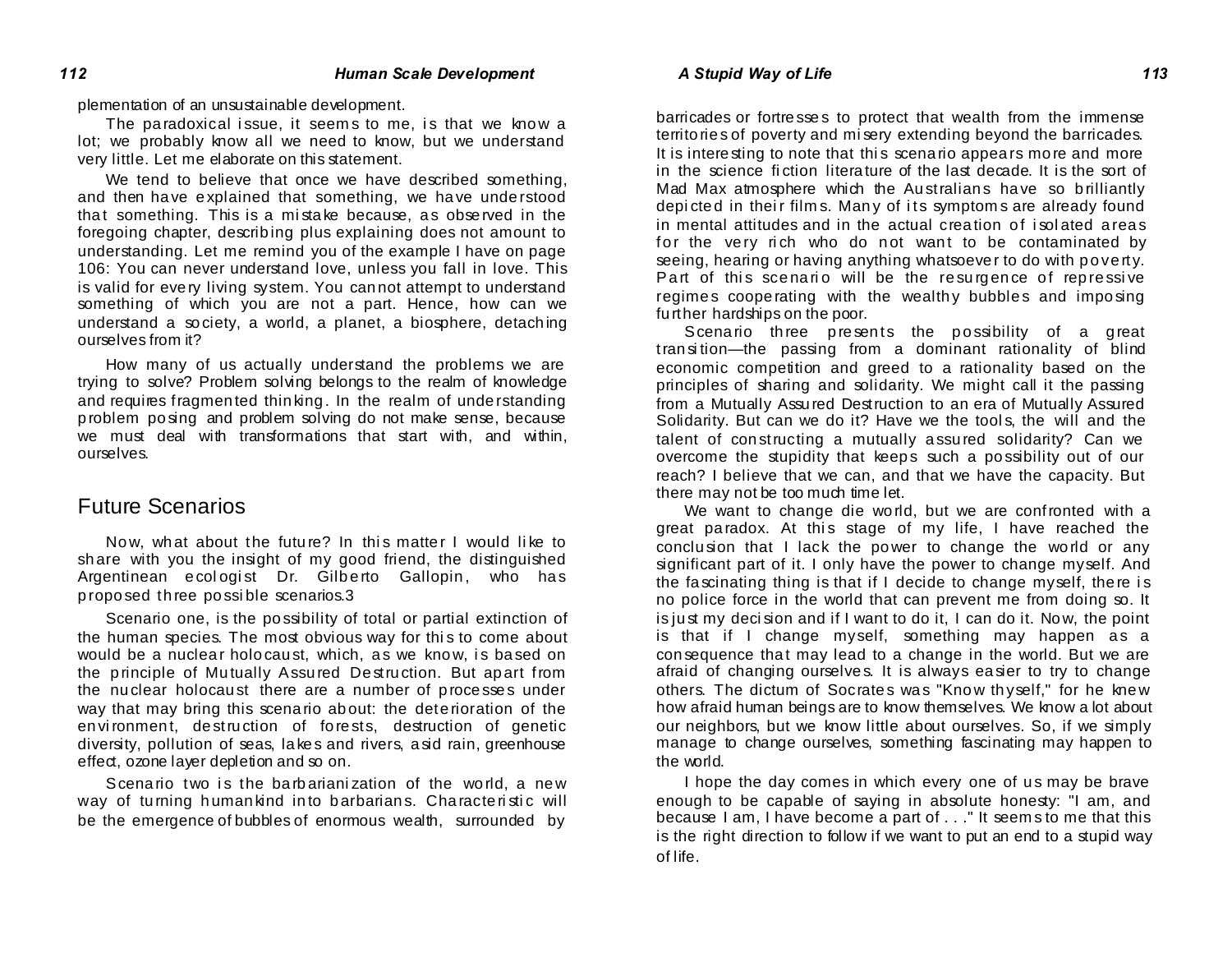plementation of an unsustainable development.

The paradoxical issue, it seems to me, is that we know a lot; we probably know all we need to know, but we understand very little. Let me elaborate on this statement.

We tend to believe that once we have described something, and then have explained that something, we have understood that something. This is a mistake because, as observed in the foregoing chapter, describing plus explaining does not amount to understanding. Let me remind you of the example I have on page 106: You can never understand love, unless you fall in love. This is valid for every living system. You cannot attempt to understand something of which you are not a part. Hence, how can we understand a society, a world, a planet, a biosphere, detaching ourselves from it?

How many of us actually understand the problems we are trying to solve? Problem solving belongs to the realm of knowledge and requires fragmented thinking. In the realm of understanding problem posing and problem solving do not make sense, because we must deal with transformations that start with, and within, ourselves.

## Future Scenarios

Now, what about the future? In this matter I would like to share with you the insight of my good friend, the distinguished Argentinean ecologist Dr. Gilberto Gallopin, who has proposed three possible scenarios.3

Scenario one, is the possibility of total or partial extinction of the human species. The most obvious way for this to come about would be a nuclear holocaust, which, as we know, is based on the principle of Mutually Assured Destruction. But apart from the nuclear holocaust there are a number of processes under way that may bring this scenario about: the deterioration of the environment, destruction of forests, destruction of genetic diversity, pollution of seas, lakes and rivers, asid rain, greenhouse effect, ozone layer depletion and so on.

Scenario two is the barbarianization of the world, a new way of turning humankind into barbarians. Characteristic will be the emergence of bubbles of enormous wealth, surrounded by barricades or fortresses to protect that wealth from the immense territories of poverty and misery extending beyond the barricades. It is interesting to note that this scenario appears more and more in the science fiction literature of the last decade. It is the sort of Mad Max atmosphere which the Australians have so brilliantly depicted in their films. Many of its symptoms are already found in mental attitudes and in the actual creation of isolated areas for the very rich who do not want to be contaminated by seeing, hearing or having anything whatsoever to do with poverty. Part of this scenario will be the resurgence of repressive regimes cooperating with the wealthy bubbles and imposing further hardships on the poor.

Scenario three presents the possibility of a great transition—the passing from a dominant rationality of blind economic competition and greed to a rationality based on the principles of sharing and solidarity. We might call it the passing from a Mutually Assured Destruction to an era of Mutually Assured Solidarity. But can we do it? Have we the tools, the will and the talent of constructing a mutually assured solidarity? Can we overcome the stupidity that keeps such a possibility out of our reach? I believe that we can, and that we have the capacity. But there may not be too much time let.

We want to change die world, but we are confronted with a great paradox. At this stage of my life, I have reached the conclusion that I lack the power to change the world or any significant part of it. I only have the power to change myself. And the fascinating thing is that if I decide to change myself, there is no police force in the world that can prevent me from doing so. It is just my decision and if I want to do it, I can do it. Now, the point is that if I change myself, something may happen as a consequence that may lead to a change in the world. But we are afraid of changing ourselves. It is always easier to try to change others. The dictum of Socrates was "Know thyself," for he knew how afraid human beings are to know themselves. We know a lot about our neighbors, but we know little about ourselves. So, if we simply manage to change ourselves, something fascinating may happen to the world.

I hope the day comes in which every one of us may be brave enough to be capable of saying in absolute honesty: "I am, and because I am, I have become a part of . . ." It seems to me that this is the right direction to follow if we want to put an end to a stupid way of life.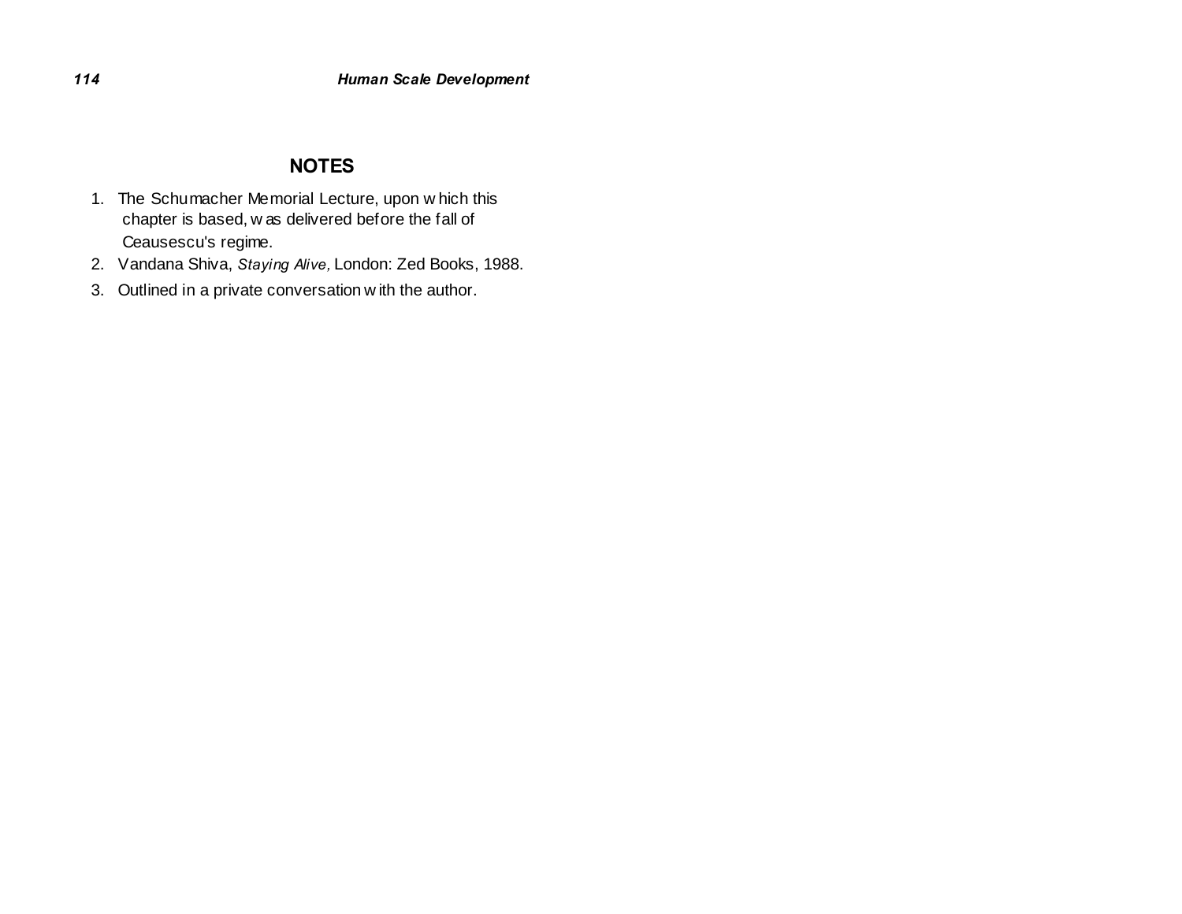## NOTES

1. The Schumacher Memorial Lecture, upon which this chapter is based, was delivered before the fall of Ceausescu's regime.
2. Vandana Shiva, *Staying Alive,* London: Zed Books, 1988.
3. Outlined in a private conversation with the author.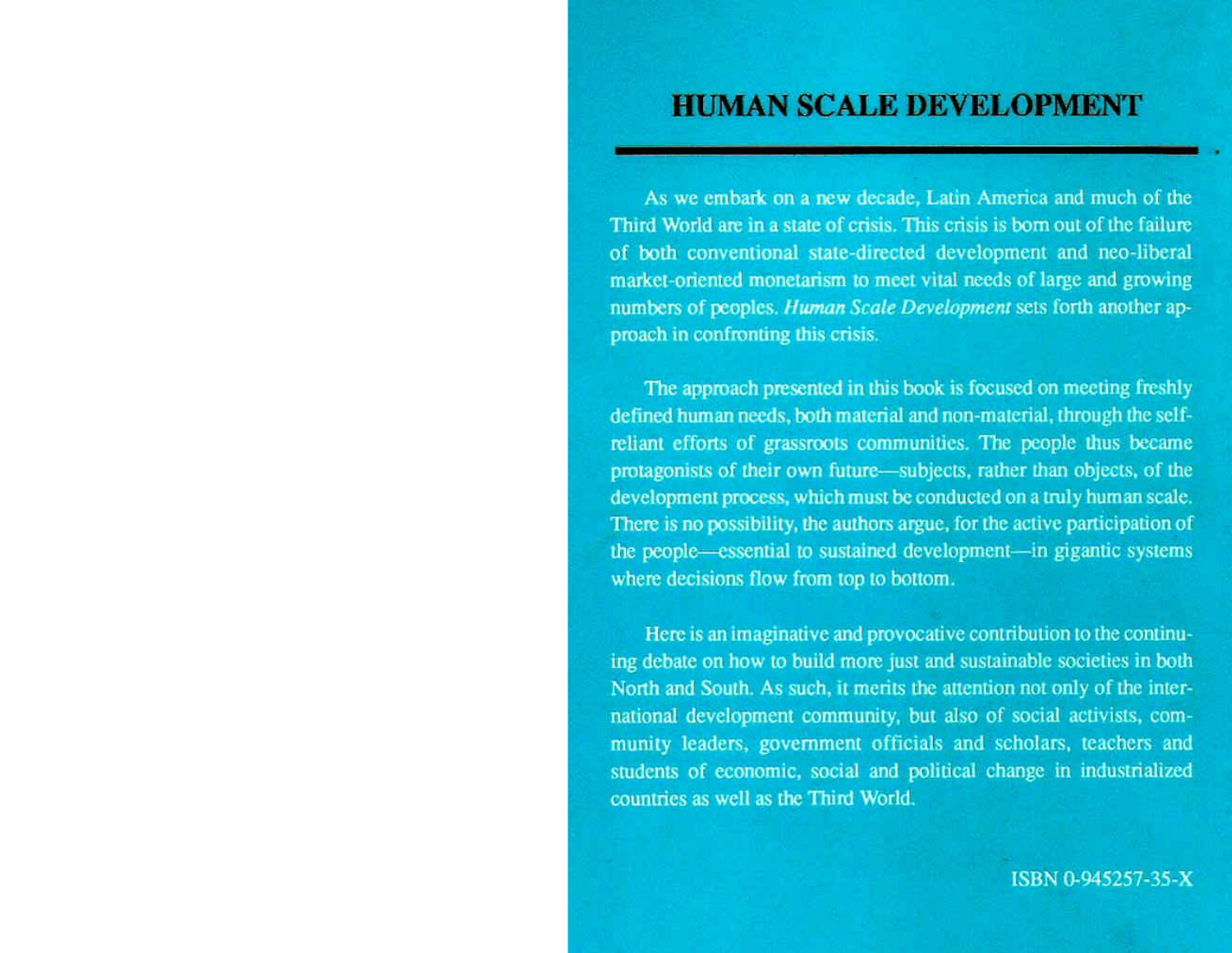# HUMAN SCALE DEVELOPMENT

As we embark on a new decade, Latin America and much of the Third World are in a state of crisis. This crisis is born out of the failure of both conventional state-directed development and neo-liberal market-oriented monetarism to meet vital needs of large and growing numbers of peoples. *Human Scale Development* sets forth another approach in confronting this crisis.

The approach presented in this book is focused on meeting freshly defined human needs, both material and non-material, through the self-reliant efforts of grassroots communities. The people thus became protagonists of their own future—subjects, rather than objects, of the development process, which must be conducted on a truly human scale. There is no possibility, the authors argue, for the active participation of the people—essential to sustained development—in gigantic systems where decisions flow from top to bottom.

Here is an imaginative and provocative contribution to the continuing debate on how to build more just and sustainable societies in both North and South. As such, it merits the attention not only of the international development community, but also of social activists, community leaders, government officials and scholars, teachers and students of economic, social and political change in industrialized countries as well as the Third World.

ISBN 0-945257-35-X